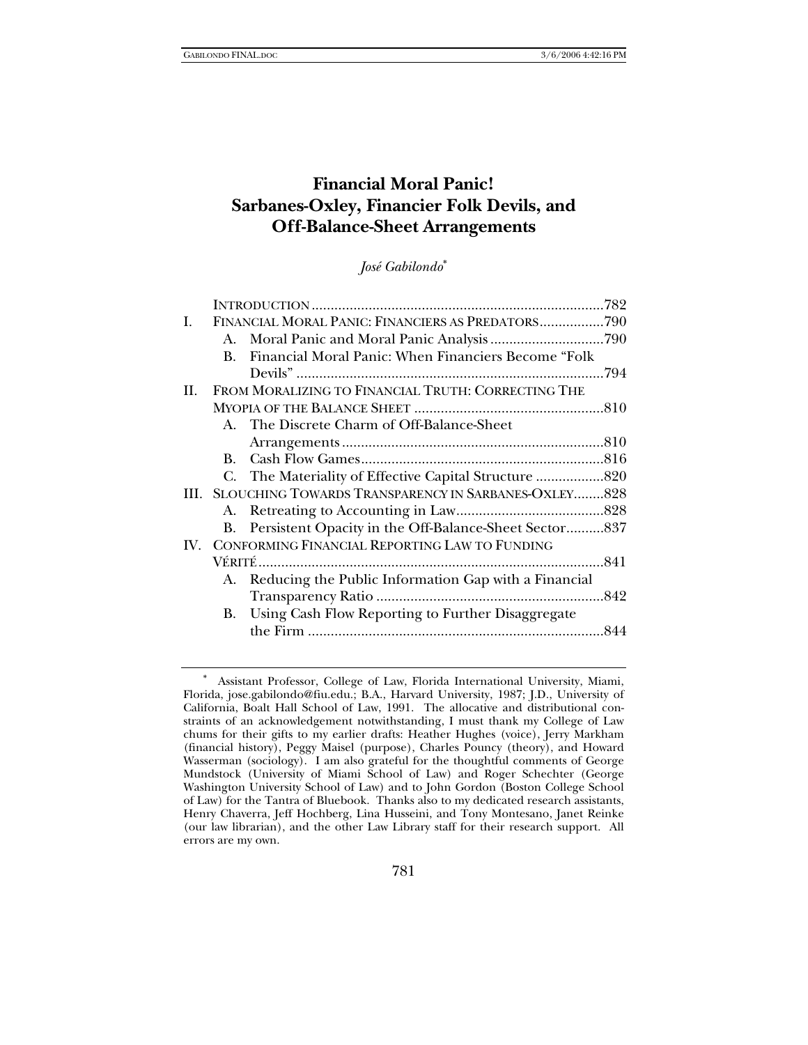# Financial Moral Panic! Sarbanes-Oxley, Financier Folk Devils, and Off-Balance-Sheet Arrangements

*José Gabilondo*[*]

| | | | |
|---|---|---|---|
| | INTRODUCTION | | 782 |
| I. | FINANCIAL MORAL PANIC: FINANCIERS AS PREDATORS | | 790 |
| | A. | Moral Panic and Moral Panic Analysis | 790 |
| | B. | Financial Moral Panic: When Financiers Become "Folk Devils" | 794 |
| II. | FROM MORALIZING TO FINANCIAL TRUTH: CORRECTING THE MYOPIA OF THE BALANCE SHEET | | 810 |
| | A. | The Discrete Charm of Off-Balance-Sheet Arrangements | 810 |
| | B. | Cash Flow Games | 816 |
| | C. | The Materiality of Effective Capital Structure | 820 |
| III. | SLOUCHING TOWARDS TRANSPARENCY IN SARBANES-OXLEY | | 828 |
| | A. | Retreating to Accounting in Law | 828 |
| | B. | Persistent Opacity in the Off-Balance-Sheet Sector | 837 |
| IV. | CONFORMING FINANCIAL REPORTING LAW TO FUNDING VÉRITÉ | | 841 |
| | A. | Reducing the Public Information Gap with a Financial Transparency Ratio | 842 |
| | B. | Using Cash Flow Reporting to Further Disaggregate the Firm | 844 |

[*] Assistant Professor, College of Law, Florida International University, Miami, Florida, jose.gabilondo@fiu.edu.; B.A., Harvard University, 1987; J.D., University of California, Boalt Hall School of Law, 1991. The allocative and distributional constraints of an acknowledgement notwithstanding, I must thank my College of Law chums for their gifts to my earlier drafts: Heather Hughes (voice), Jerry Markham (financial history), Peggy Maisel (purpose), Charles Pouncy (theory), and Howard Wasserman (sociology). I am also grateful for the thoughtful comments of George Mundstock (University of Miami School of Law) and Roger Schechter (George Washington University School of Law) and to John Gordon (Boston College School of Law) for the Tantra of Bluebook. Thanks also to my dedicated research assistants, Henry Chaverra, Jeff Hochberg, Lina Husseini, and Tony Montesano, Janet Reinke (our law librarian), and the other Law Library staff for their research support. All errors are my own.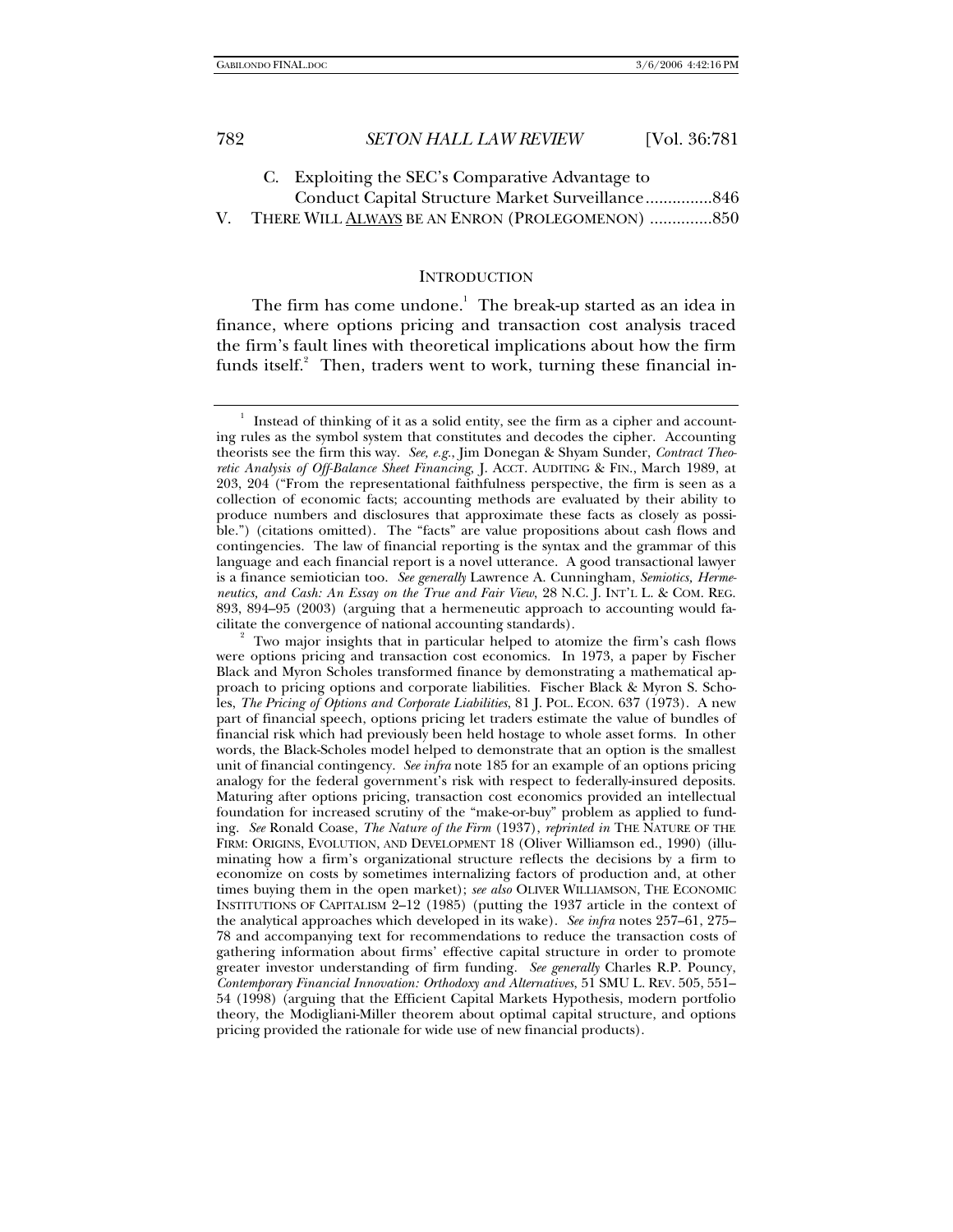C. Exploiting the SEC's Comparative Advantage to Conduct Capital Structure Market Surveillance ...............846

V. THERE WILL ALWAYS BE AN ENRON (PROLEGOMENON) .............850

## INTRODUCTION

The firm has come undone.[1] The break-up started as an idea in finance, where options pricing and transaction cost analysis traced the firm's fault lines with theoretical implications about how the firm funds itself.[2] Then, traders went to work, turning these financial in-

---

[1] Instead of thinking of it as a solid entity, see the firm as a cipher and accounting rules as the symbol system that constitutes and decodes the cipher. Accounting theorists see the firm this way. *See, e.g.*, Jim Donegan & Shyam Sunder, *Contract Theoretic Analysis of Off-Balance Sheet Financing*, J. ACCT. AUDITING & FIN., March 1989, at 203, 204 ("From the representational faithfulness perspective, the firm is seen as a collection of economic facts; accounting methods are evaluated by their ability to produce numbers and disclosures that approximate these facts as closely as possible.") (citations omitted). The "facts" are value propositions about cash flows and contingencies. The law of financial reporting is the syntax and the grammar of this language and each financial report is a novel utterance. A good transactional lawyer is a finance semiotician too. *See generally* Lawrence A. Cunningham, *Semiotics, Hermeneutics, and Cash: An Essay on the True and Fair View*, 28 N.C. J. INT'L L. & COM. REG. 893, 894–95 (2003) (arguing that a hermeneutic approach to accounting would facilitate the convergence of national accounting standards).

[2] Two major insights that in particular helped to atomize the firm's cash flows were options pricing and transaction cost economics. In 1973, a paper by Fischer Black and Myron Scholes transformed finance by demonstrating a mathematical approach to pricing options and corporate liabilities. Fischer Black & Myron S. Scholes, *The Pricing of Options and Corporate Liabilities*, 81 J. POL. ECON. 637 (1973). A new part of financial speech, options pricing let traders estimate the value of bundles of financial risk which had previously been held hostage to whole asset forms. In other words, the Black-Scholes model helped to demonstrate that an option is the smallest unit of financial contingency. *See infra* note 185 for an example of an options pricing analogy for the federal government's risk with respect to federally-insured deposits. Maturing after options pricing, transaction cost economics provided an intellectual foundation for increased scrutiny of the "make-or-buy" problem as applied to funding. *See* Ronald Coase, *The Nature of the Firm* (1937), *reprinted in* THE NATURE OF THE FIRM: ORIGINS, EVOLUTION, AND DEVELOPMENT 18 (Oliver Williamson ed., 1990) (illuminating how a firm's organizational structure reflects the decisions by a firm to economize on costs by sometimes internalizing factors of production and, at other times buying them in the open market); *see also* OLIVER WILLIAMSON, THE ECONOMIC INSTITUTIONS OF CAPITALISM 2–12 (1985) (putting the 1937 article in the context of the analytical approaches which developed in its wake). *See infra* notes 257–61, 275–78 and accompanying text for recommendations to reduce the transaction costs of gathering information about firms' effective capital structure in order to promote greater investor understanding of firm funding. *See generally* Charles R.P. Pouncy, *Contemporary Financial Innovation: Orthodoxy and Alternatives*, 51 SMU L. REV. 505, 551–54 (1998) (arguing that the Efficient Capital Markets Hypothesis, modern portfolio theory, the Modigliani-Miller theorem about optimal capital structure, and options pricing provided the rationale for wide use of new financial products).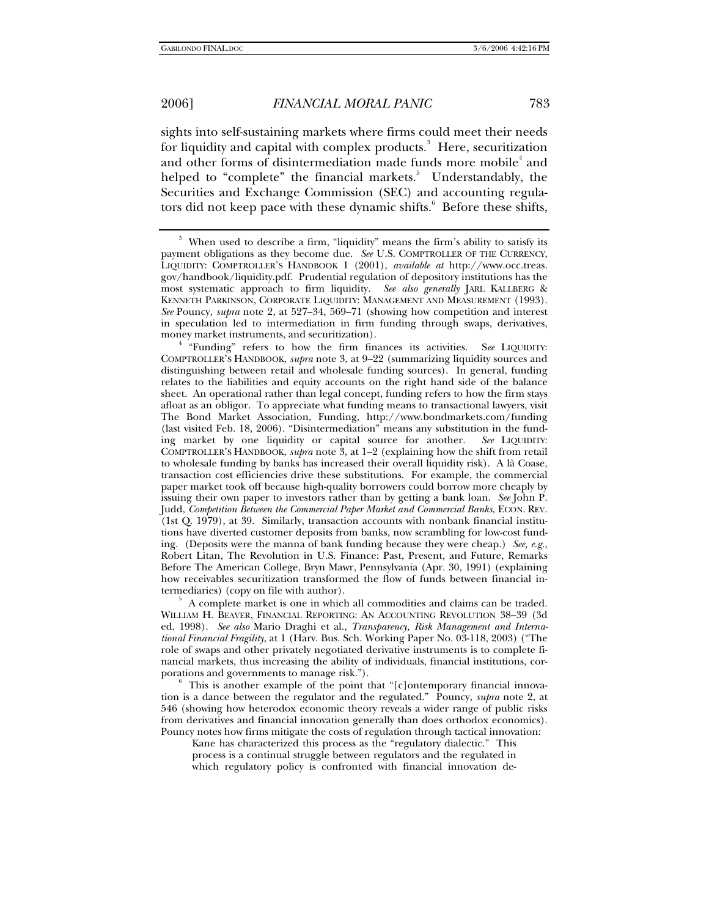sights into self-sustaining markets where firms could meet their needs for liquidity and capital with complex products.[3] Here, securitization and other forms of disintermediation made funds more mobile[4] and helped to "complete" the financial markets.[5] Understandably, the Securities and Exchange Commission (SEC) and accounting regulators did not keep pace with these dynamic shifts.[6] Before these shifts,

---

[3] When used to describe a firm, "liquidity" means the firm's ability to satisfy its payment obligations as they become due. *See* U.S. COMPTROLLER OF THE CURRENCY, LIQUIDITY: COMPTROLLER'S HANDBOOK 1 (2001), *available at* http://www.occ.treas.gov/handbook/liquidity.pdf. Prudential regulation of depository institutions has the most systematic approach to firm liquidity. *See also generally* JARL KALLBERG & KENNETH PARKINSON, CORPORATE LIQUIDITY: MANAGEMENT AND MEASUREMENT (1993). *See* Pouncy, *supra* note 2, at 527–34, 569–71 (showing how competition and interest in speculation led to intermediation in firm funding through swaps, derivatives, money market instruments, and securitization).

[4] "Funding" refers to how the firm finances its activities. S*ee* LIQUIDITY: COMPTROLLER'S HANDBOOK, *supra* note 3, at 9–22 (summarizing liquidity sources and distinguishing between retail and wholesale funding sources). In general, funding relates to the liabilities and equity accounts on the right hand side of the balance sheet. An operational rather than legal concept, funding refers to how the firm stays afloat as an obligor. To appreciate what funding means to transactional lawyers, visit The Bond Market Association, Funding, http://www.bondmarkets.com/funding (last visited Feb. 18, 2006). "Disintermediation" means any substitution in the funding market by one liquidity or capital source for another. *See* LIQUIDITY: COMPTROLLER'S HANDBOOK, *supra* note 3, at 1–2 (explaining how the shift from retail to wholesale funding by banks has increased their overall liquidity risk). A là Coase, transaction cost efficiencies drive these substitutions. For example, the commercial paper market took off because high-quality borrowers could borrow more cheaply by issuing their own paper to investors rather than by getting a bank loan. *See* John P. Judd, *Competition Between the Commercial Paper Market and Commercial Banks*, ECON. REV. (1st Q. 1979), at 39. Similarly, transaction accounts with nonbank financial institutions have diverted customer deposits from banks, now scrambling for low-cost funding. (Deposits were the manna of bank funding because they were cheap.) *See, e.g.*, Robert Litan, The Revolution in U.S. Finance: Past, Present, and Future, Remarks Before The American College, Bryn Mawr, Pennsylvania (Apr. 30, 1991) (explaining how receivables securitization transformed the flow of funds between financial intermediaries) (copy on file with author).

[5] A complete market is one in which all commodities and claims can be traded. WILLIAM H. BEAVER, FINANCIAL REPORTING: AN ACCOUNTING REVOLUTION 38–39 (3d ed. 1998). *See also* Mario Draghi et al., *Transparency, Risk Management and International Financial Fragility*, at 1 (Harv. Bus. Sch. Working Paper No. 03-118, 2003) ("The role of swaps and other privately negotiated derivative instruments is to complete financial markets, thus increasing the ability of individuals, financial institutions, corporations and governments to manage risk.").

[6] This is another example of the point that "[c]ontemporary financial innovation is a dance between the regulator and the regulated." Pouncy, *supra* note 2, at 546 (showing how heterodox economic theory reveals a wider range of public risks from derivatives and financial innovation generally than does orthodox economics). Pouncy notes how firms mitigate the costs of regulation through tactical innovation:

> Kane has characterized this process as the "regulatory dialectic." This process is a continual struggle between regulators and the regulated in which regulatory policy is confronted with financial innovation de-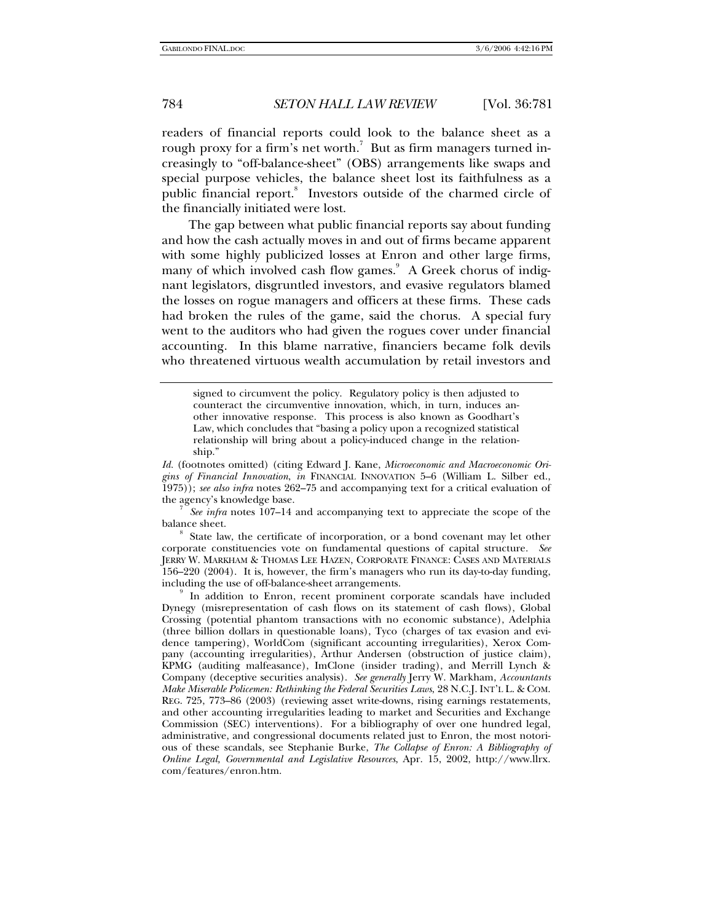readers of financial reports could look to the balance sheet as a rough proxy for a firm's net worth.[7] But as firm managers turned increasingly to "off-balance-sheet" (OBS) arrangements like swaps and special purpose vehicles, the balance sheet lost its faithfulness as a public financial report.[8] Investors outside of the charmed circle of the financially initiated were lost.

The gap between what public financial reports say about funding and how the cash actually moves in and out of firms became apparent with some highly publicized losses at Enron and other large firms, many of which involved cash flow games.[9] A Greek chorus of indignant legislators, disgruntled investors, and evasive regulators blamed the losses on rogue managers and officers at these firms. These cads had broken the rules of the game, said the chorus. A special fury went to the auditors who had given the rogues cover under financial accounting. In this blame narrative, financiers became folk devils who threatened virtuous wealth accumulation by retail investors and

---

> signed to circumvent the policy. Regulatory policy is then adjusted to counteract the circumventive innovation, which, in turn, induces another innovative response. This process is also known as Goodhart's Law, which concludes that "basing a policy upon a recognized statistical relationship will bring about a policy-induced change in the relationship."

*Id.* (footnotes omitted) (citing Edward J. Kane, *Microeconomic and Macroeconomic Origins of Financial Innovation*, *in* FINANCIAL INNOVATION 5–6 (William L. Silber ed., 1975)); *see also infra* notes 262–75 and accompanying text for a critical evaluation of the agency's knowledge base.

[7] *See infra* notes 107–14 and accompanying text to appreciate the scope of the balance sheet.

[8] State law, the certificate of incorporation, or a bond covenant may let other corporate constituencies vote on fundamental questions of capital structure. *See* JERRY W. MARKHAM & THOMAS LEE HAZEN, CORPORATE FINANCE: CASES AND MATERIALS 156–220 (2004). It is, however, the firm's managers who run its day-to-day funding, including the use of off-balance-sheet arrangements.

[9] In addition to Enron, recent prominent corporate scandals have included Dynegy (misrepresentation of cash flows on its statement of cash flows), Global Crossing (potential phantom transactions with no economic substance), Adelphia (three billion dollars in questionable loans), Tyco (charges of tax evasion and evidence tampering), WorldCom (significant accounting irregularities), Xerox Company (accounting irregularities), Arthur Andersen (obstruction of justice claim), KPMG (auditing malfeasance), ImClone (insider trading), and Merrill Lynch & Company (deceptive securities analysis). *See generally* Jerry W. Markham, *Accountants Make Miserable Policemen: Rethinking the Federal Securities Laws*, 28 N.C.J. INT'L L. & COM. REG. 725, 773–86 (2003) (reviewing asset write-downs, rising earnings restatements, and other accounting irregularities leading to market and Securities and Exchange Commission (SEC) interventions). For a bibliography of over one hundred legal, administrative, and congressional documents related just to Enron, the most notorious of these scandals, see Stephanie Burke, *The Collapse of Enron: A Bibliography of Online Legal, Governmental and Legislative Resources*, Apr. 15, 2002, http://www.llrx.com/features/enron.htm.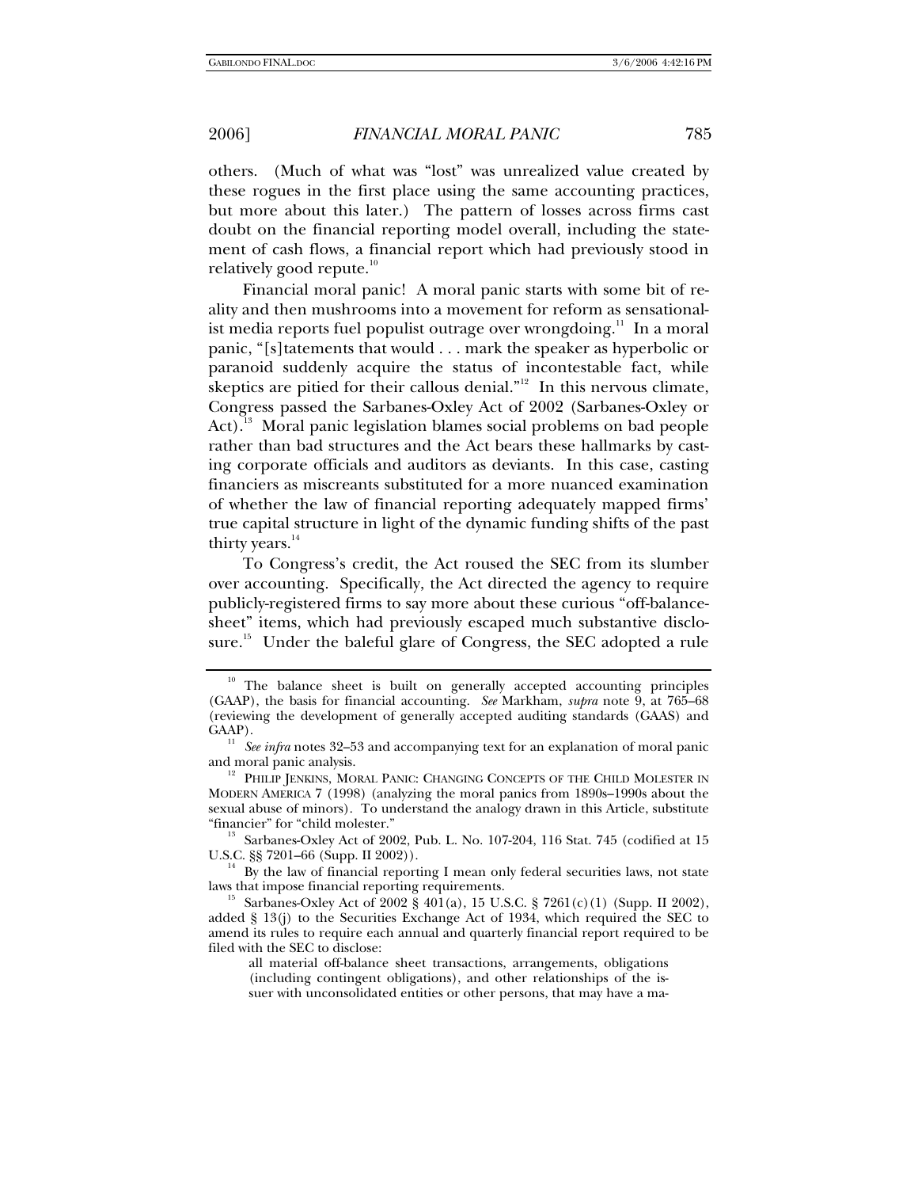others. (Much of what was "lost" was unrealized value created by these rogues in the first place using the same accounting practices, but more about this later.) The pattern of losses across firms cast doubt on the financial reporting model overall, including the statement of cash flows, a financial report which had previously stood in relatively good repute.[10]

Financial moral panic! A moral panic starts with some bit of reality and then mushrooms into a movement for reform as sensationalist media reports fuel populist outrage over wrongdoing.[11] In a moral panic, "[s]tatements that would . . . mark the speaker as hyperbolic or paranoid suddenly acquire the status of incontestable fact, while skeptics are pitied for their callous denial."[12] In this nervous climate, Congress passed the Sarbanes-Oxley Act of 2002 (Sarbanes-Oxley or Act).[13] Moral panic legislation blames social problems on bad people rather than bad structures and the Act bears these hallmarks by casting corporate officials and auditors as deviants. In this case, casting financiers as miscreants substituted for a more nuanced examination of whether the law of financial reporting adequately mapped firms' true capital structure in light of the dynamic funding shifts of the past thirty years.[14]

To Congress's credit, the Act roused the SEC from its slumber over accounting. Specifically, the Act directed the agency to require publicly-registered firms to say more about these curious "off-balance-sheet" items, which had previously escaped much substantive disclosure.[15] Under the baleful glare of Congress, the SEC adopted a rule

---

[10] The balance sheet is built on generally accepted accounting principles (GAAP), the basis for financial accounting. *See* Markham, *supra* note 9, at 765–68 (reviewing the development of generally accepted auditing standards (GAAS) and GAAP).

[11] *See infra* notes 32–53 and accompanying text for an explanation of moral panic and moral panic analysis.

[12] PHILIP JENKINS, MORAL PANIC: CHANGING CONCEPTS OF THE CHILD MOLESTER IN MODERN AMERICA 7 (1998) (analyzing the moral panics from 1890s–1990s about the sexual abuse of minors). To understand the analogy drawn in this Article, substitute "financier" for "child molester."

[13] Sarbanes-Oxley Act of 2002, Pub. L. No. 107-204, 116 Stat. 745 (codified at 15 U.S.C. §§ 7201–66 (Supp. II 2002)).

[14] By the law of financial reporting I mean only federal securities laws, not state laws that impose financial reporting requirements.

[15] Sarbanes-Oxley Act of 2002 § 401(a), 15 U.S.C. § 7261(c)(1) (Supp. II 2002), added § 13(j) to the Securities Exchange Act of 1934, which required the SEC to amend its rules to require each annual and quarterly financial report required to be filed with the SEC to disclose:

> all material off-balance sheet transactions, arrangements, obligations (including contingent obligations), and other relationships of the issuer with unconsolidated entities or other persons, that may have a ma-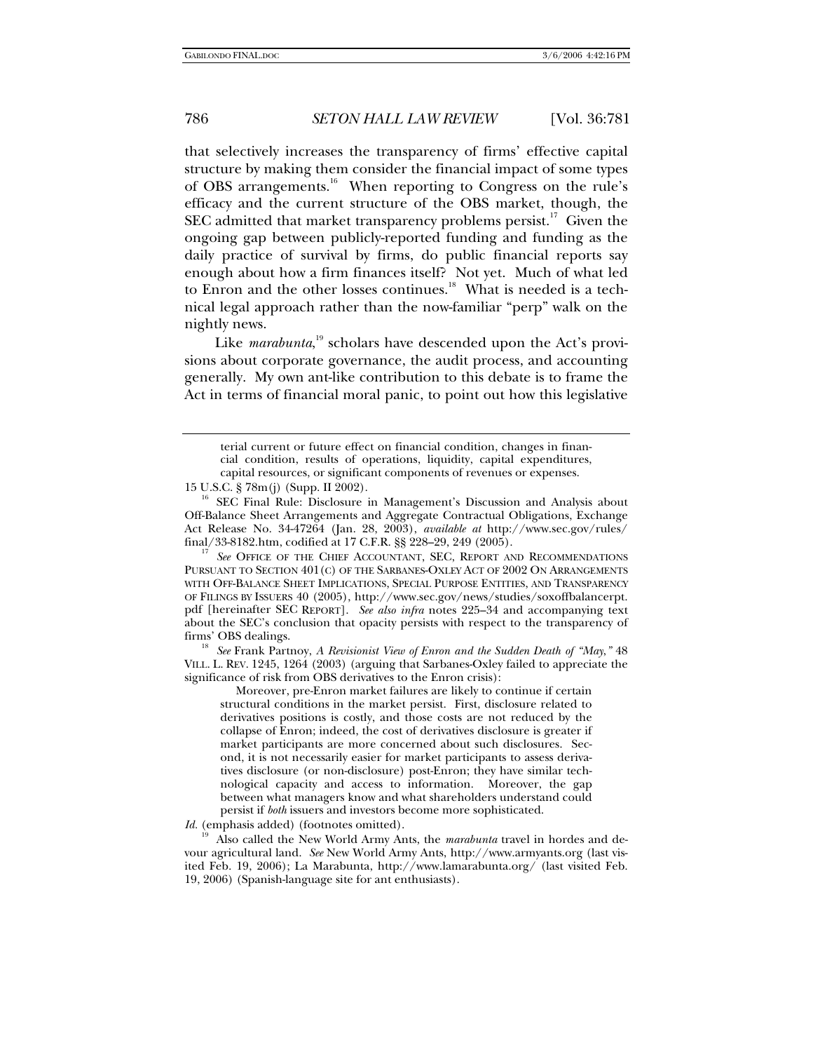that selectively increases the transparency of firms' effective capital structure by making them consider the financial impact of some types of OBS arrangements.[16] When reporting to Congress on the rule's efficacy and the current structure of the OBS market, though, the SEC admitted that market transparency problems persist.[17] Given the ongoing gap between publicly-reported funding and funding as the daily practice of survival by firms, do public financial reports say enough about how a firm finances itself? Not yet. Much of what led to Enron and the other losses continues.[18] What is needed is a technical legal approach rather than the now-familiar "perp" walk on the nightly news.

Like *marabunta*,[19] scholars have descended upon the Act's provisions about corporate governance, the audit process, and accounting generally. My own ant-like contribution to this debate is to frame the Act in terms of financial moral panic, to point out how this legislative

---

> terial current or future effect on financial condition, changes in financial condition, results of operations, liquidity, capital expenditures, capital resources, or significant components of revenues or expenses.

15 U.S.C. § 78m(j) (Supp. II 2002).

[16] SEC Final Rule: Disclosure in Management's Discussion and Analysis about Off-Balance Sheet Arrangements and Aggregate Contractual Obligations, Exchange Act Release No. 34-47264 (Jan. 28, 2003), *available at* http://www.sec.gov/rules/final/33-8182.htm, codified at 17 C.F.R. §§ 228–29, 249 (2005).

[17] *See* OFFICE OF THE CHIEF ACCOUNTANT, SEC, REPORT AND RECOMMENDATIONS PURSUANT TO SECTION 401(C) OF THE SARBANES-OXLEY ACT OF 2002 ON ARRANGEMENTS WITH OFF-BALANCE SHEET IMPLICATIONS, SPECIAL PURPOSE ENTITIES, AND TRANSPARENCY OF FILINGS BY ISSUERS 40 (2005), http://www.sec.gov/news/studies/soxoffbalancerpt.pdf [hereinafter SEC REPORT]. *See also infra* notes 225–34 and accompanying text about the SEC's conclusion that opacity persists with respect to the transparency of firms' OBS dealings.

[18] *See* Frank Partnoy, *A Revisionist View of Enron and the Sudden Death of "May,"* 48 VILL. L. REV. 1245, 1264 (2003) (arguing that Sarbanes-Oxley failed to appreciate the significance of risk from OBS derivatives to the Enron crisis):

> Moreover, pre-Enron market failures are likely to continue if certain structural conditions in the market persist. First, disclosure related to derivatives positions is costly, and those costs are not reduced by the collapse of Enron; indeed, the cost of derivatives disclosure is greater if market participants are more concerned about such disclosures. Second, it is not necessarily easier for market participants to assess derivatives disclosure (or non-disclosure) post-Enron; they have similar technological capacity and access to information. Moreover, the gap between what managers know and what shareholders understand could persist if *both* issuers and investors become more sophisticated.

*Id.* (emphasis added) (footnotes omitted).

[19] Also called the New World Army Ants, the *marabunta* travel in hordes and devour agricultural land. *See* New World Army Ants, http://www.armyants.org (last visited Feb. 19, 2006); La Marabunta, http://www.lamarabunta.org/ (last visited Feb. 19, 2006) (Spanish-language site for ant enthusiasts).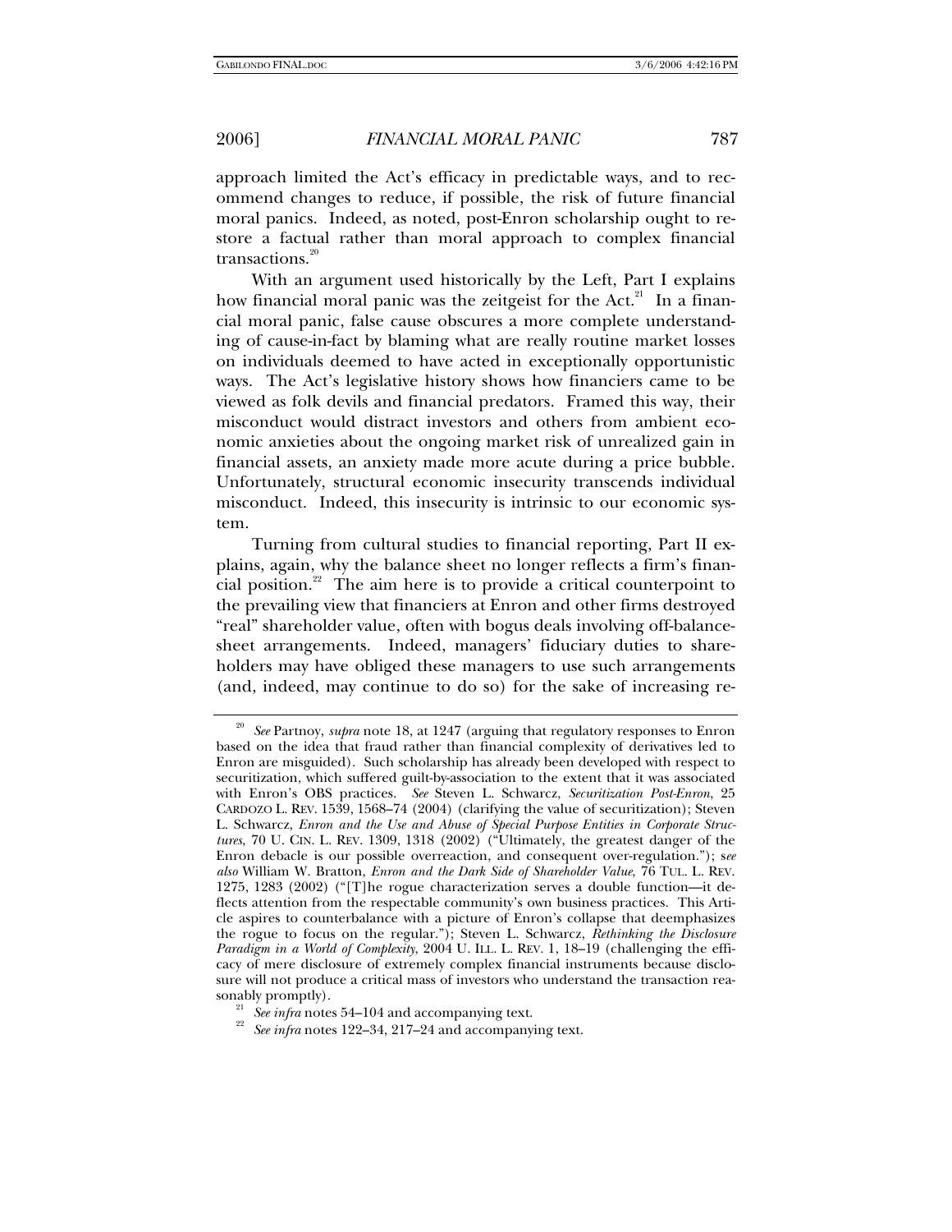approach limited the Act's efficacy in predictable ways, and to recommend changes to reduce, if possible, the risk of future financial moral panics. Indeed, as noted, post-Enron scholarship ought to restore a factual rather than moral approach to complex financial transactions.[20]

With an argument used historically by the Left, Part I explains how financial moral panic was the zeitgeist for the Act.[21] In a financial moral panic, false cause obscures a more complete understanding of cause-in-fact by blaming what are really routine market losses on individuals deemed to have acted in exceptionally opportunistic ways. The Act's legislative history shows how financiers came to be viewed as folk devils and financial predators. Framed this way, their misconduct would distract investors and others from ambient economic anxieties about the ongoing market risk of unrealized gain in financial assets, an anxiety made more acute during a price bubble. Unfortunately, structural economic insecurity transcends individual misconduct. Indeed, this insecurity is intrinsic to our economic system.

Turning from cultural studies to financial reporting, Part II explains, again, why the balance sheet no longer reflects a firm's financial position.[22] The aim here is to provide a critical counterpoint to the prevailing view that financiers at Enron and other firms destroyed "real" shareholder value, often with bogus deals involving off-balance-sheet arrangements. Indeed, managers' fiduciary duties to shareholders may have obliged these managers to use such arrangements (and, indeed, may continue to do so) for the sake of increasing re-

---

[20] *See* Partnoy, *supra* note 18, at 1247 (arguing that regulatory responses to Enron based on the idea that fraud rather than financial complexity of derivatives led to Enron are misguided). Such scholarship has already been developed with respect to securitization, which suffered guilt-by-association to the extent that it was associated with Enron's OBS practices. *See* Steven L. Schwarcz, *Securitization Post-Enron*, 25 CARDOZO L. REV. 1539, 1568–74 (2004) (clarifying the value of securitization); Steven L. Schwarcz, *Enron and the Use and Abuse of Special Purpose Entities in Corporate Structures*, 70 U. CIN. L. REV. 1309, 1318 (2002) ("Ultimately, the greatest danger of the Enron debacle is our possible overreaction, and consequent over-regulation."); *see also* William W. Bratton, *Enron and the Dark Side of Shareholder Value*, 76 TUL. L. REV. 1275, 1283 (2002) ("[T]he rogue characterization serves a double function—it deflects attention from the respectable community's own business practices. This Article aspires to counterbalance with a picture of Enron's collapse that deemphasizes the rogue to focus on the regular."); Steven L. Schwarcz, *Rethinking the Disclosure Paradigm in a World of Complexity*, 2004 U. ILL. L. REV. 1, 18–19 (challenging the efficacy of mere disclosure of extremely complex financial instruments because disclosure will not produce a critical mass of investors who understand the transaction reasonably promptly).

[21] *See infra* notes 54–104 and accompanying text.

[22] *See infra* notes 122–34, 217–24 and accompanying text.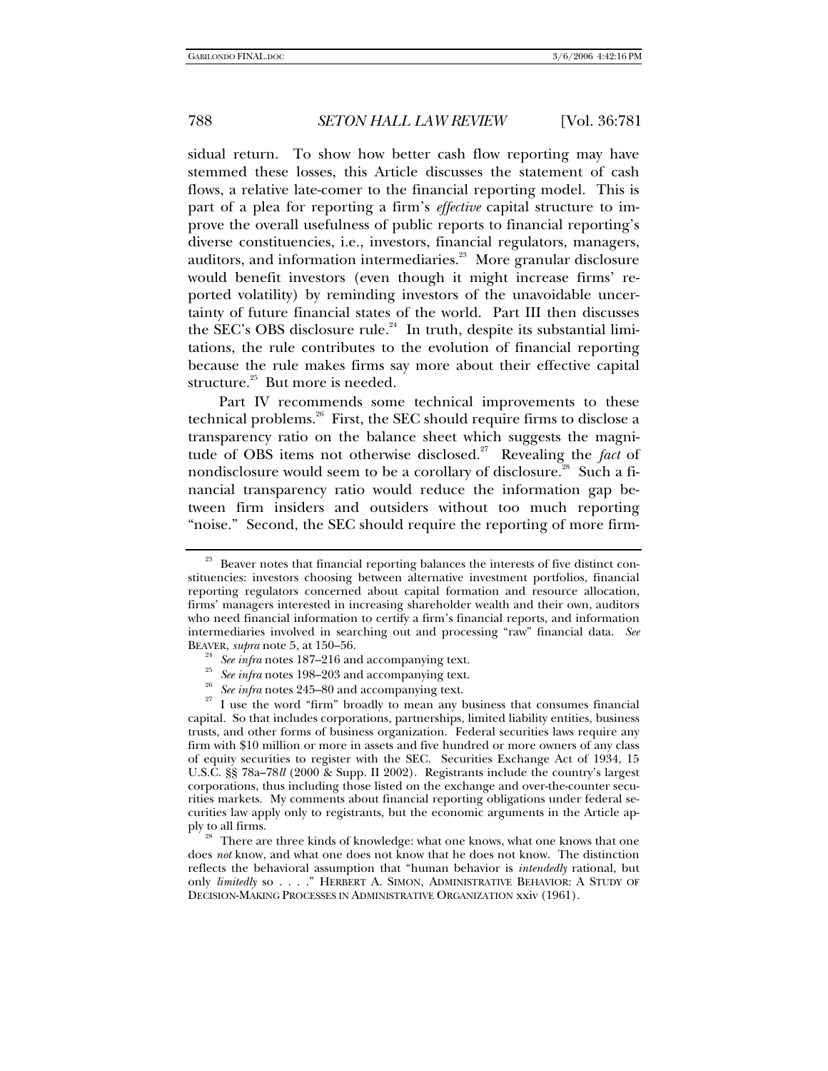sidual return. To show how better cash flow reporting may have stemmed these losses, this Article discusses the statement of cash flows, a relative late-comer to the financial reporting model. This is part of a plea for reporting a firm's *effective* capital structure to improve the overall usefulness of public reports to financial reporting's diverse constituencies, i.e., investors, financial regulators, managers, auditors, and information intermediaries.[23] More granular disclosure would benefit investors (even though it might increase firms' reported volatility) by reminding investors of the unavoidable uncertainty of future financial states of the world. Part III then discusses the SEC's OBS disclosure rule.[24] In truth, despite its substantial limitations, the rule contributes to the evolution of financial reporting because the rule makes firms say more about their effective capital structure.[25] But more is needed.

Part IV recommends some technical improvements to these technical problems.[26] First, the SEC should require firms to disclose a transparency ratio on the balance sheet which suggests the magnitude of OBS items not otherwise disclosed.[27] Revealing the *fact* of nondisclosure would seem to be a corollary of disclosure.[28] Such a financial transparency ratio would reduce the information gap between firm insiders and outsiders without too much reporting "noise." Second, the SEC should require the reporting of more firm-

---

[23] Beaver notes that financial reporting balances the interests of five distinct constituencies: investors choosing between alternative investment portfolios, financial reporting regulators concerned about capital formation and resource allocation, firms' managers interested in increasing shareholder wealth and their own, auditors who need financial information to certify a firm's financial reports, and information intermediaries involved in searching out and processing "raw" financial data. *See* BEAVER, *supra* note 5, at 150–56.

[24] *See infra* notes 187–216 and accompanying text.

[25] *See infra* notes 198–203 and accompanying text.

[26] *See infra* notes 245–80 and accompanying text.

[27] I use the word "firm" broadly to mean any business that consumes financial capital. So that includes corporations, partnerships, limited liability entities, business trusts, and other forms of business organization. Federal securities laws require any firm with $10 million or more in assets and five hundred or more owners of any class of equity securities to register with the SEC. Securities Exchange Act of 1934, 15 U.S.C. §§ 78a–78*ll* (2000 & Supp. II 2002). Registrants include the country's largest corporations, thus including those listed on the exchange and over-the-counter securities markets. My comments about financial reporting obligations under federal securities law apply only to registrants, but the economic arguments in the Article apply to all firms.

[28] There are three kinds of knowledge: what one knows, what one knows that one does *not* know, and what one does not know that he does not know. The distinction reflects the behavioral assumption that "human behavior is *intendedly* rational, but only *limitedly* so . . . ." HERBERT A. SIMON, ADMINISTRATIVE BEHAVIOR: A STUDY OF DECISION-MAKING PROCESSES IN ADMINISTRATIVE ORGANIZATION xxiv (1961).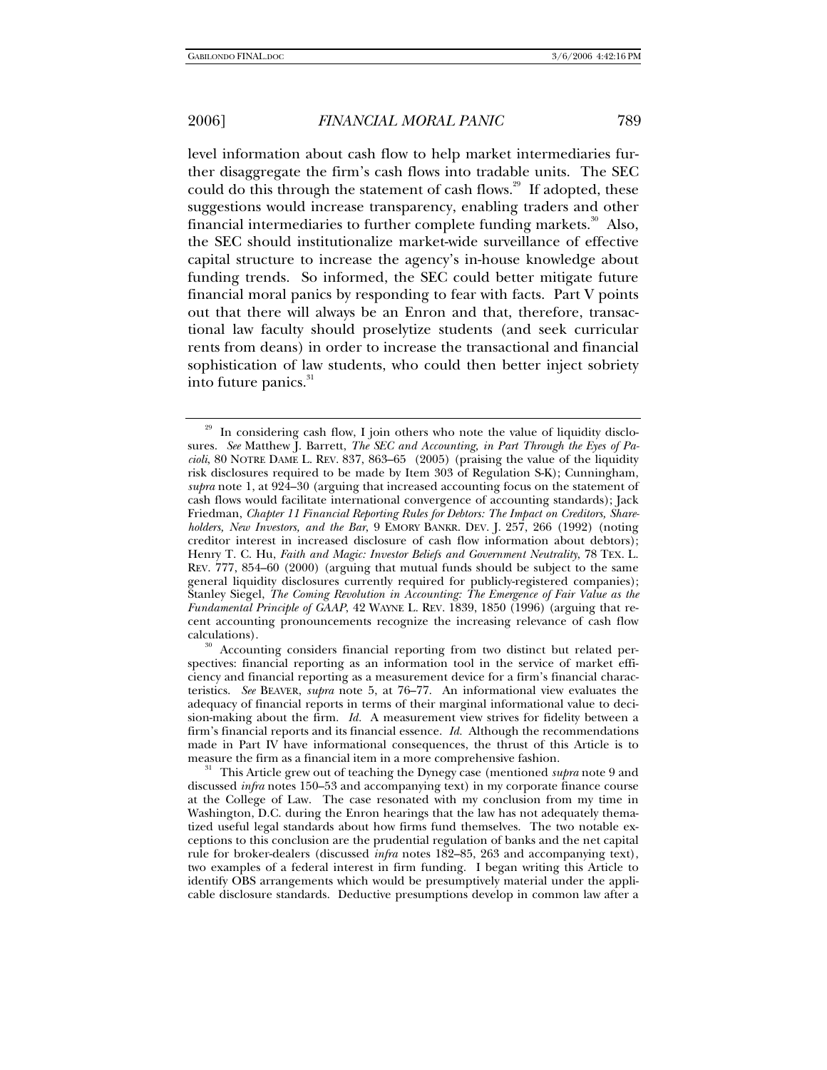level information about cash flow to help market intermediaries further disaggregate the firm's cash flows into tradable units. The SEC could do this through the statement of cash flows.[29] If adopted, these suggestions would increase transparency, enabling traders and other financial intermediaries to further complete funding markets.[30] Also, the SEC should institutionalize market-wide surveillance of effective capital structure to increase the agency's in-house knowledge about funding trends. So informed, the SEC could better mitigate future financial moral panics by responding to fear with facts. Part V points out that there will always be an Enron and that, therefore, transactional law faculty should proselytize students (and seek curricular rents from deans) in order to increase the transactional and financial sophistication of law students, who could then better inject sobriety into future panics.[31]

---

[29] In considering cash flow, I join others who note the value of liquidity disclosures. *See* Matthew J. Barrett, *The SEC and Accounting, in Part Through the Eyes of Pacioli*, 80 NOTRE DAME L. REV. 837, 863–65 (2005) (praising the value of the liquidity risk disclosures required to be made by Item 303 of Regulation S-K); Cunningham, *supra* note 1, at 924–30 (arguing that increased accounting focus on the statement of cash flows would facilitate international convergence of accounting standards); Jack Friedman, *Chapter 11 Financial Reporting Rules for Debtors: The Impact on Creditors, Shareholders, New Investors, and the Bar*, 9 EMORY BANKR. DEV. J. 257, 266 (1992) (noting creditor interest in increased disclosure of cash flow information about debtors); Henry T. C. Hu, *Faith and Magic: Investor Beliefs and Government Neutrality*, 78 TEX. L. REV. 777, 854–60 (2000) (arguing that mutual funds should be subject to the same general liquidity disclosures currently required for publicly-registered companies); Stanley Siegel, *The Coming Revolution in Accounting: The Emergence of Fair Value as the Fundamental Principle of GAAP*, 42 WAYNE L. REV. 1839, 1850 (1996) (arguing that recent accounting pronouncements recognize the increasing relevance of cash flow calculations).

[30] Accounting considers financial reporting from two distinct but related perspectives: financial reporting as an information tool in the service of market efficiency and financial reporting as a measurement device for a firm's financial characteristics. *See* BEAVER, *supra* note 5, at 76–77. An informational view evaluates the adequacy of financial reports in terms of their marginal informational value to decision-making about the firm. *Id.* A measurement view strives for fidelity between a firm's financial reports and its financial essence. *Id.* Although the recommendations made in Part IV have informational consequences, the thrust of this Article is to measure the firm as a financial item in a more comprehensive fashion.

[31] This Article grew out of teaching the Dynegy case (mentioned *supra* note 9 and discussed *infra* notes 150–53 and accompanying text) in my corporate finance course at the College of Law. The case resonated with my conclusion from my time in Washington, D.C. during the Enron hearings that the law has not adequately thematized useful legal standards about how firms fund themselves. The two notable exceptions to this conclusion are the prudential regulation of banks and the net capital rule for broker-dealers (discussed *infra* notes 182–85, 263 and accompanying text), two examples of a federal interest in firm funding. I began writing this Article to identify OBS arrangements which would be presumptively material under the applicable disclosure standards. Deductive presumptions develop in common law after a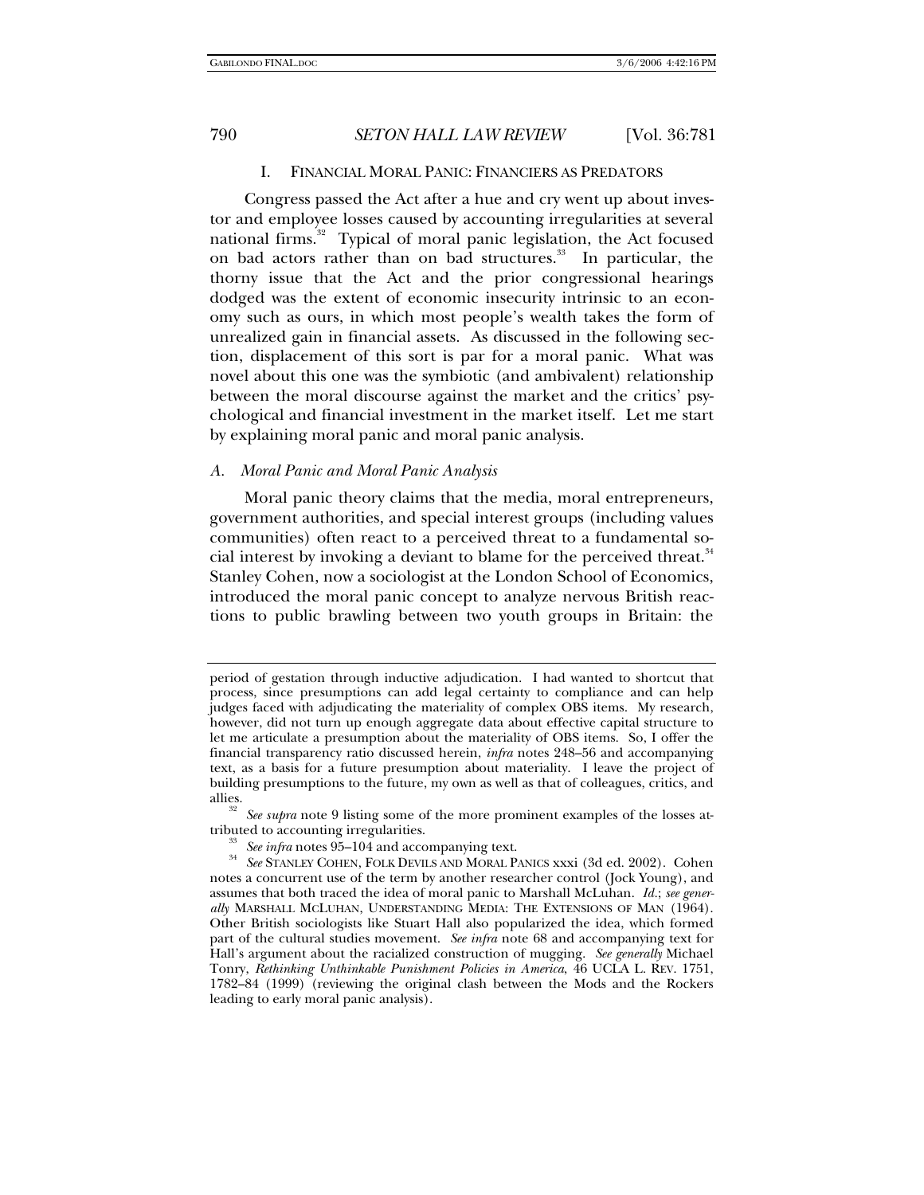## I. FINANCIAL MORAL PANIC: FINANCIERS AS PREDATORS

Congress passed the Act after a hue and cry went up about investor and employee losses caused by accounting irregularities at several national firms.[32] Typical of moral panic legislation, the Act focused on bad actors rather than on bad structures.[33] In particular, the thorny issue that the Act and the prior congressional hearings dodged was the extent of economic insecurity intrinsic to an economy such as ours, in which most people's wealth takes the form of unrealized gain in financial assets. As discussed in the following section, displacement of this sort is par for a moral panic. What was novel about this one was the symbiotic (and ambivalent) relationship between the moral discourse against the market and the critics' psychological and financial investment in the market itself. Let me start by explaining moral panic and moral panic analysis.

### A. *Moral Panic and Moral Panic Analysis*

Moral panic theory claims that the media, moral entrepreneurs, government authorities, and special interest groups (including values communities) often react to a perceived threat to a fundamental social interest by invoking a deviant to blame for the perceived threat.[34] Stanley Cohen, now a sociologist at the London School of Economics, introduced the moral panic concept to analyze nervous British reactions to public brawling between two youth groups in Britain: the

---

period of gestation through inductive adjudication. I had wanted to shortcut that process, since presumptions can add legal certainty to compliance and can help judges faced with adjudicating the materiality of complex OBS items. My research, however, did not turn up enough aggregate data about effective capital structure to let me articulate a presumption about the materiality of OBS items. So, I offer the financial transparency ratio discussed herein, *infra* notes 248–56 and accompanying text, as a basis for a future presumption about materiality. I leave the project of building presumptions to the future, my own as well as that of colleagues, critics, and allies.

[32] *See supra* note 9 listing some of the more prominent examples of the losses attributed to accounting irregularities.

[33] *See infra* notes 95–104 and accompanying text.

[34] *See* STANLEY COHEN, FOLK DEVILS AND MORAL PANICS xxxi (3d ed. 2002). Cohen notes a concurrent use of the term by another researcher control (Jock Young), and assumes that both traced the idea of moral panic to Marshall McLuhan. *Id.*; *see generally* MARSHALL MCLUHAN, UNDERSTANDING MEDIA: THE EXTENSIONS OF MAN (1964). Other British sociologists like Stuart Hall also popularized the idea, which formed part of the cultural studies movement. *See infra* note 68 and accompanying text for Hall's argument about the racialized construction of mugging. *See generally* Michael Tonry, *Rethinking Unthinkable Punishment Policies in America*, 46 UCLA L. REV. 1751, 1782–84 (1999) (reviewing the original clash between the Mods and the Rockers leading to early moral panic analysis).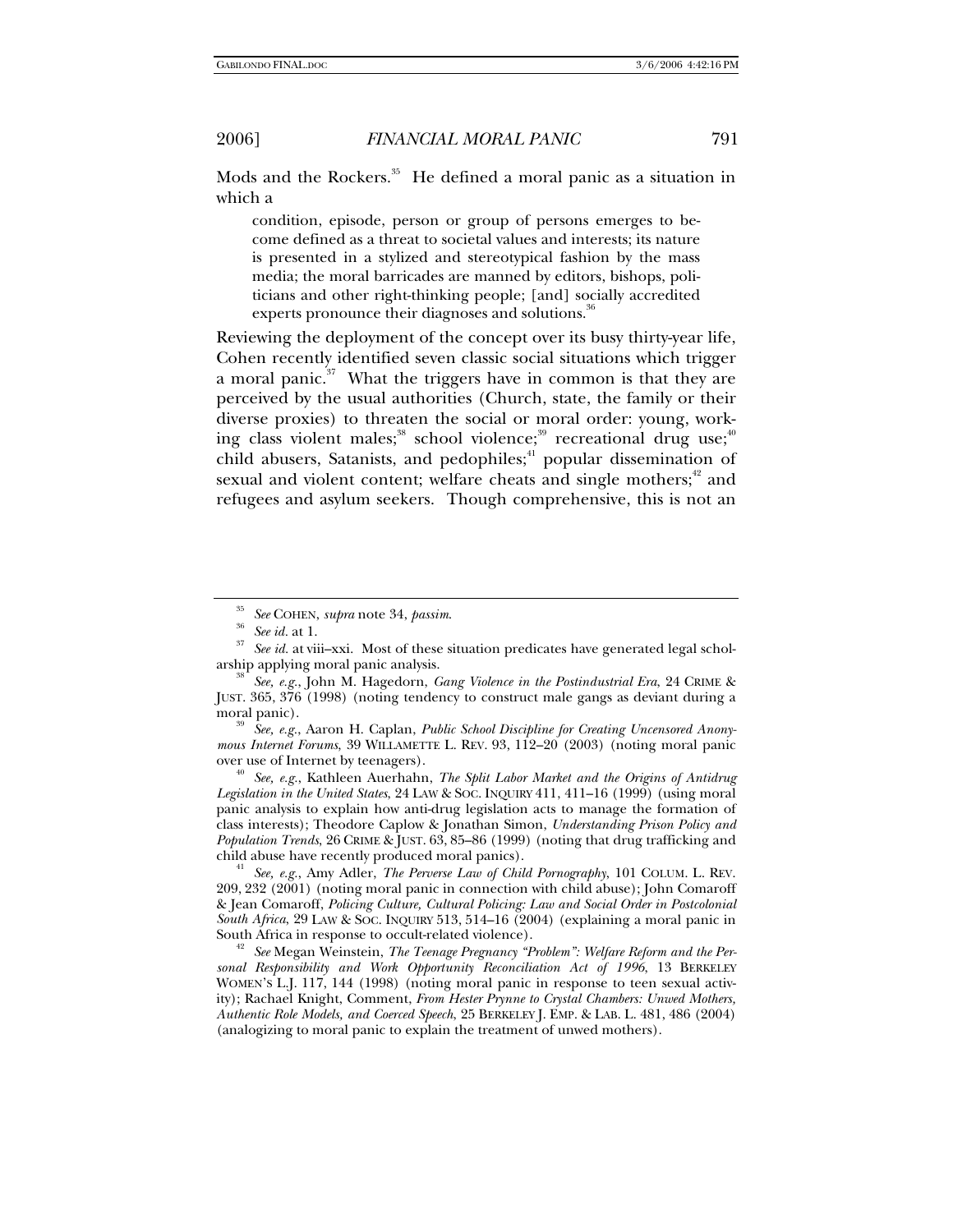Mods and the Rockers.[35] He defined a moral panic as a situation in which a

> condition, episode, person or group of persons emerges to become defined as a threat to societal values and interests; its nature is presented in a stylized and stereotypical fashion by the mass media; the moral barricades are manned by editors, bishops, politicians and other right-thinking people; [and] socially accredited experts pronounce their diagnoses and solutions.[36]

Reviewing the deployment of the concept over its busy thirty-year life, Cohen recently identified seven classic social situations which trigger a moral panic.[37] What the triggers have in common is that they are perceived by the usual authorities (Church, state, the family or their diverse proxies) to threaten the social or moral order: young, working class violent males;[38] school violence;[39] recreational drug use;[40] child abusers, Satanists, and pedophiles;[41] popular dissemination of sexual and violent content; welfare cheats and single mothers;[42] and refugees and asylum seekers. Though comprehensive, this is not an

---

[35] *See* COHEN, *supra* note 34, *passim*.

[36] *See id.* at 1.

[37] *See id.* at viii–xxi. Most of these situation predicates have generated legal scholarship applying moral panic analysis.

[38] *See, e.g.*, John M. Hagedorn, *Gang Violence in the Postindustrial Era*, 24 CRIME & JUST. 365, 376 (1998) (noting tendency to construct male gangs as deviant during a moral panic).

[39] *See, e.g.*, Aaron H. Caplan, *Public School Discipline for Creating Uncensored Anonymous Internet Forums*, 39 WILLAMETTE L. REV. 93, 112–20 (2003) (noting moral panic over use of Internet by teenagers).

[40] *See, e.g.*, Kathleen Auerhahn, *The Split Labor Market and the Origins of Antidrug Legislation in the United States*, 24 LAW & SOC. INQUIRY 411, 411–16 (1999) (using moral panic analysis to explain how anti-drug legislation acts to manage the formation of class interests); Theodore Caplow & Jonathan Simon, *Understanding Prison Policy and Population Trends*, 26 CRIME & JUST. 63, 85–86 (1999) (noting that drug trafficking and child abuse have recently produced moral panics).

[41] *See, e.g.*, Amy Adler, *The Perverse Law of Child Pornography*, 101 COLUM. L. REV. 209, 232 (2001) (noting moral panic in connection with child abuse); John Comaroff & Jean Comaroff, *Policing Culture, Cultural Policing: Law and Social Order in Postcolonial South Africa*, 29 LAW & SOC. INQUIRY 513, 514–16 (2004) (explaining a moral panic in South Africa in response to occult-related violence).

[42] *See* Megan Weinstein, *The Teenage Pregnancy "Problem": Welfare Reform and the Personal Responsibility and Work Opportunity Reconciliation Act of 1996*, 13 BERKELEY WOMEN'S L.J. 117, 144 (1998) (noting moral panic in response to teen sexual activity); Rachael Knight, Comment, *From Hester Prynne to Crystal Chambers: Unwed Mothers, Authentic Role Models, and Coerced Speech*, 25 BERKELEY J. EMP. & LAB. L. 481, 486 (2004) (analogizing to moral panic to explain the treatment of unwed mothers).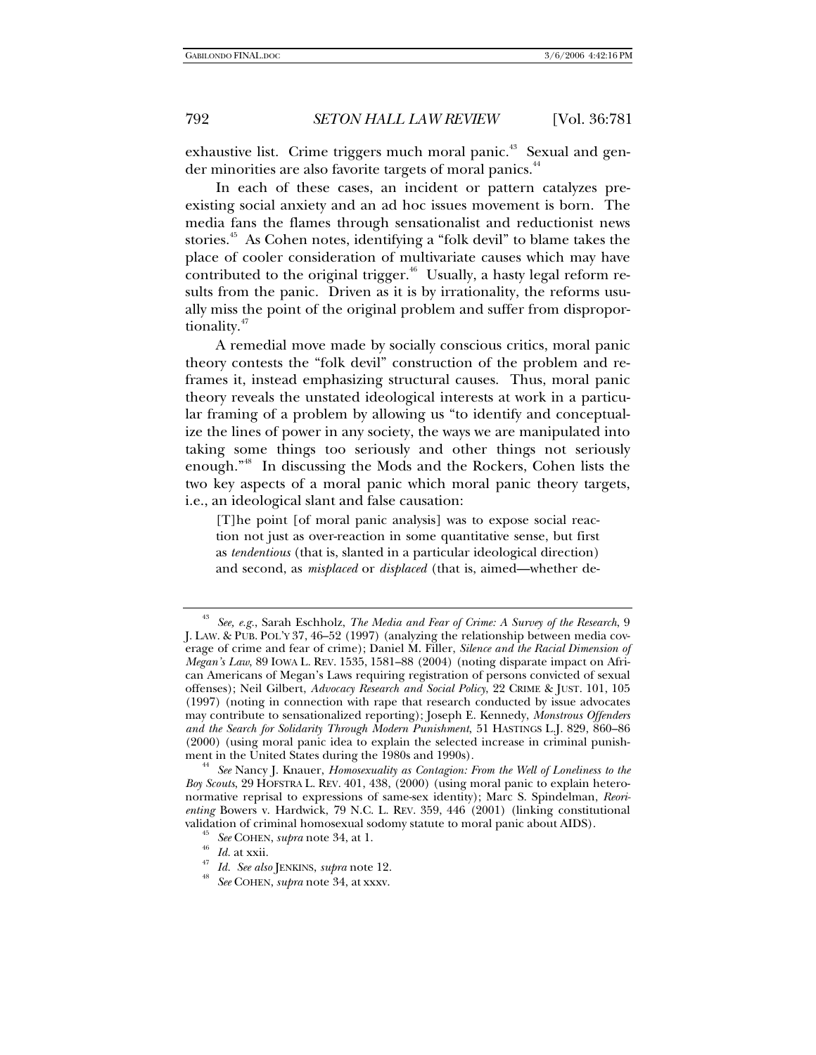exhaustive list. Crime triggers much moral panic.[43] Sexual and gender minorities are also favorite targets of moral panics.[44]

In each of these cases, an incident or pattern catalyzes preexisting social anxiety and an ad hoc issues movement is born. The media fans the flames through sensationalist and reductionist news stories.[45] As Cohen notes, identifying a "folk devil" to blame takes the place of cooler consideration of multivariate causes which may have contributed to the original trigger.[46] Usually, a hasty legal reform results from the panic. Driven as it is by irrationality, the reforms usually miss the point of the original problem and suffer from disproportionality.[47]

A remedial move made by socially conscious critics, moral panic theory contests the "folk devil" construction of the problem and reframes it, instead emphasizing structural causes. Thus, moral panic theory reveals the unstated ideological interests at work in a particular framing of a problem by allowing us "to identify and conceptualize the lines of power in any society, the ways we are manipulated into taking some things too seriously and other things not seriously enough."[48] In discussing the Mods and the Rockers, Cohen lists the two key aspects of a moral panic which moral panic theory targets, i.e., an ideological slant and false causation:

> [T]he point [of moral panic analysis] was to expose social reaction not just as over-reaction in some quantitative sense, but first as *tendentious* (that is, slanted in a particular ideological direction) and second, as *misplaced* or *displaced* (that is, aimed—whether de-

---

[43] *See, e.g.*, Sarah Eschholz, *The Media and Fear of Crime: A Survey of the Research*, 9 J. LAW. & PUB. POL'Y 37, 46–52 (1997) (analyzing the relationship between media coverage of crime and fear of crime); Daniel M. Filler, *Silence and the Racial Dimension of Megan's Law*, 89 IOWA L. REV. 1535, 1581–88 (2004) (noting disparate impact on African Americans of Megan's Laws requiring registration of persons convicted of sexual offenses); Neil Gilbert, *Advocacy Research and Social Policy*, 22 CRIME & JUST. 101, 105 (1997) (noting in connection with rape that research conducted by issue advocates may contribute to sensationalized reporting); Joseph E. Kennedy, *Monstrous Offenders and the Search for Solidarity Through Modern Punishment*, 51 HASTINGS L.J. 829, 860–86 (2000) (using moral panic idea to explain the selected increase in criminal punishment in the United States during the 1980s and 1990s).

[44] *See* Nancy J. Knauer, *Homosexuality as Contagion: From the Well of Loneliness to the Boy Scouts*, 29 HOFSTRA L. REV. 401, 438, (2000) (using moral panic to explain heteronormative reprisal to expressions of same-sex identity); Marc S. Spindelman, *Reorienting* Bowers v. Hardwick, 79 N.C. L. REV. 359, 446 (2001) (linking constitutional validation of criminal homosexual sodomy statute to moral panic about AIDS).

[45] *See* COHEN, *supra* note 34, at 1.

[46] *Id.* at xxii.

[47] *Id. See also* JENKINS, *supra* note 12.

[48] *See* COHEN, *supra* note 34, at xxxv.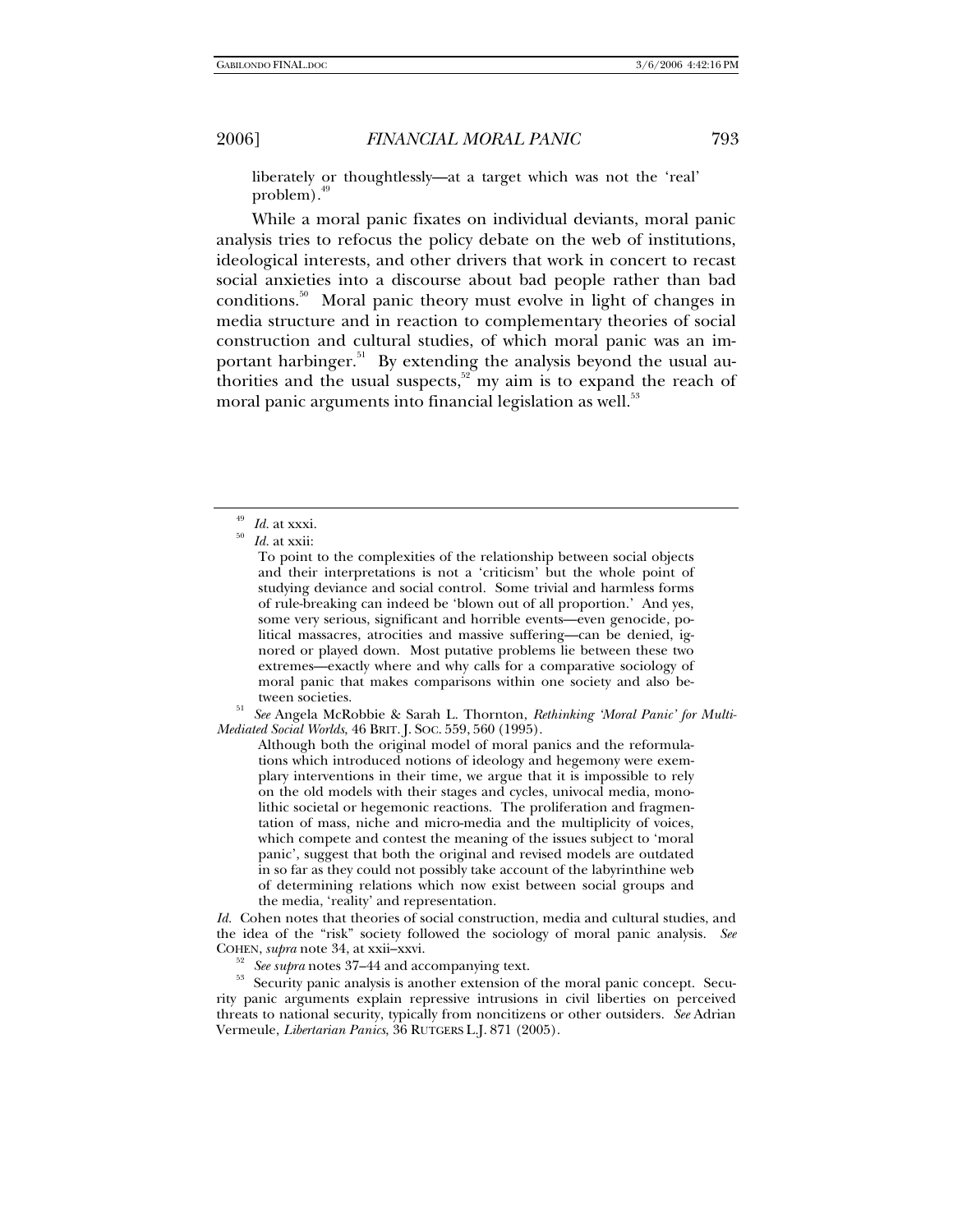liberately or thoughtlessly—at a target which was not the 'real' problem).[49]

While a moral panic fixates on individual deviants, moral panic analysis tries to refocus the policy debate on the web of institutions, ideological interests, and other drivers that work in concert to recast social anxieties into a discourse about bad people rather than bad conditions.[50] Moral panic theory must evolve in light of changes in media structure and in reaction to complementary theories of social construction and cultural studies, of which moral panic was an important harbinger.[51] By extending the analysis beyond the usual authorities and the usual suspects,[52] my aim is to expand the reach of moral panic arguments into financial legislation as well.[53]

---

[49] *Id.* at xxxi.

[50] *Id.* at xxii:

> To point to the complexities of the relationship between social objects and their interpretations is not a 'criticism' but the whole point of studying deviance and social control. Some trivial and harmless forms of rule-breaking can indeed be 'blown out of all proportion.' And yes, some very serious, significant and horrible events—even genocide, political massacres, atrocities and massive suffering—can be denied, ignored or played down. Most putative problems lie between these two extremes—exactly where and why calls for a comparative sociology of moral panic that makes comparisons within one society and also between societies.

[51] *See* Angela McRobbie & Sarah L. Thornton, *Rethinking 'Moral Panic' for Multi-Mediated Social Worlds*, 46 BRIT. J. SOC. 559, 560 (1995).

> Although both the original model of moral panics and the reformulations which introduced notions of ideology and hegemony were exemplary interventions in their time, we argue that it is impossible to rely on the old models with their stages and cycles, univocal media, monolithic societal or hegemonic reactions. The proliferation and fragmentation of mass, niche and micro-media and the multiplicity of voices, which compete and contest the meaning of the issues subject to 'moral panic', suggest that both the original and revised models are outdated in so far as they could not possibly take account of the labyrinthine web of determining relations which now exist between social groups and the media, 'reality' and representation.

*Id.* Cohen notes that theories of social construction, media and cultural studies, and the idea of the "risk" society followed the sociology of moral panic analysis. *See* COHEN, *supra* note 34, at xxii–xxvi.

[52] *See supra* notes 37–44 and accompanying text.

[53] Security panic analysis is another extension of the moral panic concept. Security panic arguments explain repressive intrusions in civil liberties on perceived threats to national security, typically from noncitizens or other outsiders. *See* Adrian Vermeule, *Libertarian Panics*, 36 RUTGERS L.J. 871 (2005).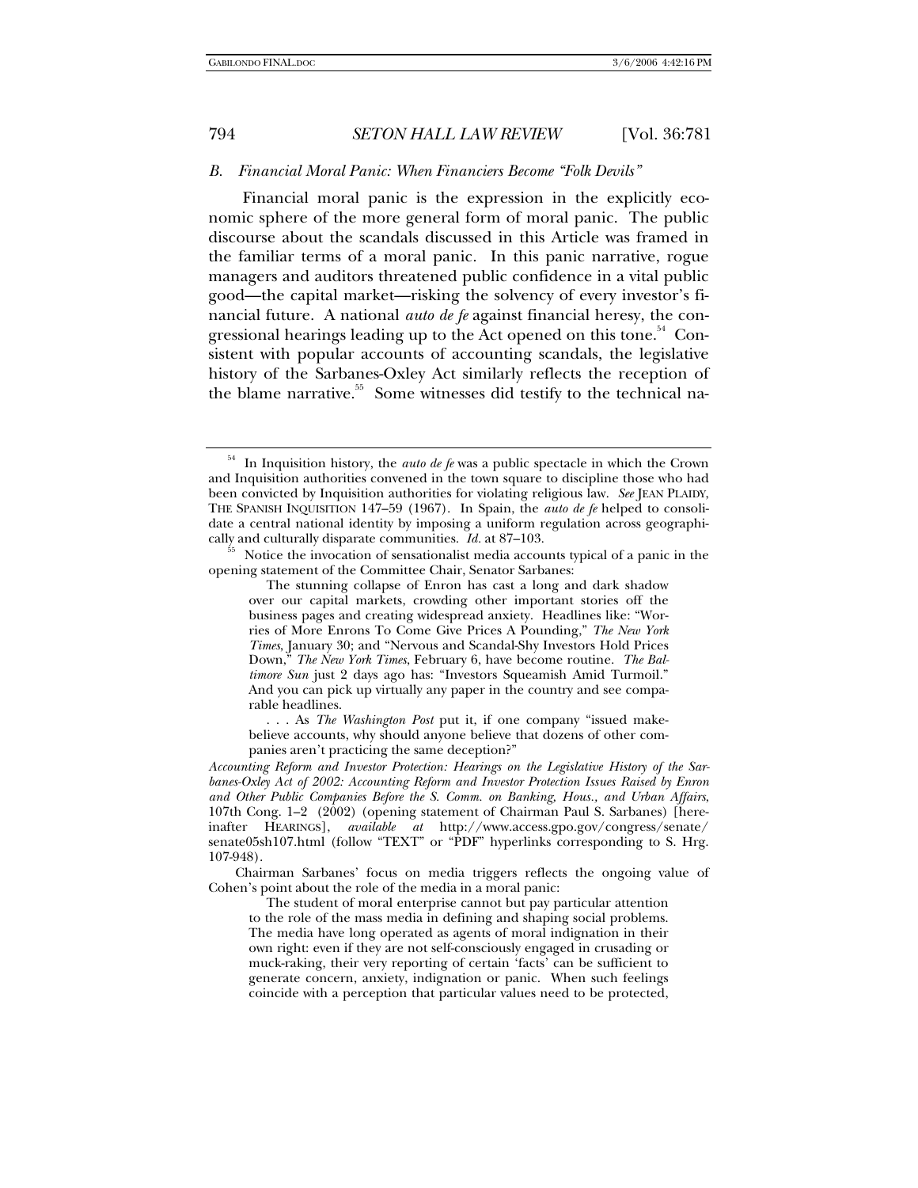### B. Financial Moral Panic: When Financiers Become "Folk Devils"

Financial moral panic is the expression in the explicitly economic sphere of the more general form of moral panic. The public discourse about the scandals discussed in this Article was framed in the familiar terms of a moral panic. In this panic narrative, rogue managers and auditors threatened public confidence in a vital public good—the capital market—risking the solvency of every investor's financial future. A national *auto de fe* against financial heresy, the congressional hearings leading up to the Act opened on this tone.[54] Consistent with popular accounts of accounting scandals, the legislative history of the Sarbanes-Oxley Act similarly reflects the reception of the blame narrative.[55] Some witnesses did testify to the technical na-

---

[54] In Inquisition history, the *auto de fe* was a public spectacle in which the Crown and Inquisition authorities convened in the town square to discipline those who had been convicted by Inquisition authorities for violating religious law. *See* JEAN PLAIDY, THE SPANISH INQUISITION 147–59 (1967). In Spain, the *auto de fe* helped to consolidate a central national identity by imposing a uniform regulation across geographically and culturally disparate communities. *Id.* at 87–103.

[55] Notice the invocation of sensationalist media accounts typical of a panic in the opening statement of the Committee Chair, Senator Sarbanes:

> The stunning collapse of Enron has cast a long and dark shadow over our capital markets, crowding other important stories off the business pages and creating widespread anxiety. Headlines like: "Worries of More Enrons To Come Give Prices A Pounding," *The New York Times*, January 30; and "Nervous and Scandal-Shy Investors Hold Prices Down," *The New York Times*, February 6, have become routine. *The Baltimore Sun* just 2 days ago has: "Investors Squeamish Amid Turmoil." And you can pick up virtually any paper in the country and see comparable headlines.
>
> . . . As *The Washington Post* put it, if one company "issued make-believe accounts, why should anyone believe that dozens of other companies aren't practicing the same deception?"

*Accounting Reform and Investor Protection: Hearings on the Legislative History of the Sarbanes-Oxley Act of 2002: Accounting Reform and Investor Protection Issues Raised by Enron and Other Public Companies Before the S. Comm. on Banking, Hous., and Urban Affairs*, 107th Cong. 1–2 (2002) (opening statement of Chairman Paul S. Sarbanes) [hereinafter HEARINGS], *available at* http://www.access.gpo.gov/congress/senate/senate05sh107.html (follow "TEXT" or "PDF" hyperlinks corresponding to S. Hrg. 107-948).

Chairman Sarbanes' focus on media triggers reflects the ongoing value of Cohen's point about the role of the media in a moral panic:

> The student of moral enterprise cannot but pay particular attention to the role of the mass media in defining and shaping social problems. The media have long operated as agents of moral indignation in their own right: even if they are not self-consciously engaged in crusading or muck-raking, their very reporting of certain 'facts' can be sufficient to generate concern, anxiety, indignation or panic. When such feelings coincide with a perception that particular values need to be protected,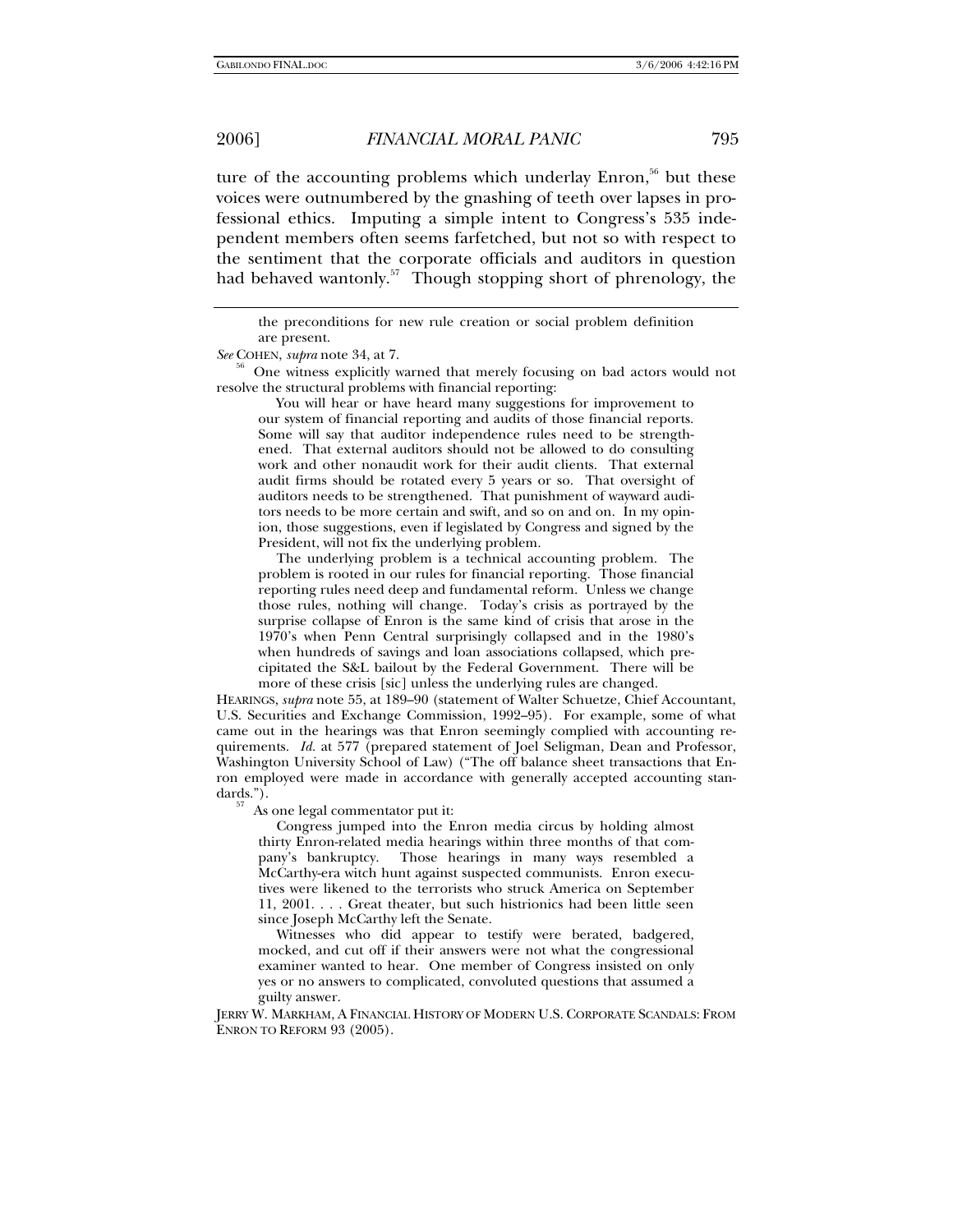ture of the accounting problems which underlay Enron,[56] but these voices were outnumbered by the gnashing of teeth over lapses in professional ethics. Imputing a simple intent to Congress's 535 independent members often seems farfetched, but not so with respect to the sentiment that the corporate officials and auditors in question had behaved wantonly.[57] Though stopping short of phrenology, the

---

> the preconditions for new rule creation or social problem definition are present.

*See* COHEN, *supra* note 34, at 7.

[56] One witness explicitly warned that merely focusing on bad actors would not resolve the structural problems with financial reporting:

> You will hear or have heard many suggestions for improvement to our system of financial reporting and audits of those financial reports. Some will say that auditor independence rules need to be strengthened. That external auditors should not be allowed to do consulting work and other nonaudit work for their audit clients. That external audit firms should be rotated every 5 years or so. That oversight of auditors needs to be strengthened. That punishment of wayward auditors needs to be more certain and swift, and so on and on. In my opinion, those suggestions, even if legislated by Congress and signed by the President, will not fix the underlying problem.
>
> The underlying problem is a technical accounting problem. The problem is rooted in our rules for financial reporting. Those financial reporting rules need deep and fundamental reform. Unless we change those rules, nothing will change. Today's crisis as portrayed by the surprise collapse of Enron is the same kind of crisis that arose in the 1970's when Penn Central surprisingly collapsed and in the 1980's when hundreds of savings and loan associations collapsed, which precipitated the S&L bailout by the Federal Government. There will be more of these crisis [sic] unless the underlying rules are changed.

HEARINGS, *supra* note 55, at 189–90 (statement of Walter Schuetze, Chief Accountant, U.S. Securities and Exchange Commission, 1992–95). For example, some of what came out in the hearings was that Enron seemingly complied with accounting requirements. *Id.* at 577 (prepared statement of Joel Seligman, Dean and Professor, Washington University School of Law) ("The off balance sheet transactions that Enron employed were made in accordance with generally accepted accounting standards.").

[57] As one legal commentator put it:

> Congress jumped into the Enron media circus by holding almost thirty Enron-related media hearings within three months of that company's bankruptcy. Those hearings in many ways resembled a McCarthy-era witch hunt against suspected communists. Enron executives were likened to the terrorists who struck America on September 11, 2001. . . . Great theater, but such histrionics had been little seen since Joseph McCarthy left the Senate.
>
> Witnesses who did appear to testify were berated, badgered, mocked, and cut off if their answers were not what the congressional examiner wanted to hear. One member of Congress insisted on only yes or no answers to complicated, convoluted questions that assumed a guilty answer.

JERRY W. MARKHAM, A FINANCIAL HISTORY OF MODERN U.S. CORPORATE SCANDALS: FROM ENRON TO REFORM 93 (2005).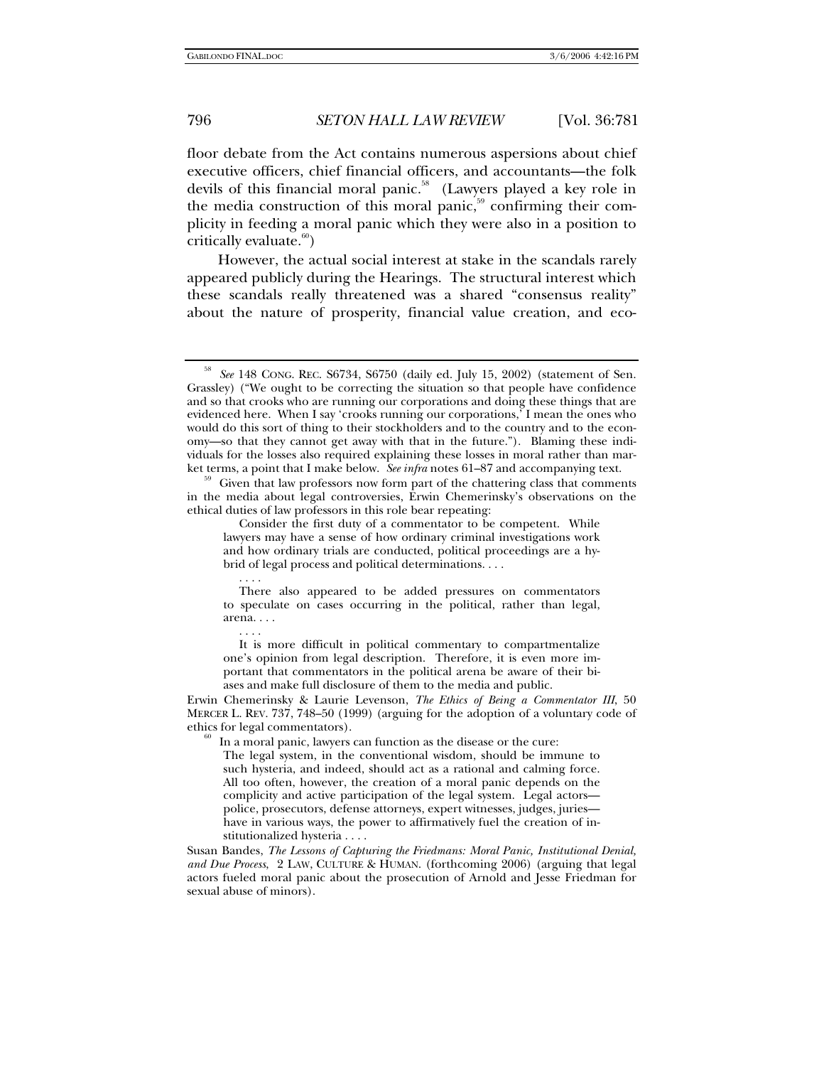floor debate from the Act contains numerous aspersions about chief executive officers, chief financial officers, and accountants—the folk devils of this financial moral panic.[58] (Lawyers played a key role in the media construction of this moral panic,[59] confirming their complicity in feeding a moral panic which they were also in a position to critically evaluate.[60])

However, the actual social interest at stake in the scandals rarely appeared publicly during the Hearings. The structural interest which these scandals really threatened was a shared "consensus reality" about the nature of prosperity, financial value creation, and eco-

---

[58] *See* 148 CONG. REC. S6734, S6750 (daily ed. July 15, 2002) (statement of Sen. Grassley) ("We ought to be correcting the situation so that people have confidence and so that crooks who are running our corporations and doing these things that are evidenced here. When I say 'crooks running our corporations,' I mean the ones who would do this sort of thing to their stockholders and to the country and to the economy—so that they cannot get away with that in the future."). Blaming these individuals for the losses also required explaining these losses in moral rather than market terms, a point that I make below. *See infra* notes 61–87 and accompanying text.

[59] Given that law professors now form part of the chattering class that comments in the media about legal controversies, Erwin Chemerinsky's observations on the ethical duties of law professors in this role bear repeating:

> Consider the first duty of a commentator to be competent. While lawyers may have a sense of how ordinary criminal investigations work and how ordinary trials are conducted, political proceedings are a hybrid of legal process and political determinations. . . .
>
> . . . .
>
> There also appeared to be added pressures on commentators to speculate on cases occurring in the political, rather than legal, arena. . . .
>
> . . . .
>
> It is more difficult in political commentary to compartmentalize one's opinion from legal description. Therefore, it is even more important that commentators in the political arena be aware of their biases and make full disclosure of them to the media and public.

Erwin Chemerinsky & Laurie Levenson, *The Ethics of Being a Commentator III*, 50 MERCER L. REV. 737, 748–50 (1999) (arguing for the adoption of a voluntary code of ethics for legal commentators).

[60] In a moral panic, lawyers can function as the disease or the cure:

> The legal system, in the conventional wisdom, should be immune to such hysteria, and indeed, should act as a rational and calming force. All too often, however, the creation of a moral panic depends on the complicity and active participation of the legal system. Legal actors—police, prosecutors, defense attorneys, expert witnesses, judges, juries—have in various ways, the power to affirmatively fuel the creation of institutionalized hysteria . . . .

Susan Bandes, *The Lessons of Capturing the Friedmans: Moral Panic, Institutional Denial, and Due Process*, 2 LAW, CULTURE & HUMAN. (forthcoming 2006) (arguing that legal actors fueled moral panic about the prosecution of Arnold and Jesse Friedman for sexual abuse of minors).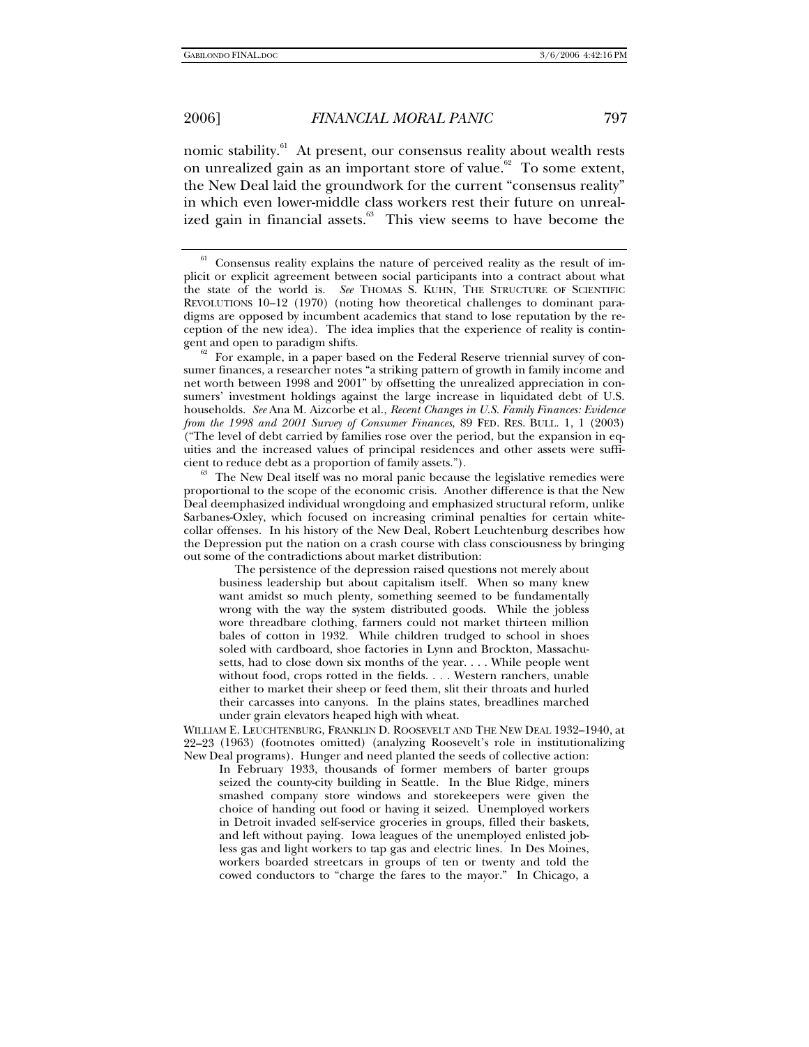nomic stability.[61] At present, our consensus reality about wealth rests on unrealized gain as an important store of value.[62] To some extent, the New Deal laid the groundwork for the current "consensus reality" in which even lower-middle class workers rest their future on unrealized gain in financial assets.[63] This view seems to have become the

---

[61] Consensus reality explains the nature of perceived reality as the result of implicit or explicit agreement between social participants into a contract about what the state of the world is. *See* THOMAS S. KUHN, THE STRUCTURE OF SCIENTIFIC REVOLUTIONS 10–12 (1970) (noting how theoretical challenges to dominant paradigms are opposed by incumbent academics that stand to lose reputation by the reception of the new idea). The idea implies that the experience of reality is contingent and open to paradigm shifts.

[62] For example, in a paper based on the Federal Reserve triennial survey of consumer finances, a researcher notes "a striking pattern of growth in family income and net worth between 1998 and 2001" by offsetting the unrealized appreciation in consumers' investment holdings against the large increase in liquidated debt of U.S. households. *See* Ana M. Aizcorbe et al., *Recent Changes in U.S. Family Finances: Evidence from the 1998 and 2001 Survey of Consumer Finances*, 89 FED. RES. BULL. 1, 1 (2003) ("The level of debt carried by families rose over the period, but the expansion in equities and the increased values of principal residences and other assets were sufficient to reduce debt as a proportion of family assets.").

[63] The New Deal itself was no moral panic because the legislative remedies were proportional to the scope of the economic crisis. Another difference is that the New Deal deemphasized individual wrongdoing and emphasized structural reform, unlike Sarbanes-Oxley, which focused on increasing criminal penalties for certain white-collar offenses. In his history of the New Deal, Robert Leuchtenburg describes how the Depression put the nation on a crash course with class consciousness by bringing out some of the contradictions about market distribution:

> The persistence of the depression raised questions not merely about business leadership but about capitalism itself. When so many knew want amidst so much plenty, something seemed to be fundamentally wrong with the way the system distributed goods. While the jobless wore threadbare clothing, farmers could not market thirteen million bales of cotton in 1932. While children trudged to school in shoes soled with cardboard, shoe factories in Lynn and Brockton, Massachusetts, had to close down six months of the year. . . . While people went without food, crops rotted in the fields. . . . Western ranchers, unable either to market their sheep or feed them, slit their throats and hurled their carcasses into canyons. In the plains states, breadlines marched under grain elevators heaped high with wheat.

WILLIAM E. LEUCHTENBURG, FRANKLIN D. ROOSEVELT AND THE NEW DEAL 1932–1940, at 22–23 (1963) (footnotes omitted) (analyzing Roosevelt's role in institutionalizing New Deal programs). Hunger and need planted the seeds of collective action:

> In February 1933, thousands of former members of barter groups seized the county-city building in Seattle. In the Blue Ridge, miners smashed company store windows and storekeepers were given the choice of handing out food or having it seized. Unemployed workers in Detroit invaded self-service groceries in groups, filled their baskets, and left without paying. Iowa leagues of the unemployed enlisted jobless gas and light workers to tap gas and electric lines. In Des Moines, workers boarded streetcars in groups of ten or twenty and told the cowed conductors to "charge the fares to the mayor." In Chicago, a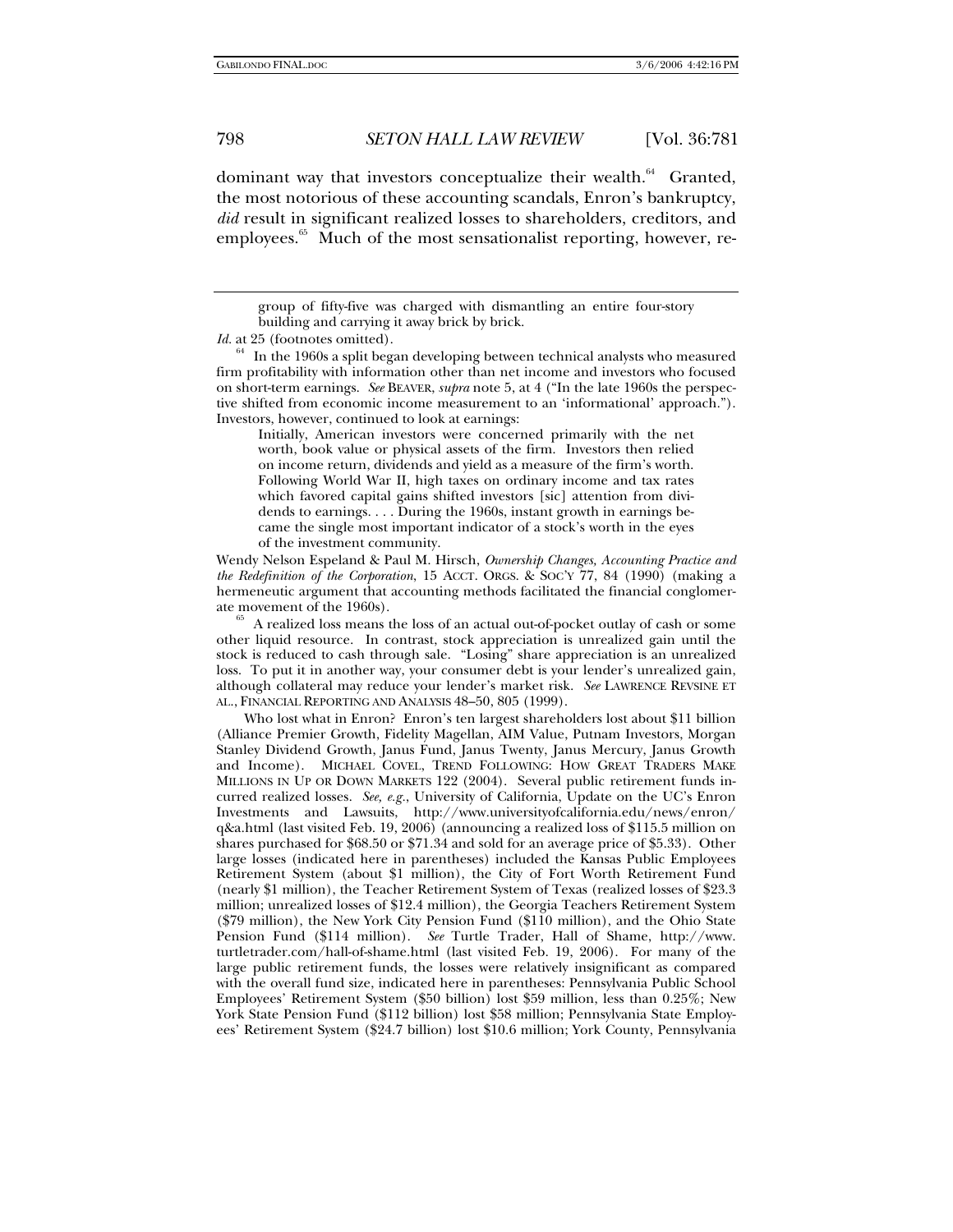dominant way that investors conceptualize their wealth.[64] Granted, the most notorious of these accounting scandals, Enron's bankruptcy, *did* result in significant realized losses to shareholders, creditors, and employees.[65] Much of the most sensationalist reporting, however, re-

---

> group of fifty-five was charged with dismantling an entire four-story building and carrying it away brick by brick.

*Id.* at 25 (footnotes omitted).

[64] In the 1960s a split began developing between technical analysts who measured firm profitability with information other than net income and investors who focused on short-term earnings. *See* BEAVER, *supra* note 5, at 4 ("In the late 1960s the perspective shifted from economic income measurement to an 'informational' approach."). Investors, however, continued to look at earnings:

> Initially, American investors were concerned primarily with the net worth, book value or physical assets of the firm. Investors then relied on income return, dividends and yield as a measure of the firm's worth. Following World War II, high taxes on ordinary income and tax rates which favored capital gains shifted investors [sic] attention from dividends to earnings. . . . During the 1960s, instant growth in earnings became the single most important indicator of a stock's worth in the eyes of the investment community.

Wendy Nelson Espeland & Paul M. Hirsch, *Ownership Changes, Accounting Practice and the Redefinition of the Corporation*, 15 ACCT. ORGS. & SOC'Y 77, 84 (1990) (making a hermeneutic argument that accounting methods facilitated the financial conglomerate movement of the 1960s).

[65] A realized loss means the loss of an actual out-of-pocket outlay of cash or some other liquid resource. In contrast, stock appreciation is unrealized gain until the stock is reduced to cash through sale. "Losing" share appreciation is an unrealized loss. To put it in another way, your consumer debt is your lender's unrealized gain, although collateral may reduce your lender's market risk. *See* LAWRENCE REVSINE ET AL., FINANCIAL REPORTING AND ANALYSIS 48–50, 805 (1999).

Who lost what in Enron? Enron's ten largest shareholders lost about $11 billion (Alliance Premier Growth, Fidelity Magellan, AIM Value, Putnam Investors, Morgan Stanley Dividend Growth, Janus Fund, Janus Twenty, Janus Mercury, Janus Growth and Income). MICHAEL COVEL, TREND FOLLOWING: HOW GREAT TRADERS MAKE MILLIONS IN UP OR DOWN MARKETS 122 (2004). Several public retirement funds incurred realized losses. *See, e.g.*, University of California, Update on the UC's Enron Investments and Lawsuits, http://www.universityofcalifornia.edu/news/enron/q&a.html (last visited Feb. 19, 2006) (announcing a realized loss of $115.5 million on shares purchased for $68.50 or $71.34 and sold for an average price of $5.33). Other large losses (indicated here in parentheses) included the Kansas Public Employees Retirement System (about $1 million), the City of Fort Worth Retirement Fund (nearly $1 million), the Teacher Retirement System of Texas (realized losses of $23.3 million; unrealized losses of $12.4 million), the Georgia Teachers Retirement System ($79 million), the New York City Pension Fund ($110 million), and the Ohio State Pension Fund ($114 million). *See* Turtle Trader, Hall of Shame, http://www.turtletrader.com/hall-of-shame.html (last visited Feb. 19, 2006). For many of the large public retirement funds, the losses were relatively insignificant as compared with the overall fund size, indicated here in parentheses: Pennsylvania Public School Employees' Retirement System ($50 billion) lost $59 million, less than 0.25%; New York State Pension Fund ($112 billion) lost $58 million; Pennsylvania State Employees' Retirement System ($24.7 billion) lost $10.6 million; York County, Pennsylvania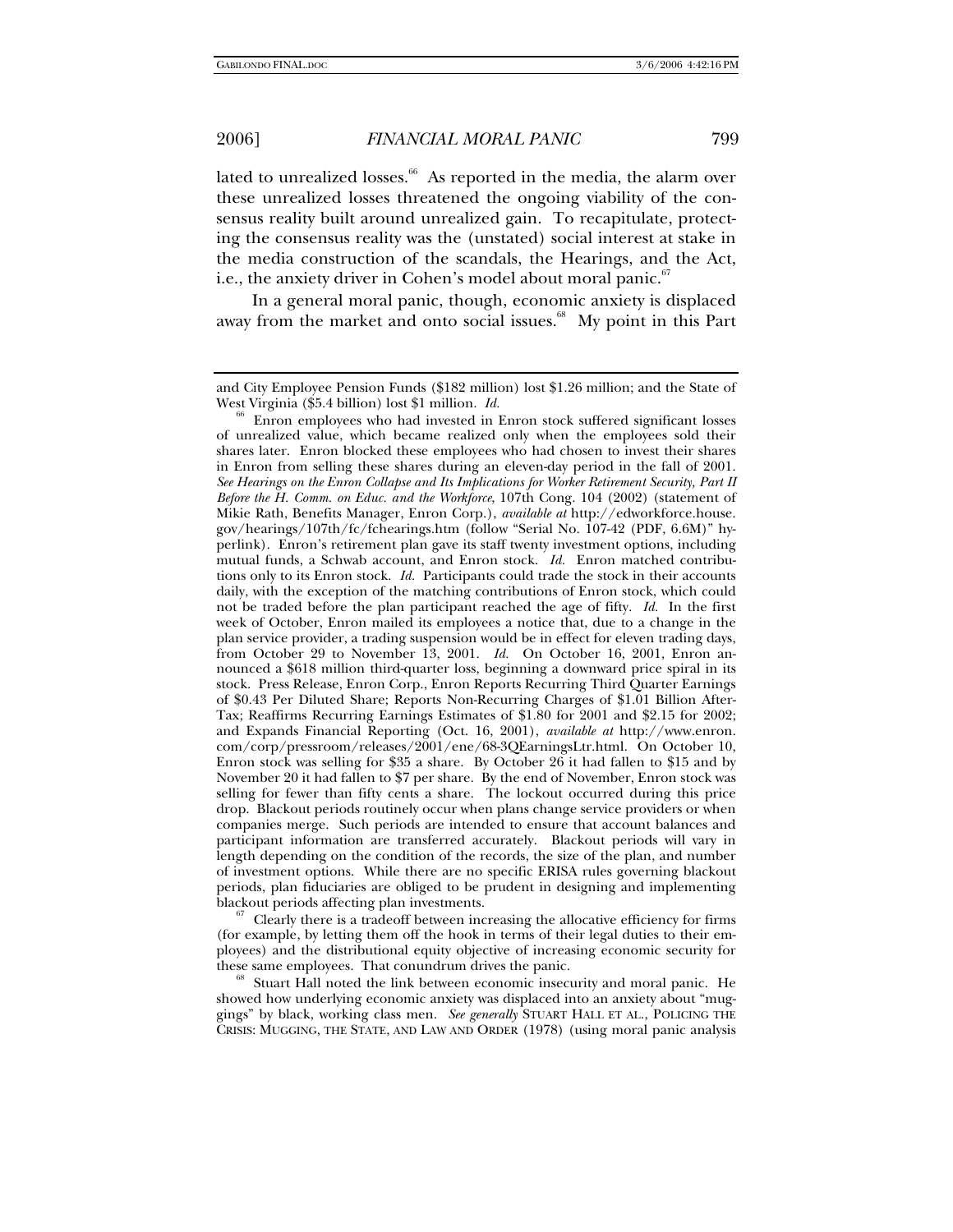lated to unrealized losses.[66] As reported in the media, the alarm over these unrealized losses threatened the ongoing viability of the consensus reality built around unrealized gain. To recapitulate, protecting the consensus reality was the (unstated) social interest at stake in the media construction of the scandals, the Hearings, and the Act, i.e., the anxiety driver in Cohen's model about moral panic.[67]

In a general moral panic, though, economic anxiety is displaced away from the market and onto social issues.[68] My point in this Part

---

and City Employee Pension Funds ($182 million) lost $1.26 million; and the State of West Virginia ($5.4 billion) lost $1 million. *Id.*

[66] Enron employees who had invested in Enron stock suffered significant losses of unrealized value, which became realized only when the employees sold their shares later. Enron blocked these employees who had chosen to invest their shares in Enron from selling these shares during an eleven-day period in the fall of 2001. *See Hearings on the Enron Collapse and Its Implications for Worker Retirement Security, Part II Before the H. Comm. on Educ. and the Workforce*, 107th Cong. 104 (2002) (statement of Mikie Rath, Benefits Manager, Enron Corp.), *available at* http://edworkforce.house.gov/hearings/107th/fc/fchearings.htm (follow "Serial No. 107-42 (PDF, 6.6M)" hyperlink). Enron's retirement plan gave its staff twenty investment options, including mutual funds, a Schwab account, and Enron stock. *Id.* Enron matched contributions only to its Enron stock. *Id.* Participants could trade the stock in their accounts daily, with the exception of the matching contributions of Enron stock, which could not be traded before the plan participant reached the age of fifty. *Id.* In the first week of October, Enron mailed its employees a notice that, due to a change in the plan service provider, a trading suspension would be in effect for eleven trading days, from October 29 to November 13, 2001. *Id.* On October 16, 2001, Enron announced a $618 million third-quarter loss, beginning a downward price spiral in its stock. Press Release, Enron Corp., Enron Reports Recurring Third Quarter Earnings of $0.43 Per Diluted Share; Reports Non-Recurring Charges of $1.01 Billion After-Tax; Reaffirms Recurring Earnings Estimates of $1.80 for 2001 and $2.15 for 2002; and Expands Financial Reporting (Oct. 16, 2001), *available at* http://www.enron.com/corp/pressroom/releases/2001/ene/68-3QEarningsLtr.html. On October 10, Enron stock was selling for $35 a share. By October 26 it had fallen to $15 and by November 20 it had fallen to $7 per share. By the end of November, Enron stock was selling for fewer than fifty cents a share. The lockout occurred during this price drop. Blackout periods routinely occur when plans change service providers or when companies merge. Such periods are intended to ensure that account balances and participant information are transferred accurately. Blackout periods will vary in length depending on the condition of the records, the size of the plan, and number of investment options. While there are no specific ERISA rules governing blackout periods, plan fiduciaries are obliged to be prudent in designing and implementing blackout periods affecting plan investments.

[67] Clearly there is a tradeoff between increasing the allocative efficiency for firms (for example, by letting them off the hook in terms of their legal duties to their employees) and the distributional equity objective of increasing economic security for these same employees. That conundrum drives the panic.

[68] Stuart Hall noted the link between economic insecurity and moral panic. He showed how underlying economic anxiety was displaced into an anxiety about "muggings" by black, working class men. *See generally* STUART HALL ET AL., POLICING THE CRISIS: MUGGING, THE STATE, AND LAW AND ORDER (1978) (using moral panic analysis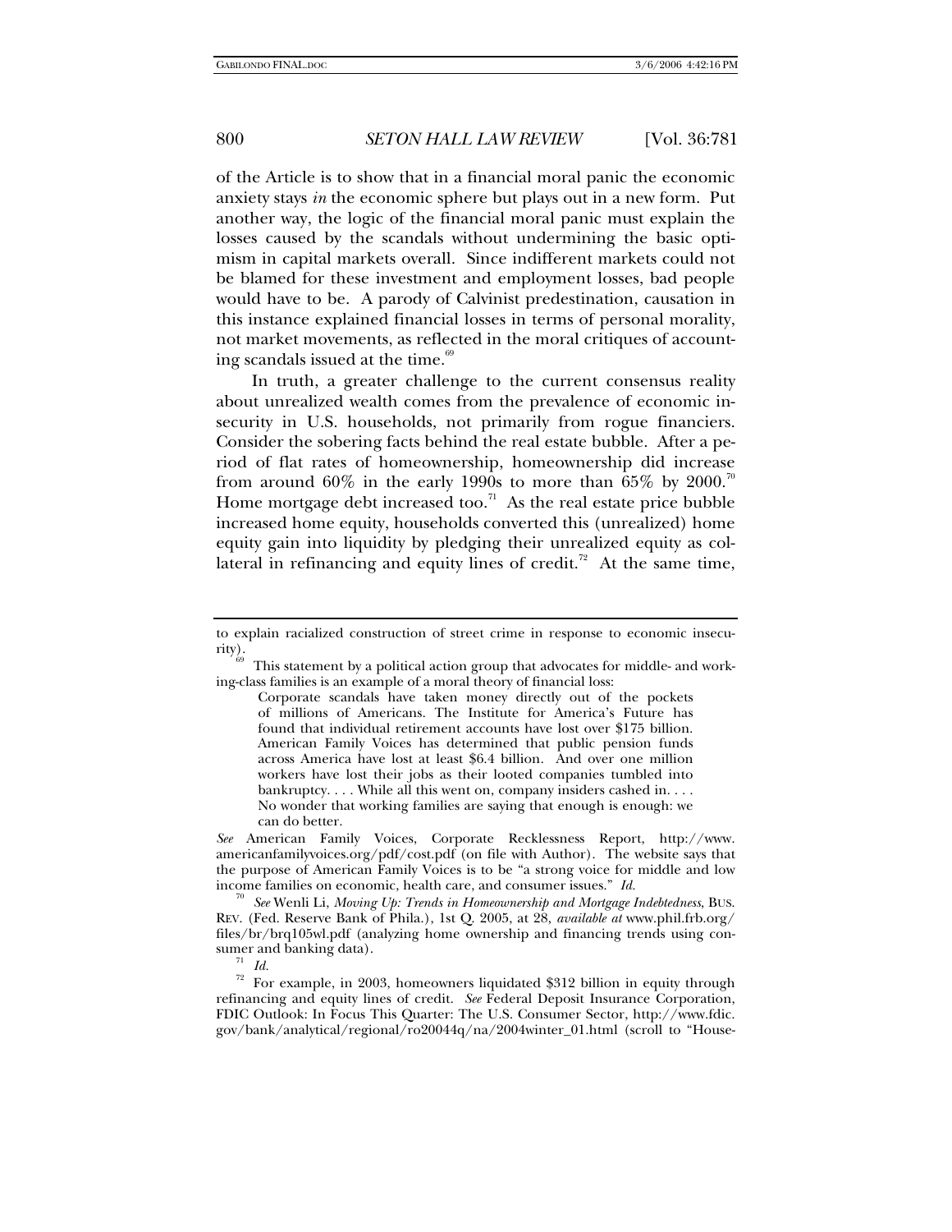of the Article is to show that in a financial moral panic the economic anxiety stays *in* the economic sphere but plays out in a new form. Put another way, the logic of the financial moral panic must explain the losses caused by the scandals without undermining the basic optimism in capital markets overall. Since indifferent markets could not be blamed for these investment and employment losses, bad people would have to be. A parody of Calvinist predestination, causation in this instance explained financial losses in terms of personal morality, not market movements, as reflected in the moral critiques of accounting scandals issued at the time.[69]

In truth, a greater challenge to the current consensus reality about unrealized wealth comes from the prevalence of economic insecurity in U.S. households, not primarily from rogue financiers. Consider the sobering facts behind the real estate bubble. After a period of flat rates of homeownership, homeownership did increase from around 60% in the early 1990s to more than 65% by 2000.[70] Home mortgage debt increased too.[71] As the real estate price bubble increased home equity, households converted this (unrealized) home equity gain into liquidity by pledging their unrealized equity as collateral in refinancing and equity lines of credit.[72] At the same time,

---

to explain racialized construction of street crime in response to economic insecurity).

[69] This statement by a political action group that advocates for middle- and working-class families is an example of a moral theory of financial loss:

> Corporate scandals have taken money directly out of the pockets of millions of Americans. The Institute for America's Future has found that individual retirement accounts have lost over $175 billion. American Family Voices has determined that public pension funds across America have lost at least $6.4 billion. And over one million workers have lost their jobs as their looted companies tumbled into bankruptcy. . . . While all this went on, company insiders cashed in. . . . No wonder that working families are saying that enough is enough: we can do better.

*See* American Family Voices, Corporate Recklessness Report, http://www.americanfamilyvoices.org/pdf/cost.pdf (on file with Author). The website says that the purpose of American Family Voices is to be "a strong voice for middle and low income families on economic, health care, and consumer issues." *Id.*

[70] *See* Wenli Li, *Moving Up: Trends in Homeownership and Mortgage Indebtedness*, BUS. REV. (Fed. Reserve Bank of Phila.), 1st Q. 2005, at 28, *available at* www.phil.frb.org/files/br/brq105wl.pdf (analyzing home ownership and financing trends using consumer and banking data).

[71] *Id.*

[72] For example, in 2003, homeowners liquidated $312 billion in equity through refinancing and equity lines of credit. *See* Federal Deposit Insurance Corporation, FDIC Outlook: In Focus This Quarter: The U.S. Consumer Sector, http://www.fdic.gov/bank/analytical/regional/ro20044q/na/2004winter_01.html (scroll to "House-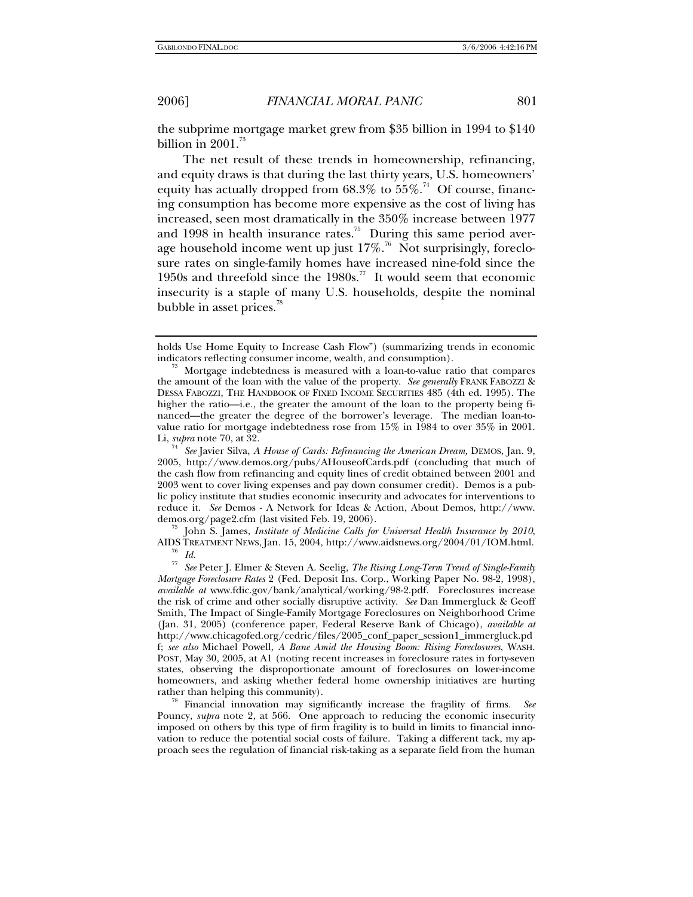the subprime mortgage market grew from $35 billion in 1994 to $140 billion in 2001.[73]

The net result of these trends in homeownership, refinancing, and equity draws is that during the last thirty years, U.S. homeowners' equity has actually dropped from 68.3% to 55%.[74] Of course, financing consumption has become more expensive as the cost of living has increased, seen most dramatically in the 350% increase between 1977 and 1998 in health insurance rates.[75] During this same period average household income went up just 17%.[76] Not surprisingly, foreclosure rates on single-family homes have increased nine-fold since the 1950s and threefold since the 1980s.[77] It would seem that economic insecurity is a staple of many U.S. households, despite the nominal bubble in asset prices.[78]

---

holds Use Home Equity to Increase Cash Flow") (summarizing trends in economic indicators reflecting consumer income, wealth, and consumption).

[73] Mortgage indebtedness is measured with a loan-to-value ratio that compares the amount of the loan with the value of the property. *See generally* FRANK FABOZZI & DESSA FABOZZI, THE HANDBOOK OF FIXED INCOME SECURITIES 485 (4th ed. 1995). The higher the ratio—i.e., the greater the amount of the loan to the property being financed—the greater the degree of the borrower's leverage. The median loan-to-value ratio for mortgage indebtedness rose from 15% in 1984 to over 35% in 2001. Li, *supra* note 70, at 32.

[74] *See* Javier Silva, *A House of Cards: Refinancing the American Dream,* DEMOS, Jan. 9, 2005, http://www.demos.org/pubs/AHouseofCards.pdf (concluding that much of the cash flow from refinancing and equity lines of credit obtained between 2001 and 2003 went to cover living expenses and pay down consumer credit). Demos is a public policy institute that studies economic insecurity and advocates for interventions to reduce it. *See* Demos - A Network for Ideas & Action, About Demos, http://www.demos.org/page2.cfm (last visited Feb. 19, 2006).

[75] John S. James, *Institute of Medicine Calls for Universal Health Insurance by 2010*, AIDS TREATMENT NEWS, Jan. 15, 2004, http://www.aidsnews.org/2004/01/IOM.html.

[76] *Id.*

[77] *See* Peter J. Elmer & Steven A. Seelig, *The Rising Long-Term Trend of Single-Family Mortgage Foreclosure Rates* 2 (Fed. Deposit Ins. Corp., Working Paper No. 98-2, 1998), *available at* www.fdic.gov/bank/analytical/working/98-2.pdf. Foreclosures increase the risk of crime and other socially disruptive activity. *See* Dan Immergluck & Geoff Smith, The Impact of Single-Family Mortgage Foreclosures on Neighborhood Crime (Jan. 31, 2005) (conference paper, Federal Reserve Bank of Chicago), *available at* http://www.chicagofed.org/cedric/files/2005_conf_paper_session1_immergluck.pdf; *see also* Michael Powell, *A Bane Amid the Housing Boom: Rising Foreclosures*, WASH. POST, May 30, 2005, at A1 (noting recent increases in foreclosure rates in forty-seven states, observing the disproportionate amount of foreclosures on lower-income homeowners, and asking whether federal home ownership initiatives are hurting rather than helping this community).

[78] Financial innovation may significantly increase the fragility of firms. *See* Pouncy, *supra* note 2, at 566. One approach to reducing the economic insecurity imposed on others by this type of firm fragility is to build in limits to financial innovation to reduce the potential social costs of failure. Taking a different tack, my approach sees the regulation of financial risk-taking as a separate field from the human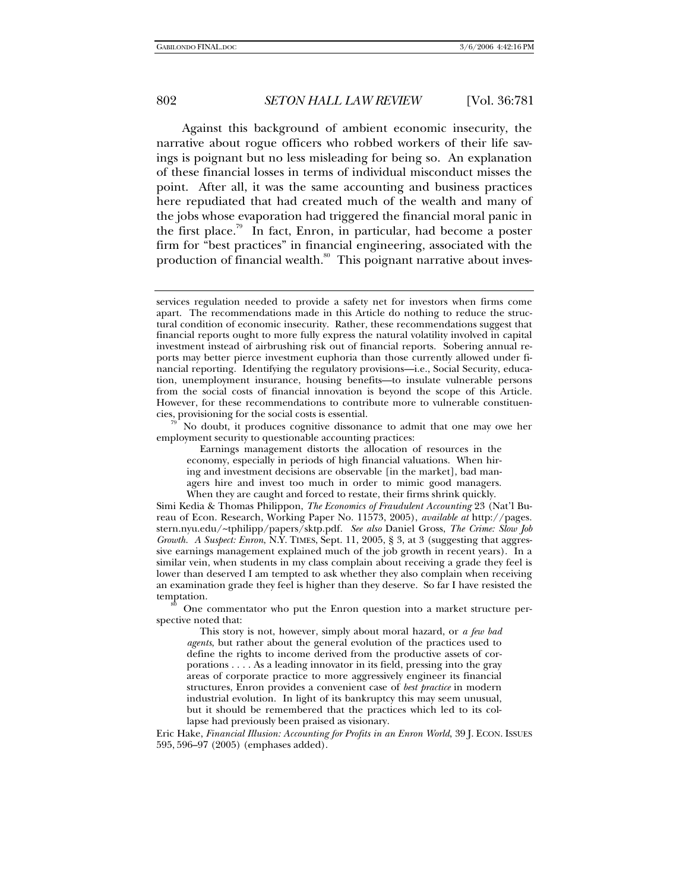Against this background of ambient economic insecurity, the narrative about rogue officers who robbed workers of their life savings is poignant but no less misleading for being so. An explanation of these financial losses in terms of individual misconduct misses the point. After all, it was the same accounting and business practices here repudiated that had created much of the wealth and many of the jobs whose evaporation had triggered the financial moral panic in the first place.[79] In fact, Enron, in particular, had become a poster firm for "best practices" in financial engineering, associated with the production of financial wealth.[80] This poignant narrative about inves-

---

services regulation needed to provide a safety net for investors when firms come apart. The recommendations made in this Article do nothing to reduce the structural condition of economic insecurity. Rather, these recommendations suggest that financial reports ought to more fully express the natural volatility involved in capital investment instead of airbrushing risk out of financial reports. Sobering annual reports may better pierce investment euphoria than those currently allowed under financial reporting. Identifying the regulatory provisions—i.e., Social Security, education, unemployment insurance, housing benefits—to insulate vulnerable persons from the social costs of financial innovation is beyond the scope of this Article. However, for these recommendations to contribute more to vulnerable constituencies, provisioning for the social costs is essential.

[79] No doubt, it produces cognitive dissonance to admit that one may owe her employment security to questionable accounting practices:

> Earnings management distorts the allocation of resources in the economy, especially in periods of high financial valuations. When hiring and investment decisions are observable [in the market], bad managers hire and invest too much in order to mimic good managers. When they are caught and forced to restate, their firms shrink quickly.

Simi Kedia & Thomas Philippon, *The Economics of Fraudulent Accounting* 23 (Nat'l Bureau of Econ. Research, Working Paper No. 11573, 2005), *available at* http://pages.stern.nyu.edu/~tphilipp/papers/sktp.pdf. *See also* Daniel Gross, *The Crime: Slow Job Growth. A Suspect: Enron*, N.Y. TIMES, Sept. 11, 2005, § 3, at 3 (suggesting that aggressive earnings management explained much of the job growth in recent years). In a similar vein, when students in my class complain about receiving a grade they feel is lower than deserved I am tempted to ask whether they also complain when receiving an examination grade they feel is higher than they deserve. So far I have resisted the temptation.

[80] One commentator who put the Enron question into a market structure perspective noted that:

> This story is not, however, simply about moral hazard, or *a few bad agents*, but rather about the general evolution of the practices used to define the rights to income derived from the productive assets of corporations . . . . As a leading innovator in its field, pressing into the gray areas of corporate practice to more aggressively engineer its financial structures, Enron provides a convenient case of *best practice* in modern industrial evolution. In light of its bankruptcy this may seem unusual, but it should be remembered that the practices which led to its collapse had previously been praised as visionary.

Eric Hake, *Financial Illusion: Accounting for Profits in an Enron World*, 39 J. ECON. ISSUES 595, 596–97 (2005) (emphases added).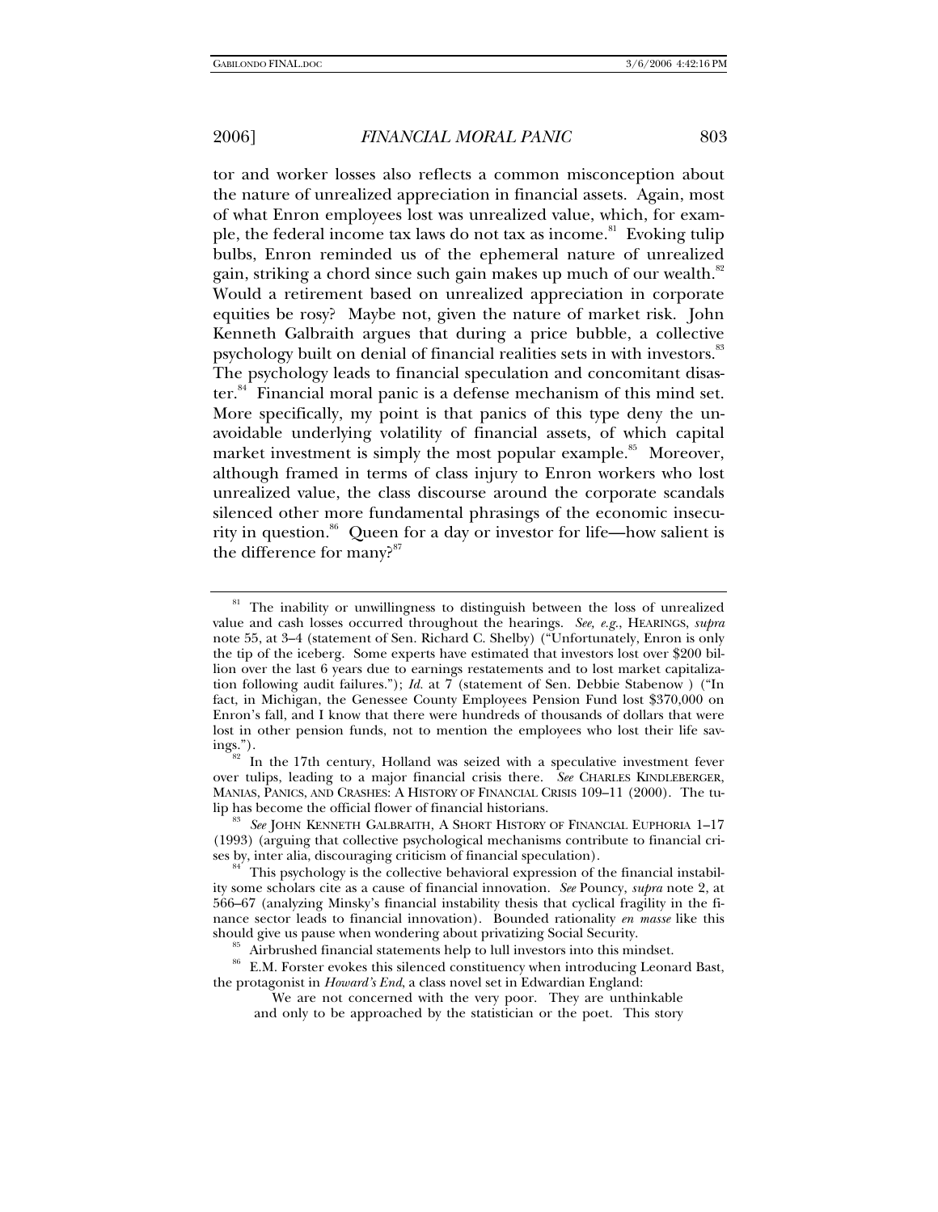tor and worker losses also reflects a common misconception about the nature of unrealized appreciation in financial assets. Again, most of what Enron employees lost was unrealized value, which, for example, the federal income tax laws do not tax as income.[81] Evoking tulip bulbs, Enron reminded us of the ephemeral nature of unrealized gain, striking a chord since such gain makes up much of our wealth.[82] Would a retirement based on unrealized appreciation in corporate equities be rosy? Maybe not, given the nature of market risk. John Kenneth Galbraith argues that during a price bubble, a collective psychology built on denial of financial realities sets in with investors.[83] The psychology leads to financial speculation and concomitant disaster.[84] Financial moral panic is a defense mechanism of this mind set. More specifically, my point is that panics of this type deny the unavoidable underlying volatility of financial assets, of which capital market investment is simply the most popular example.[85] Moreover, although framed in terms of class injury to Enron workers who lost unrealized value, the class discourse around the corporate scandals silenced other more fundamental phrasings of the economic insecurity in question.[86] Queen for a day or investor for life—how salient is the difference for many?[87]

---

[81] The inability or unwillingness to distinguish between the loss of unrealized value and cash losses occurred throughout the hearings. *See, e.g.*, HEARINGS, *supra* note 55, at 3–4 (statement of Sen. Richard C. Shelby) ("Unfortunately, Enron is only the tip of the iceberg. Some experts have estimated that investors lost over $200 billion over the last 6 years due to earnings restatements and to lost market capitalization following audit failures."); *Id.* at 7 (statement of Sen. Debbie Stabenow ) ("In fact, in Michigan, the Genessee County Employees Pension Fund lost $370,000 on Enron's fall, and I know that there were hundreds of thousands of dollars that were lost in other pension funds, not to mention the employees who lost their life savings.").

[82] In the 17th century, Holland was seized with a speculative investment fever over tulips, leading to a major financial crisis there. *See* CHARLES KINDLEBERGER, MANIAS, PANICS, AND CRASHES: A HISTORY OF FINANCIAL CRISIS 109–11 (2000). The tulip has become the official flower of financial historians.

[83] *See* JOHN KENNETH GALBRAITH, A SHORT HISTORY OF FINANCIAL EUPHORIA 1–17 (1993) (arguing that collective psychological mechanisms contribute to financial crises by, inter alia, discouraging criticism of financial speculation).

[84] This psychology is the collective behavioral expression of the financial instability some scholars cite as a cause of financial innovation. *See* Pouncy, *supra* note 2, at 566–67 (analyzing Minsky's financial instability thesis that cyclical fragility in the finance sector leads to financial innovation). Bounded rationality *en masse* like this should give us pause when wondering about privatizing Social Security.

[85] Airbrushed financial statements help to lull investors into this mindset.

[86] E.M. Forster evokes this silenced constituency when introducing Leonard Bast, the protagonist in *Howard's End*, a class novel set in Edwardian England:

> We are not concerned with the very poor. They are unthinkable and only to be approached by the statistician or the poet. This story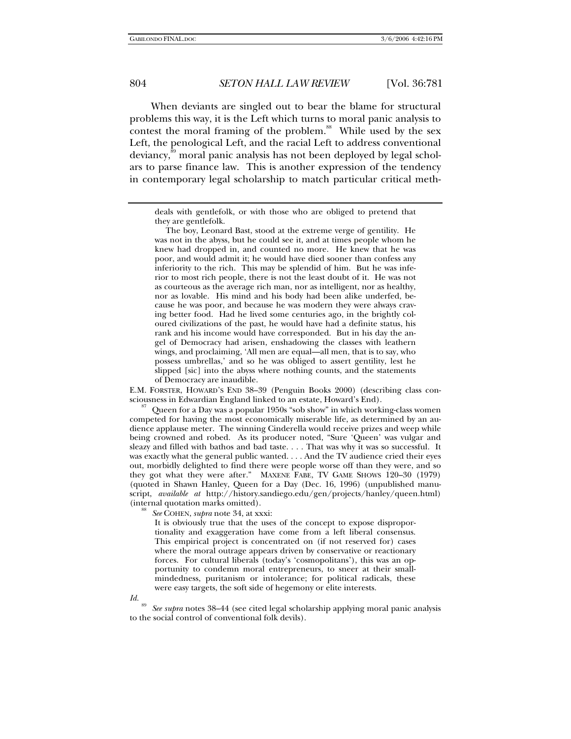When deviants are singled out to bear the blame for structural problems this way, it is the Left which turns to moral panic analysis to contest the moral framing of the problem.[88] While used by the sex Left, the penological Left, and the racial Left to address conventional deviancy,[89] moral panic analysis has not been deployed by legal scholars to parse finance law. This is another expression of the tendency in contemporary legal scholarship to match particular critical meth-

---

> deals with gentlefolk, or with those who are obliged to pretend that they are gentlefolk.
>
> The boy, Leonard Bast, stood at the extreme verge of gentility. He was not in the abyss, but he could see it, and at times people whom he knew had dropped in, and counted no more. He knew that he was poor, and would admit it; he would have died sooner than confess any inferiority to the rich. This may be splendid of him. But he was inferior to most rich people, there is not the least doubt of it. He was not as courteous as the average rich man, nor as intelligent, nor as healthy, nor as lovable. His mind and his body had been alike underfed, because he was poor, and because he was modern they were always craving better food. Had he lived some centuries ago, in the brightly coloured civilizations of the past, he would have had a definite status, his rank and his income would have corresponded. But in his day the angel of Democracy had arisen, enshadowing the classes with leathern wings, and proclaiming, 'All men are equal—all men, that is to say, who possess umbrellas,' and so he was obliged to assert gentility, lest he slipped [sic] into the abyss where nothing counts, and the statements of Democracy are inaudible.

E.M. FORSTER, HOWARD'S END 38–39 (Penguin Books 2000) (describing class consciousness in Edwardian England linked to an estate, Howard's End).

[87] Queen for a Day was a popular 1950s "sob show" in which working-class women competed for having the most economically miserable life, as determined by an audience applause meter. The winning Cinderella would receive prizes and weep while being crowned and robed. As its producer noted, "Sure 'Queen' was vulgar and sleazy and filled with bathos and bad taste. . . . That was why it was so successful. It was exactly what the general public wanted. . . . And the TV audience cried their eyes out, morbidly delighted to find there were people worse off than they were, and so they got what they were after." MAXENE FABE, TV GAME SHOWS 120–30 (1979) (quoted in Shawn Hanley, Queen for a Day (Dec. 16, 1996) (unpublished manuscript, *available at* http://history.sandiego.edu/gen/projects/hanley/queen.html) (internal quotation marks omitted).

[88] *See* COHEN, *supra* note 34, at xxxi:

> It is obviously true that the uses of the concept to expose disproportionality and exaggeration have come from a left liberal consensus. This empirical project is concentrated on (if not reserved for) cases where the moral outrage appears driven by conservative or reactionary forces. For cultural liberals (today's 'cosmopolitans'), this was an opportunity to condemn moral entrepreneurs, to sneer at their small-mindedness, puritanism or intolerance; for political radicals, these were easy targets, the soft side of hegemony or elite interests.

*Id.*

[89] *See supra* notes 38–44 (see cited legal scholarship applying moral panic analysis to the social control of conventional folk devils).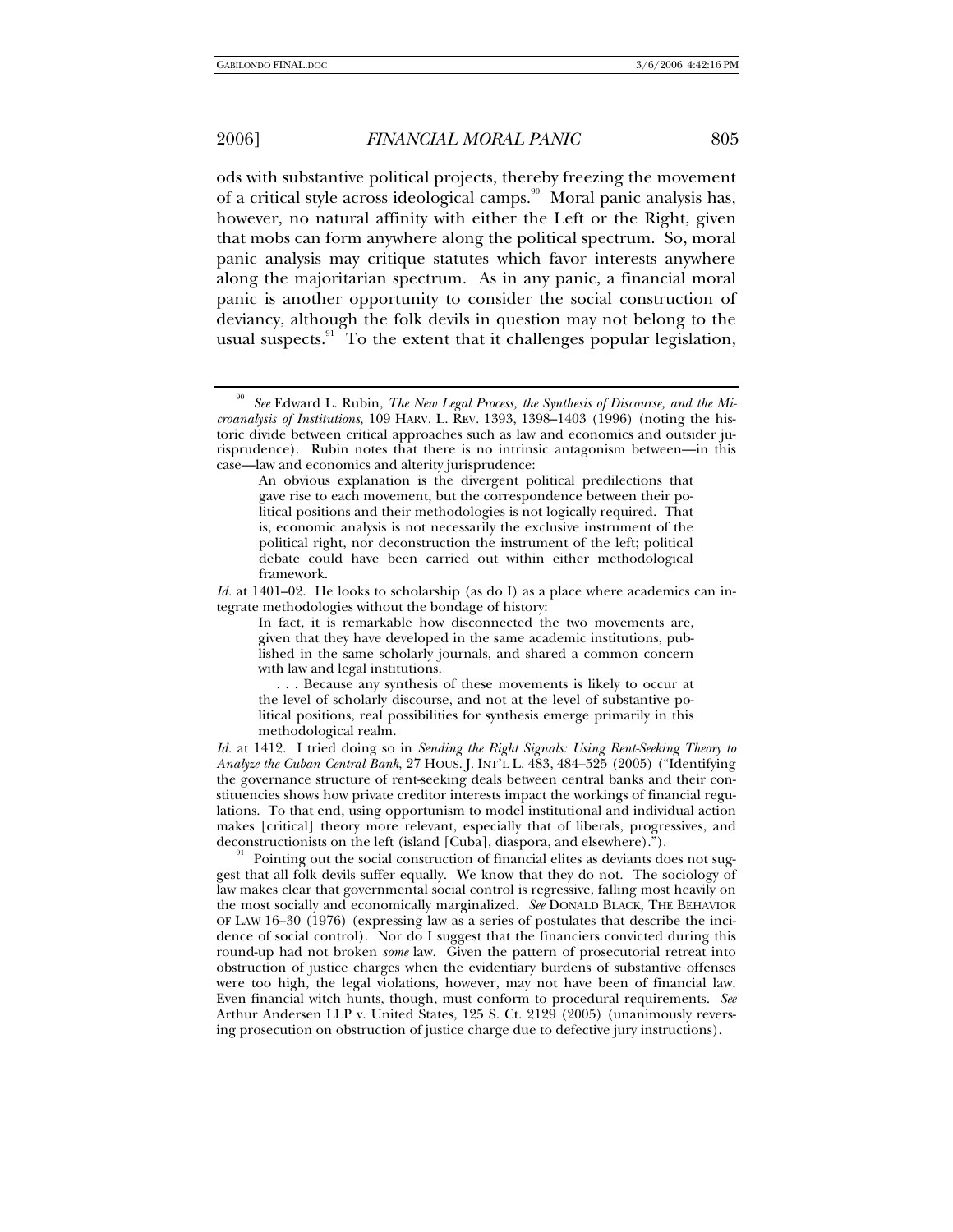ods with substantive political projects, thereby freezing the movement of a critical style across ideological camps.[90] Moral panic analysis has, however, no natural affinity with either the Left or the Right, given that mobs can form anywhere along the political spectrum. So, moral panic analysis may critique statutes which favor interests anywhere along the majoritarian spectrum. As in any panic, a financial moral panic is another opportunity to consider the social construction of deviancy, although the folk devils in question may not belong to the usual suspects.[91] To the extent that it challenges popular legislation,

---

[90] *See* Edward L. Rubin, *The New Legal Process, the Synthesis of Discourse, and the Microanalysis of Institutions*, 109 HARV. L. REV. 1393, 1398–1403 (1996) (noting the historic divide between critical approaches such as law and economics and outsider jurisprudence). Rubin notes that there is no intrinsic antagonism between—in this case—law and economics and alterity jurisprudence:

> An obvious explanation is the divergent political predilections that gave rise to each movement, but the correspondence between their political positions and their methodologies is not logically required. That is, economic analysis is not necessarily the exclusive instrument of the political right, nor deconstruction the instrument of the left; political debate could have been carried out within either methodological framework.

*Id.* at 1401–02. He looks to scholarship (as do I) as a place where academics can integrate methodologies without the bondage of history:

> In fact, it is remarkable how disconnected the two movements are, given that they have developed in the same academic institutions, published in the same scholarly journals, and shared a common concern with law and legal institutions.
>
> . . . Because any synthesis of these movements is likely to occur at the level of scholarly discourse, and not at the level of substantive political positions, real possibilities for synthesis emerge primarily in this methodological realm.

*Id.* at 1412. I tried doing so in *Sending the Right Signals: Using Rent-Seeking Theory to Analyze the Cuban Central Bank*, 27 HOUS. J. INT'L L. 483, 484–525 (2005) ("Identifying the governance structure of rent-seeking deals between central banks and their constituencies shows how private creditor interests impact the workings of financial regulations. To that end, using opportunism to model institutional and individual action makes [critical] theory more relevant, especially that of liberals, progressives, and deconstructionists on the left (island [Cuba], diaspora, and elsewhere).").

[91] Pointing out the social construction of financial elites as deviants does not suggest that all folk devils suffer equally. We know that they do not. The sociology of law makes clear that governmental social control is regressive, falling most heavily on the most socially and economically marginalized. *See* DONALD BLACK, THE BEHAVIOR OF LAW 16–30 (1976) (expressing law as a series of postulates that describe the incidence of social control). Nor do I suggest that the financiers convicted during this round-up had not broken *some* law. Given the pattern of prosecutorial retreat into obstruction of justice charges when the evidentiary burdens of substantive offenses were too high, the legal violations, however, may not have been of financial law. Even financial witch hunts, though, must conform to procedural requirements. *See* Arthur Andersen LLP v. United States, 125 S. Ct. 2129 (2005) (unanimously reversing prosecution on obstruction of justice charge due to defective jury instructions).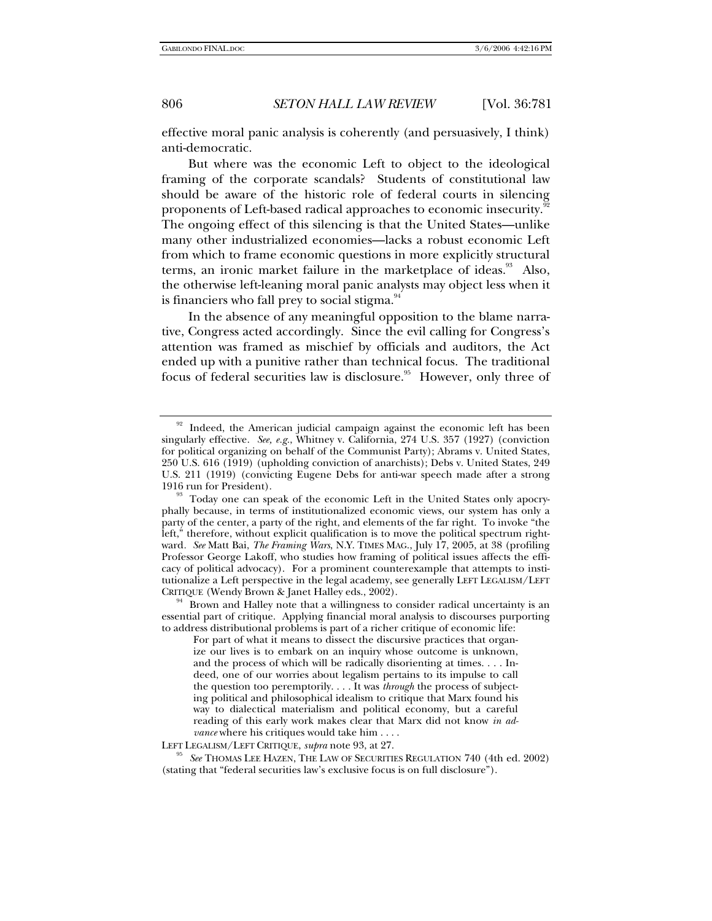effective moral panic analysis is coherently (and persuasively, I think) anti-democratic.

But where was the economic Left to object to the ideological framing of the corporate scandals? Students of constitutional law should be aware of the historic role of federal courts in silencing proponents of Left-based radical approaches to economic insecurity.[92] The ongoing effect of this silencing is that the United States—unlike many other industrialized economies—lacks a robust economic Left from which to frame economic questions in more explicitly structural terms, an ironic market failure in the marketplace of ideas.[93] Also, the otherwise left-leaning moral panic analysts may object less when it is financiers who fall prey to social stigma.[94]

In the absence of any meaningful opposition to the blame narrative, Congress acted accordingly. Since the evil calling for Congress's attention was framed as mischief by officials and auditors, the Act ended up with a punitive rather than technical focus. The traditional focus of federal securities law is disclosure.[95] However, only three of

---

[92] Indeed, the American judicial campaign against the economic left has been singularly effective. *See, e.g.*, Whitney v. California, 274 U.S. 357 (1927) (conviction for political organizing on behalf of the Communist Party); Abrams v. United States, 250 U.S. 616 (1919) (upholding conviction of anarchists); Debs v. United States, 249 U.S. 211 (1919) (convicting Eugene Debs for anti-war speech made after a strong 1916 run for President).

[93] Today one can speak of the economic Left in the United States only apocryphally because, in terms of institutionalized economic views, our system has only a party of the center, a party of the right, and elements of the far right. To invoke "the left," therefore, without explicit qualification is to move the political spectrum rightward. *See* Matt Bai, *The Framing Wars*, N.Y. TIMES MAG., July 17, 2005, at 38 (profiling Professor George Lakoff, who studies how framing of political issues affects the efficacy of political advocacy). For a prominent counterexample that attempts to institutionalize a Left perspective in the legal academy, see generally LEFT LEGALISM/LEFT CRITIQUE (Wendy Brown & Janet Halley eds., 2002).

[94] Brown and Halley note that a willingness to consider radical uncertainty is an essential part of critique. Applying financial moral analysis to discourses purporting to address distributional problems is part of a richer critique of economic life:

> For part of what it means to dissect the discursive practices that organize our lives is to embark on an inquiry whose outcome is unknown, and the process of which will be radically disorienting at times. . . . Indeed, one of our worries about legalism pertains to its impulse to call the question too peremptorily. . . . It was *through* the process of subjecting political and philosophical idealism to critique that Marx found his way to dialectical materialism and political economy, but a careful reading of this early work makes clear that Marx did not know *in advance* where his critiques would take him . . . .

LEFT LEGALISM/LEFT CRITIQUE, *supra* note 93, at 27.

[95] *See* THOMAS LEE HAZEN, THE LAW OF SECURITIES REGULATION 740 (4th ed. 2002) (stating that "federal securities law's exclusive focus is on full disclosure").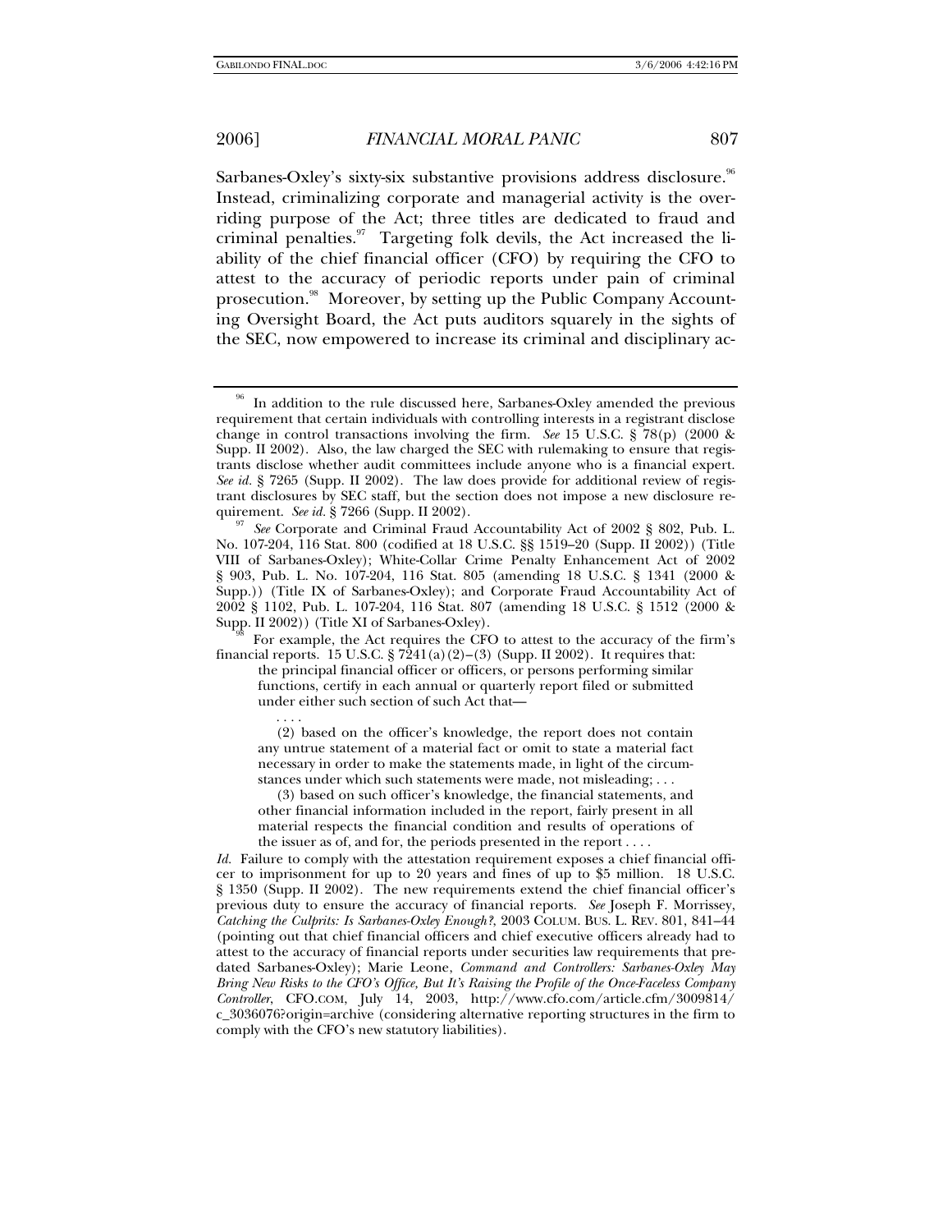Sarbanes-Oxley's sixty-six substantive provisions address disclosure.[96] Instead, criminalizing corporate and managerial activity is the overriding purpose of the Act; three titles are dedicated to fraud and criminal penalties.[97] Targeting folk devils, the Act increased the liability of the chief financial officer (CFO) by requiring the CFO to attest to the accuracy of periodic reports under pain of criminal prosecution.[98] Moreover, by setting up the Public Company Accounting Oversight Board, the Act puts auditors squarely in the sights of the SEC, now empowered to increase its criminal and disciplinary ac-

---

[96] In addition to the rule discussed here, Sarbanes-Oxley amended the previous requirement that certain individuals with controlling interests in a registrant disclose change in control transactions involving the firm. *See* 15 U.S.C. § 78(p) (2000 & Supp. II 2002). Also, the law charged the SEC with rulemaking to ensure that registrants disclose whether audit committees include anyone who is a financial expert. *See id.* § 7265 (Supp. II 2002). The law does provide for additional review of registrant disclosures by SEC staff, but the section does not impose a new disclosure requirement. *See id.* § 7266 (Supp. II 2002).

[97] *See* Corporate and Criminal Fraud Accountability Act of 2002 § 802, Pub. L. No. 107-204, 116 Stat. 800 (codified at 18 U.S.C. §§ 1519–20 (Supp. II 2002)) (Title VIII of Sarbanes-Oxley); White-Collar Crime Penalty Enhancement Act of 2002 § 903, Pub. L. No. 107-204, 116 Stat. 805 (amending 18 U.S.C. § 1341 (2000 & Supp.)) (Title IX of Sarbanes-Oxley); and Corporate Fraud Accountability Act of 2002 § 1102, Pub. L. 107-204, 116 Stat. 807 (amending 18 U.S.C. § 1512 (2000 & Supp. II 2002)) (Title XI of Sarbanes-Oxley).

[98] For example, the Act requires the CFO to attest to the accuracy of the firm's financial reports. 15 U.S.C. § 7241(a)(2)–(3) (Supp. II 2002). It requires that:

> the principal financial officer or officers, or persons performing similar functions, certify in each annual or quarterly report filed or submitted under either such section of such Act that—
>
> . . . .
>
> (2) based on the officer's knowledge, the report does not contain any untrue statement of a material fact or omit to state a material fact necessary in order to make the statements made, in light of the circumstances under which such statements were made, not misleading; . . .
>
> (3) based on such officer's knowledge, the financial statements, and other financial information included in the report, fairly present in all material respects the financial condition and results of operations of the issuer as of, and for, the periods presented in the report . . . .

*Id.* Failure to comply with the attestation requirement exposes a chief financial officer to imprisonment for up to 20 years and fines of up to $5 million. 18 U.S.C. § 1350 (Supp. II 2002). The new requirements extend the chief financial officer's previous duty to ensure the accuracy of financial reports. *See* Joseph F. Morrissey, *Catching the Culprits: Is Sarbanes-Oxley Enough?*, 2003 COLUM. BUS. L. REV. 801, 841–44 (pointing out that chief financial officers and chief executive officers already had to attest to the accuracy of financial reports under securities law requirements that predated Sarbanes-Oxley); Marie Leone, *Command and Controllers: Sarbanes-Oxley May Bring New Risks to the CFO's Office, But It's Raising the Profile of the Once-Faceless Company Controller*, CFO.COM, July 14, 2003, http://www.cfo.com/article.cfm/3009814/c_3036076?origin=archive (considering alternative reporting structures in the firm to comply with the CFO's new statutory liabilities).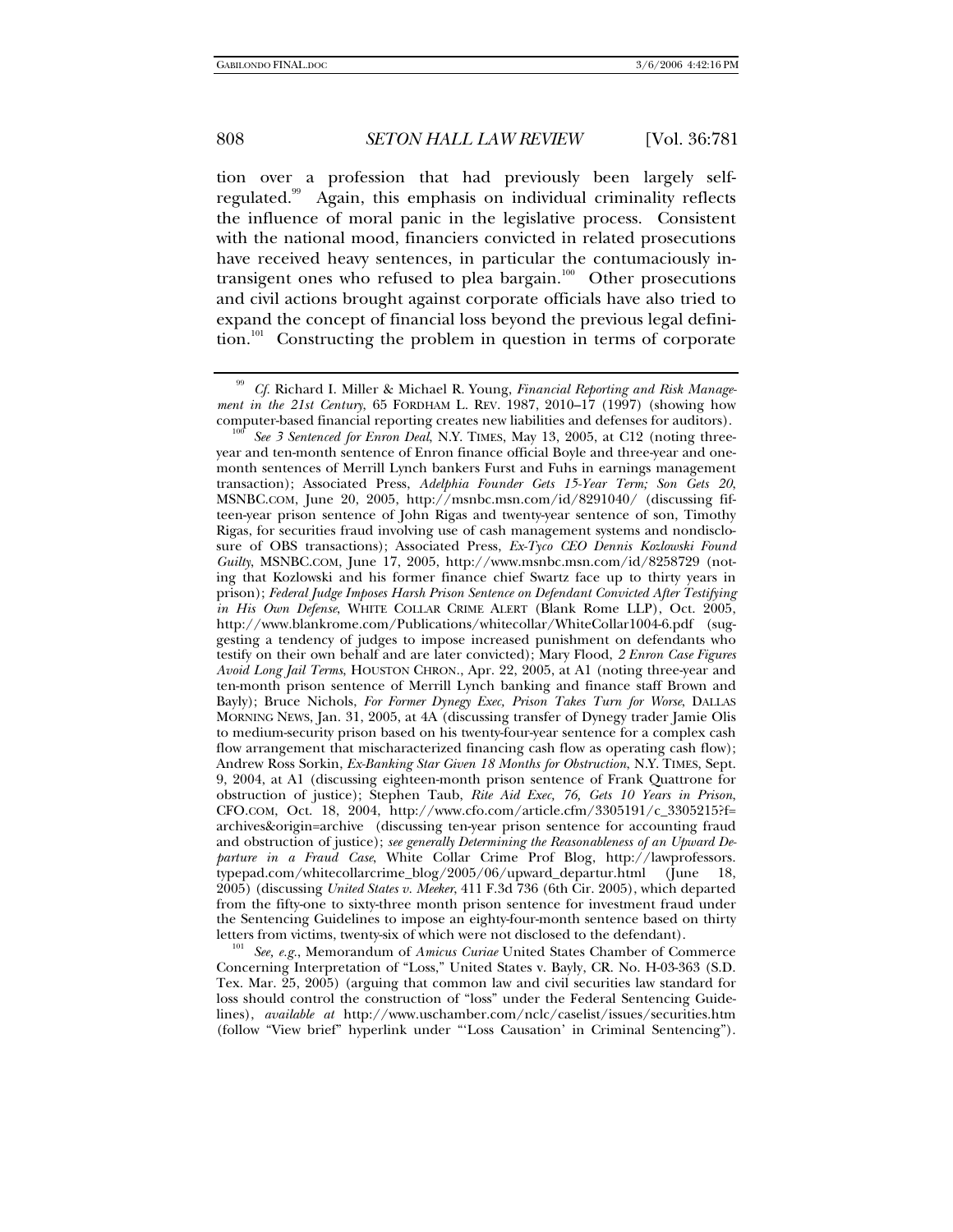tion over a profession that had previously been largely self-regulated.[99] Again, this emphasis on individual criminality reflects the influence of moral panic in the legislative process. Consistent with the national mood, financiers convicted in related prosecutions have received heavy sentences, in particular the contumaciously intransigent ones who refused to plea bargain.[100] Other prosecutions and civil actions brought against corporate officials have also tried to expand the concept of financial loss beyond the previous legal definition.[101] Constructing the problem in question in terms of corporate

---

[99] *Cf.* Richard I. Miller & Michael R. Young, *Financial Reporting and Risk Management in the 21st Century*, 65 FORDHAM L. REV. 1987, 2010–17 (1997) (showing how computer-based financial reporting creates new liabilities and defenses for auditors).

[100] *See 3 Sentenced for Enron Deal*, N.Y. TIMES, May 13, 2005, at C12 (noting three-year and ten-month sentence of Enron finance official Boyle and three-year and one-month sentences of Merrill Lynch bankers Furst and Fuhs in earnings management transaction); Associated Press, *Adelphia Founder Gets 15-Year Term; Son Gets 20*, MSNBC.COM, June 20, 2005, http://msnbc.msn.com/id/8291040/ (discussing fifteen-year prison sentence of John Rigas and twenty-year sentence of son, Timothy Rigas, for securities fraud involving use of cash management systems and nondisclosure of OBS transactions); Associated Press, *Ex-Tyco CEO Dennis Kozlowski Found Guilty*, MSNBC.COM, June 17, 2005, http://www.msnbc.msn.com/id/8258729 (noting that Kozlowski and his former finance chief Swartz face up to thirty years in prison); *Federal Judge Imposes Harsh Prison Sentence on Defendant Convicted After Testifying in His Own Defense*, WHITE COLLAR CRIME ALERT (Blank Rome LLP), Oct. 2005, http://www.blankrome.com/Publications/whitecollar/WhiteCollar1004-6.pdf (suggesting a tendency of judges to impose increased punishment on defendants who testify on their own behalf and are later convicted); Mary Flood, *2 Enron Case Figures Avoid Long Jail Terms*, HOUSTON CHRON., Apr. 22, 2005, at A1 (noting three-year and ten-month prison sentence of Merrill Lynch banking and finance staff Brown and Bayly); Bruce Nichols, *For Former Dynegy Exec, Prison Takes Turn for Worse*, DALLAS MORNING NEWS, Jan. 31, 2005, at 4A (discussing transfer of Dynegy trader Jamie Olis to medium-security prison based on his twenty-four-year sentence for a complex cash flow arrangement that mischaracterized financing cash flow as operating cash flow); Andrew Ross Sorkin, *Ex-Banking Star Given 18 Months for Obstruction*, N.Y. TIMES, Sept. 9, 2004, at A1 (discussing eighteen-month prison sentence of Frank Quattrone for obstruction of justice); Stephen Taub, *Rite Aid Exec, 76, Gets 10 Years in Prison*, CFO.COM, Oct. 18, 2004, http://www.cfo.com/article.cfm/3305191/c_3305215?f=archives&origin=archive (discussing ten-year prison sentence for accounting fraud and obstruction of justice); *see generally Determining the Reasonableness of an Upward Departure in a Fraud Case*, White Collar Crime Prof Blog, http://lawprofessors.typepad.com/whitecollarcrime_blog/2005/06/upward_departur.html (June 18, 2005) (discussing *United States v. Meeker*, 411 F.3d 736 (6th Cir. 2005), which departed from the fifty-one to sixty-three month prison sentence for investment fraud under the Sentencing Guidelines to impose an eighty-four-month sentence based on thirty letters from victims, twenty-six of which were not disclosed to the defendant).

[101] *See, e.g.*, Memorandum of *Amicus Curiae* United States Chamber of Commerce Concerning Interpretation of "Loss," United States v. Bayly, CR. No. H-03-363 (S.D. Tex. Mar. 25, 2005) (arguing that common law and civil securities law standard for loss should control the construction of "loss" under the Federal Sentencing Guidelines), *available at* http://www.uschamber.com/nclc/caselist/issues/securities.htm (follow "View brief" hyperlink under "'Loss Causation' in Criminal Sentencing").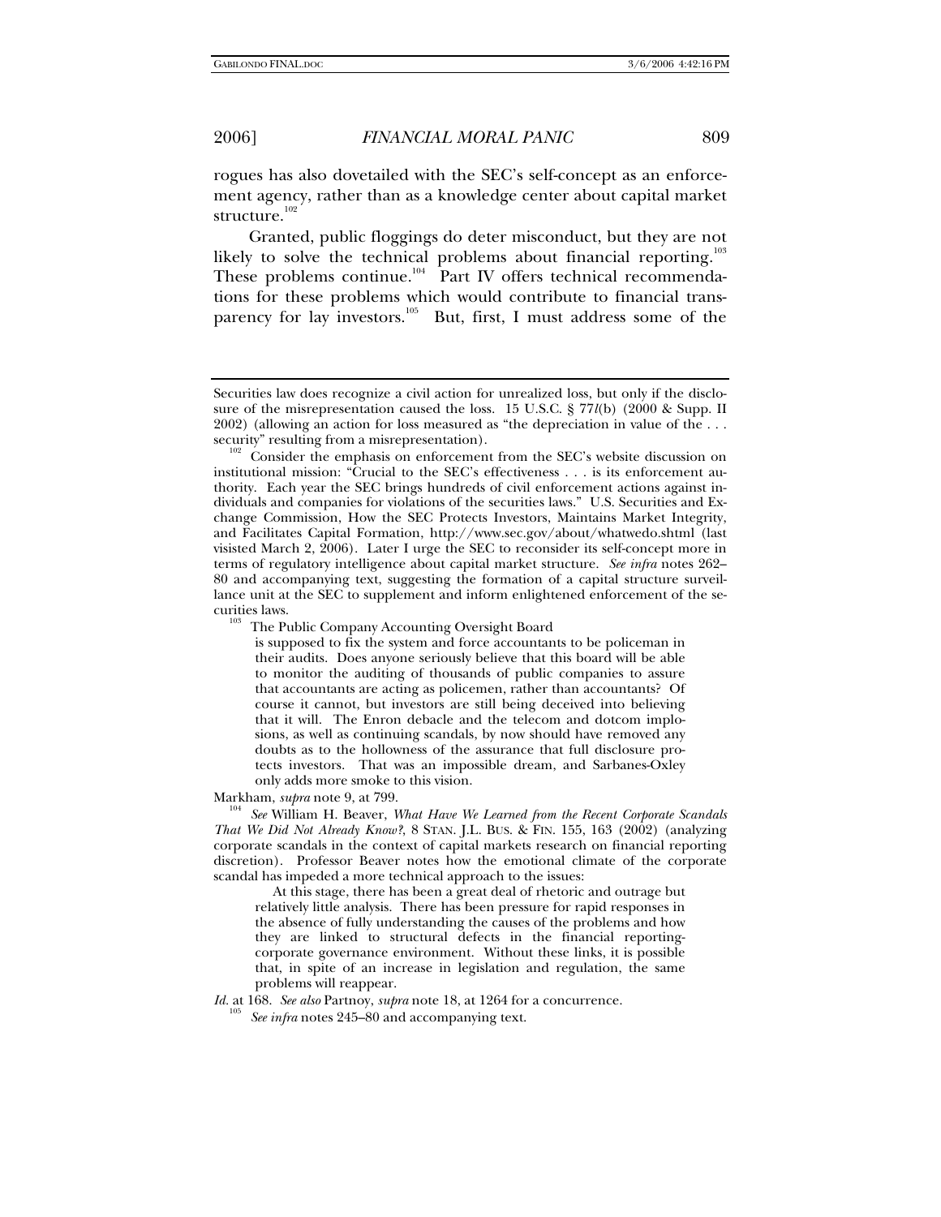rogues has also dovetailed with the SEC's self-concept as an enforcement agency, rather than as a knowledge center about capital market structure.[102]

Granted, public floggings do deter misconduct, but they are not likely to solve the technical problems about financial reporting.[103] These problems continue.[104] Part IV offers technical recommendations for these problems which would contribute to financial transparency for lay investors.[105] But, first, I must address some of the

---

Securities law does recognize a civil action for unrealized loss, but only if the disclosure of the misrepresentation caused the loss. 15 U.S.C. § 77*l*(b) (2000 & Supp. II 2002) (allowing an action for loss measured as "the depreciation in value of the . . . security" resulting from a misrepresentation).

[102] Consider the emphasis on enforcement from the SEC's website discussion on institutional mission: "Crucial to the SEC's effectiveness . . . is its enforcement authority. Each year the SEC brings hundreds of civil enforcement actions against individuals and companies for violations of the securities laws." U.S. Securities and Exchange Commission, How the SEC Protects Investors, Maintains Market Integrity, and Facilitates Capital Formation, http://www.sec.gov/about/whatwedo.shtml (last visisted March 2, 2006). Later I urge the SEC to reconsider its self-concept more in terms of regulatory intelligence about capital market structure. *See infra* notes 262–80 and accompanying text, suggesting the formation of a capital structure surveillance unit at the SEC to supplement and inform enlightened enforcement of the securities laws.

[103] The Public Company Accounting Oversight Board

> is supposed to fix the system and force accountants to be policeman in their audits. Does anyone seriously believe that this board will be able to monitor the auditing of thousands of public companies to assure that accountants are acting as policemen, rather than accountants? Of course it cannot, but investors are still being deceived into believing that it will. The Enron debacle and the telecom and dotcom implosions, as well as continuing scandals, by now should have removed any doubts as to the hollowness of the assurance that full disclosure protects investors. That was an impossible dream, and Sarbanes-Oxley only adds more smoke to this vision.

Markham, *supra* note 9, at 799.

[104] *See* William H. Beaver, *What Have We Learned from the Recent Corporate Scandals That We Did Not Already Know?*, 8 STAN. J.L. BUS. & FIN. 155, 163 (2002) (analyzing corporate scandals in the context of capital markets research on financial reporting discretion). Professor Beaver notes how the emotional climate of the corporate scandal has impeded a more technical approach to the issues:

> At this stage, there has been a great deal of rhetoric and outrage but relatively little analysis. There has been pressure for rapid responses in the absence of fully understanding the causes of the problems and how they are linked to structural defects in the financial reporting-corporate governance environment. Without these links, it is possible that, in spite of an increase in legislation and regulation, the same problems will reappear.

*Id.* at 168. *See also* Partnoy, *supra* note 18, at 1264 for a concurrence.

[105] *See infra* notes 245–80 and accompanying text.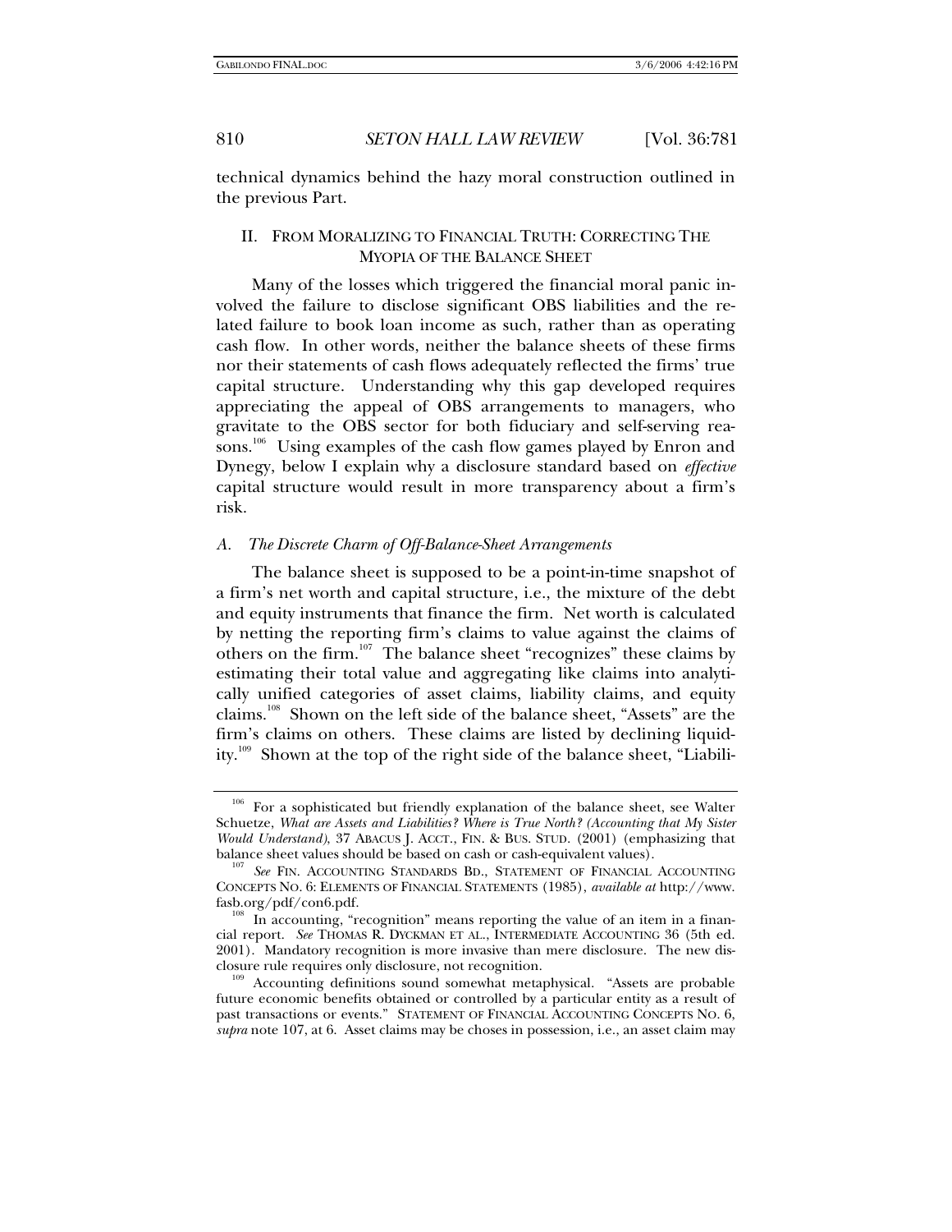technical dynamics behind the hazy moral construction outlined in the previous Part.

## II. FROM MORALIZING TO FINANCIAL TRUTH: CORRECTING THE MYOPIA OF THE BALANCE SHEET

Many of the losses which triggered the financial moral panic involved the failure to disclose significant OBS liabilities and the related failure to book loan income as such, rather than as operating cash flow. In other words, neither the balance sheets of these firms nor their statements of cash flows adequately reflected the firms' true capital structure. Understanding why this gap developed requires appreciating the appeal of OBS arrangements to managers, who gravitate to the OBS sector for both fiduciary and self-serving reasons.[106] Using examples of the cash flow games played by Enron and Dynegy, below I explain why a disclosure standard based on *effective* capital structure would result in more transparency about a firm's risk.

### *A. The Discrete Charm of Off-Balance-Sheet Arrangements*

The balance sheet is supposed to be a point-in-time snapshot of a firm's net worth and capital structure, i.e., the mixture of the debt and equity instruments that finance the firm. Net worth is calculated by netting the reporting firm's claims to value against the claims of others on the firm.[107] The balance sheet "recognizes" these claims by estimating their total value and aggregating like claims into analytically unified categories of asset claims, liability claims, and equity claims.[108] Shown on the left side of the balance sheet, "Assets" are the firm's claims on others. These claims are listed by declining liquidity.[109] Shown at the top of the right side of the balance sheet, "Liabili-

---

[106] For a sophisticated but friendly explanation of the balance sheet, see Walter Schuetze, *What are Assets and Liabilities? Where is True North? (Accounting that My Sister Would Understand)*, 37 ABACUS J. ACCT., FIN. & BUS. STUD. (2001) (emphasizing that balance sheet values should be based on cash or cash-equivalent values).

[107] *See* FIN. ACCOUNTING STANDARDS BD., STATEMENT OF FINANCIAL ACCOUNTING CONCEPTS NO. 6: ELEMENTS OF FINANCIAL STATEMENTS (1985), *available at* http://www.fasb.org/pdf/con6.pdf.

[108] In accounting, "recognition" means reporting the value of an item in a financial report. *See* THOMAS R. DYCKMAN ET AL., INTERMEDIATE ACCOUNTING 36 (5th ed. 2001). Mandatory recognition is more invasive than mere disclosure. The new disclosure rule requires only disclosure, not recognition.

[109] Accounting definitions sound somewhat metaphysical. "Assets are probable future economic benefits obtained or controlled by a particular entity as a result of past transactions or events." STATEMENT OF FINANCIAL ACCOUNTING CONCEPTS NO. 6, *supra* note 107, at 6. Asset claims may be choses in possession, i.e., an asset claim may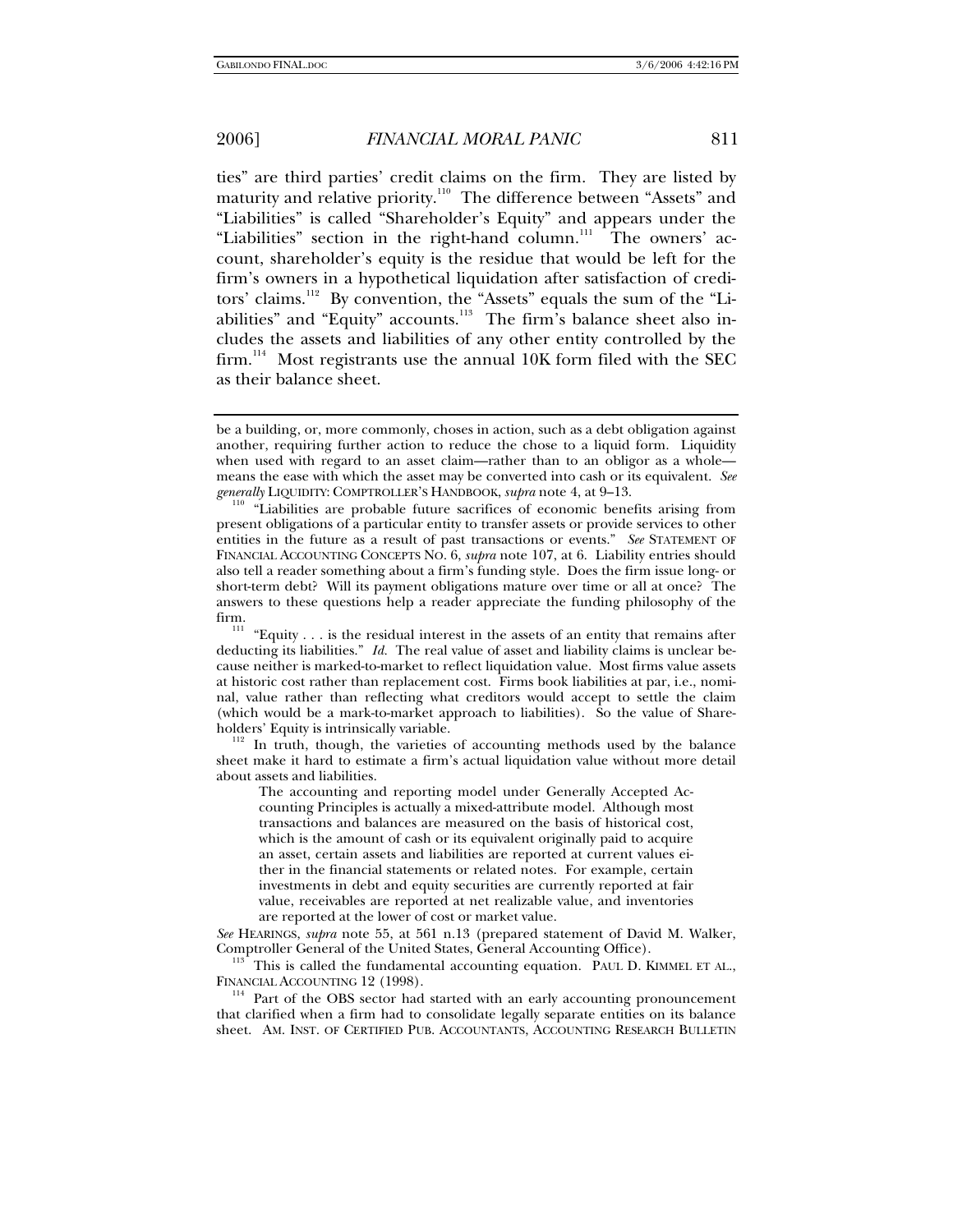ties" are third parties' credit claims on the firm. They are listed by maturity and relative priority.[110] The difference between "Assets" and "Liabilities" is called "Shareholder's Equity" and appears under the "Liabilities" section in the right-hand column.[111] The owners' account, shareholder's equity is the residue that would be left for the firm's owners in a hypothetical liquidation after satisfaction of creditors' claims.[112] By convention, the "Assets" equals the sum of the "Liabilities" and "Equity" accounts.[113] The firm's balance sheet also includes the assets and liabilities of any other entity controlled by the firm.[114] Most registrants use the annual 10K form filed with the SEC as their balance sheet.

---

be a building, or, more commonly, choses in action, such as a debt obligation against another, requiring further action to reduce the chose to a liquid form. Liquidity when used with regard to an asset claim—rather than to an obligor as a whole—means the ease with which the asset may be converted into cash or its equivalent. *See generally* LIQUIDITY: COMPTROLLER'S HANDBOOK, *supra* note 4, at 9–13.

[110] "Liabilities are probable future sacrifices of economic benefits arising from present obligations of a particular entity to transfer assets or provide services to other entities in the future as a result of past transactions or events." *See* STATEMENT OF FINANCIAL ACCOUNTING CONCEPTS NO. 6, *supra* note 107, at 6. Liability entries should also tell a reader something about a firm's funding style. Does the firm issue long- or short-term debt? Will its payment obligations mature over time or all at once? The answers to these questions help a reader appreciate the funding philosophy of the firm.

[111] "Equity . . . is the residual interest in the assets of an entity that remains after deducting its liabilities." *Id.* The real value of asset and liability claims is unclear because neither is marked-to-market to reflect liquidation value. Most firms value assets at historic cost rather than replacement cost. Firms book liabilities at par, i.e., nominal, value rather than reflecting what creditors would accept to settle the claim (which would be a mark-to-market approach to liabilities). So the value of Shareholders' Equity is intrinsically variable.

[112] In truth, though, the varieties of accounting methods used by the balance sheet make it hard to estimate a firm's actual liquidation value without more detail about assets and liabilities.

> The accounting and reporting model under Generally Accepted Accounting Principles is actually a mixed-attribute model. Although most transactions and balances are measured on the basis of historical cost, which is the amount of cash or its equivalent originally paid to acquire an asset, certain assets and liabilities are reported at current values either in the financial statements or related notes. For example, certain investments in debt and equity securities are currently reported at fair value, receivables are reported at net realizable value, and inventories are reported at the lower of cost or market value.

*See* HEARINGS, *supra* note 55, at 561 n.13 (prepared statement of David M. Walker, Comptroller General of the United States, General Accounting Office).

[113] This is called the fundamental accounting equation. PAUL D. KIMMEL ET AL., FINANCIAL ACCOUNTING 12 (1998).

[114] Part of the OBS sector had started with an early accounting pronouncement that clarified when a firm had to consolidate legally separate entities on its balance sheet. AM. INST. OF CERTIFIED PUB. ACCOUNTANTS, ACCOUNTING RESEARCH BULLETIN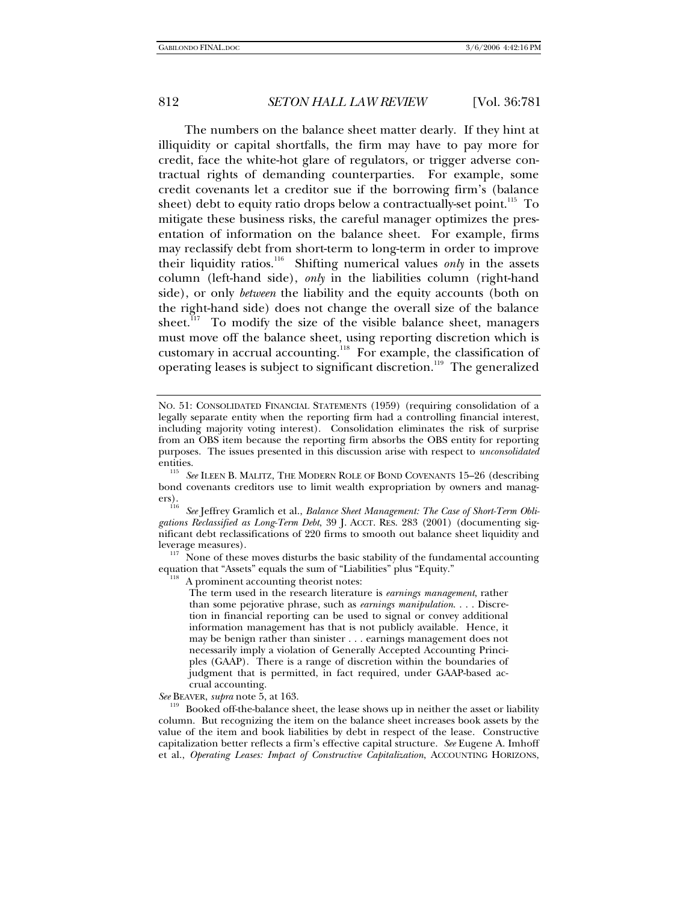The numbers on the balance sheet matter dearly. If they hint at illiquidity or capital shortfalls, the firm may have to pay more for credit, face the white-hot glare of regulators, or trigger adverse contractual rights of demanding counterparties. For example, some credit covenants let a creditor sue if the borrowing firm's (balance sheet) debt to equity ratio drops below a contractually-set point.[115] To mitigate these business risks, the careful manager optimizes the presentation of information on the balance sheet. For example, firms may reclassify debt from short-term to long-term in order to improve their liquidity ratios.[116] Shifting numerical values *only* in the assets column (left-hand side), *only* in the liabilities column (right-hand side), or only *between* the liability and the equity accounts (both on the right-hand side) does not change the overall size of the balance sheet.[117] To modify the size of the visible balance sheet, managers must move off the balance sheet, using reporting discretion which is customary in accrual accounting.[118] For example, the classification of operating leases is subject to significant discretion.[119] The generalized

---

NO. 51: CONSOLIDATED FINANCIAL STATEMENTS (1959) (requiring consolidation of a legally separate entity when the reporting firm had a controlling financial interest, including majority voting interest). Consolidation eliminates the risk of surprise from an OBS item because the reporting firm absorbs the OBS entity for reporting purposes. The issues presented in this discussion arise with respect to *unconsolidated* entities.

[115] *See* ILEEN B. MALITZ, THE MODERN ROLE OF BOND COVENANTS 15–26 (describing bond covenants creditors use to limit wealth expropriation by owners and managers).

[116] *See* Jeffrey Gramlich et al., *Balance Sheet Management: The Case of Short-Term Obligations Reclassified as Long-Term Debt*, 39 J. ACCT. RES. 283 (2001) (documenting significant debt reclassifications of 220 firms to smooth out balance sheet liquidity and leverage measures).

[117] None of these moves disturbs the basic stability of the fundamental accounting equation that "Assets" equals the sum of "Liabilities" plus "Equity."

[118] A prominent accounting theorist notes:

> The term used in the research literature is *earnings management*, rather than some pejorative phrase, such as *earnings manipulation*. . . . Discretion in financial reporting can be used to signal or convey additional information management has that is not publicly available. Hence, it may be benign rather than sinister . . . earnings management does not necessarily imply a violation of Generally Accepted Accounting Principles (GAAP). There is a range of discretion within the boundaries of judgment that is permitted, in fact required, under GAAP-based accrual accounting.

*See* BEAVER, *supra* note 5, at 163.

[119] Booked off-the-balance sheet, the lease shows up in neither the asset or liability column. But recognizing the item on the balance sheet increases book assets by the value of the item and book liabilities by debt in respect of the lease. Constructive capitalization better reflects a firm's effective capital structure. *See* Eugene A. Imhoff et al., *Operating Leases: Impact of Constructive Capitalization*, ACCOUNTING HORIZONS,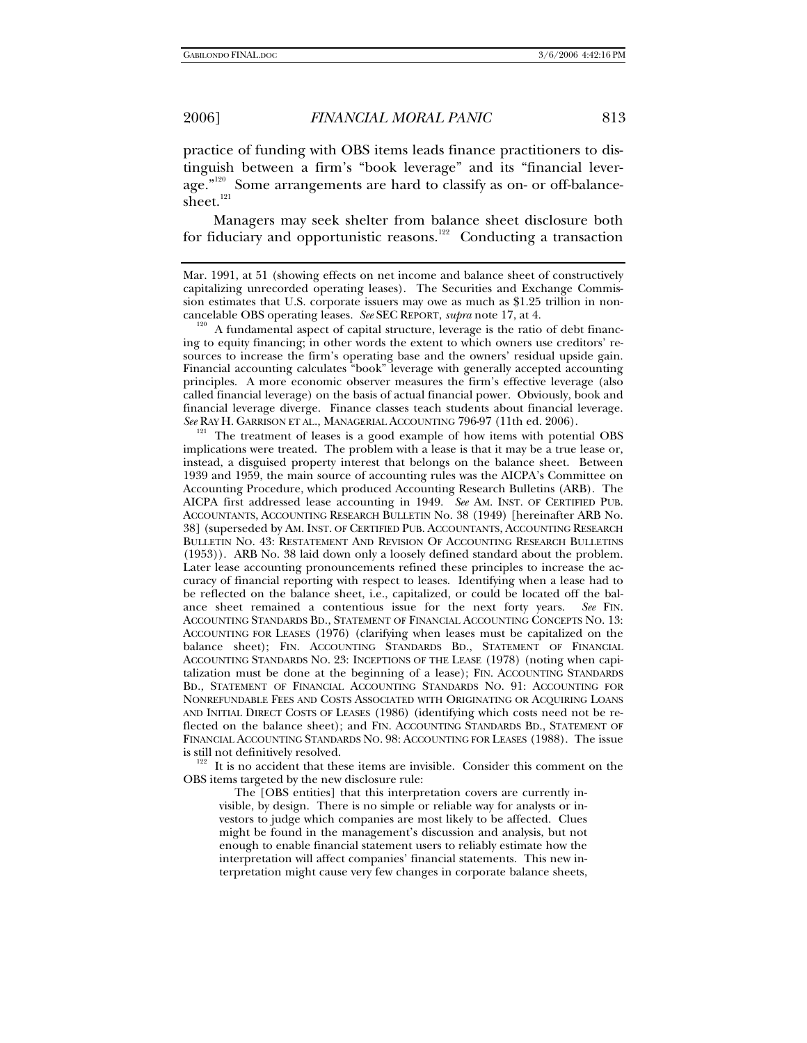practice of funding with OBS items leads finance practitioners to distinguish between a firm's "book leverage" and its "financial leverage."[120] Some arrangements are hard to classify as on- or off-balance-sheet.[121]

Managers may seek shelter from balance sheet disclosure both for fiduciary and opportunistic reasons.[122] Conducting a transaction

---

Mar. 1991, at 51 (showing effects on net income and balance sheet of constructively capitalizing unrecorded operating leases). The Securities and Exchange Commission estimates that U.S. corporate issuers may owe as much as $1.25 trillion in noncancelable OBS operating leases. *See* SEC REPORT, *supra* note 17, at 4.

[120] A fundamental aspect of capital structure, leverage is the ratio of debt financing to equity financing; in other words the extent to which owners use creditors' resources to increase the firm's operating base and the owners' residual upside gain. Financial accounting calculates "book" leverage with generally accepted accounting principles. A more economic observer measures the firm's effective leverage (also called financial leverage) on the basis of actual financial power. Obviously, book and financial leverage diverge. Finance classes teach students about financial leverage. *See* RAY H. GARRISON ET AL., MANAGERIAL ACCOUNTING 796-97 (11th ed. 2006).

[121] The treatment of leases is a good example of how items with potential OBS implications were treated. The problem with a lease is that it may be a true lease or, instead, a disguised property interest that belongs on the balance sheet. Between 1939 and 1959, the main source of accounting rules was the AICPA's Committee on Accounting Procedure, which produced Accounting Research Bulletins (ARB). The AICPA first addressed lease accounting in 1949. *See* AM. INST. OF CERTIFIED PUB. ACCOUNTANTS, ACCOUNTING RESEARCH BULLETIN No. 38 (1949) [hereinafter ARB No. 38] (superseded by AM. INST. OF CERTIFIED PUB. ACCOUNTANTS, ACCOUNTING RESEARCH BULLETIN NO. 43: RESTATEMENT AND REVISION OF ACCOUNTING RESEARCH BULLETINS (1953)). ARB No. 38 laid down only a loosely defined standard about the problem. Later lease accounting pronouncements refined these principles to increase the accuracy of financial reporting with respect to leases. Identifying when a lease had to be reflected on the balance sheet, i.e., capitalized, or could be located off the balance sheet remained a contentious issue for the next forty years. *See* FIN. ACCOUNTING STANDARDS BD., STATEMENT OF FINANCIAL ACCOUNTING CONCEPTS NO. 13: ACCOUNTING FOR LEASES (1976) (clarifying when leases must be capitalized on the balance sheet); FIN. ACCOUNTING STANDARDS BD., STATEMENT OF FINANCIAL ACCOUNTING STANDARDS NO. 23: INCEPTIONS OF THE LEASE (1978) (noting when capitalization must be done at the beginning of a lease); FIN. ACCOUNTING STANDARDS BD., STATEMENT OF FINANCIAL ACCOUNTING STANDARDS NO. 91: ACCOUNTING FOR NONREFUNDABLE FEES AND COSTS ASSOCIATED WITH ORIGINATING OR ACQUIRING LOANS AND INITIAL DIRECT COSTS OF LEASES (1986) (identifying which costs need not be reflected on the balance sheet); and FIN. ACCOUNTING STANDARDS BD., STATEMENT OF FINANCIAL ACCOUNTING STANDARDS NO. 98: ACCOUNTING FOR LEASES (1988). The issue is still not definitively resolved.

[122] It is no accident that these items are invisible. Consider this comment on the OBS items targeted by the new disclosure rule:

> The [OBS entities] that this interpretation covers are currently invisible, by design. There is no simple or reliable way for analysts or investors to judge which companies are most likely to be affected. Clues might be found in the management's discussion and analysis, but not enough to enable financial statement users to reliably estimate how the interpretation will affect companies' financial statements. This new interpretation might cause very few changes in corporate balance sheets,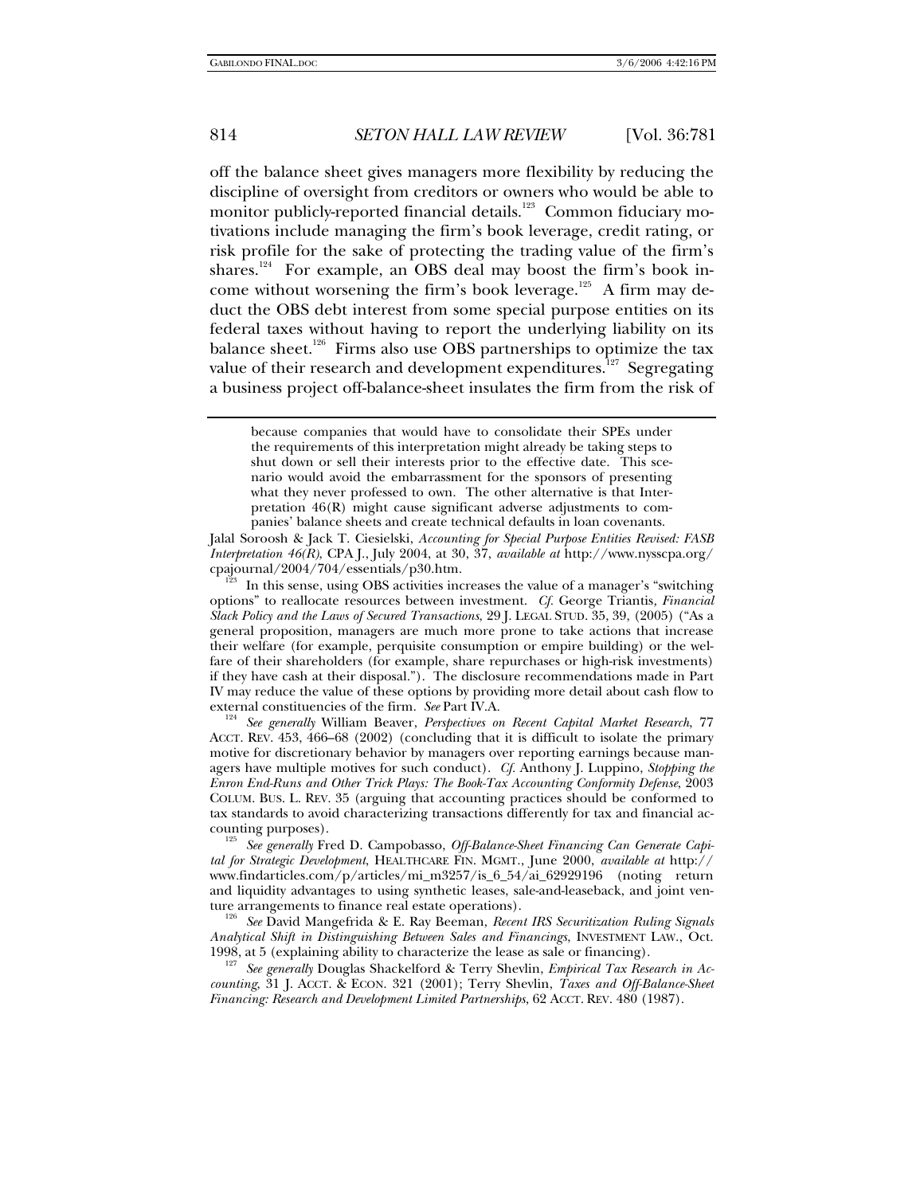off the balance sheet gives managers more flexibility by reducing the discipline of oversight from creditors or owners who would be able to monitor publicly-reported financial details.[123] Common fiduciary motivations include managing the firm's book leverage, credit rating, or risk profile for the sake of protecting the trading value of the firm's shares.[124] For example, an OBS deal may boost the firm's book income without worsening the firm's book leverage.[125] A firm may deduct the OBS debt interest from some special purpose entities on its federal taxes without having to report the underlying liability on its balance sheet.[126] Firms also use OBS partnerships to optimize the tax value of their research and development expenditures.[127] Segregating a business project off-balance-sheet insulates the firm from the risk of

---

> because companies that would have to consolidate their SPEs under the requirements of this interpretation might already be taking steps to shut down or sell their interests prior to the effective date. This scenario would avoid the embarrassment for the sponsors of presenting what they never professed to own. The other alternative is that Interpretation 46(R) might cause significant adverse adjustments to companies' balance sheets and create technical defaults in loan covenants.

Jalal Soroosh & Jack T. Ciesielski, *Accounting for Special Purpose Entities Revised: FASB Interpretation 46(R)*, CPA J., July 2004, at 30, 37, *available at* http://www.nysscpa.org/cpajournal/2004/704/essentials/p30.htm.

[123] In this sense, using OBS activities increases the value of a manager's "switching options" to reallocate resources between investment. *Cf.* George Triantis, *Financial Slack Policy and the Laws of Secured Transactions*, 29 J. LEGAL STUD. 35, 39, (2005) ("As a general proposition, managers are much more prone to take actions that increase their welfare (for example, perquisite consumption or empire building) or the welfare of their shareholders (for example, share repurchases or high-risk investments) if they have cash at their disposal."). The disclosure recommendations made in Part IV may reduce the value of these options by providing more detail about cash flow to external constituencies of the firm. *See* Part IV.A.

[124] *See generally* William Beaver, *Perspectives on Recent Capital Market Research*, 77 ACCT. REV. 453, 466–68 (2002) (concluding that it is difficult to isolate the primary motive for discretionary behavior by managers over reporting earnings because managers have multiple motives for such conduct). *Cf.* Anthony J. Luppino, *Stopping the Enron End-Runs and Other Trick Plays: The Book-Tax Accounting Conformity Defense*, 2003 COLUM. BUS. L. REV. 35 (arguing that accounting practices should be conformed to tax standards to avoid characterizing transactions differently for tax and financial accounting purposes).

[125] *See generally* Fred D. Campobasso, *Off-Balance-Sheet Financing Can Generate Capital for Strategic Development*, HEALTHCARE FIN. MGMT., June 2000, *available at* http://www.findarticles.com/p/articles/mi_m3257/is_6_54/ai_62929196 (noting return and liquidity advantages to using synthetic leases, sale-and-leaseback, and joint venture arrangements to finance real estate operations).

[126] *See* David Mangefrida & E. Ray Beeman, *Recent IRS Securitization Ruling Signals Analytical Shift in Distinguishing Between Sales and Financings*, INVESTMENT LAW., Oct. 1998, at 5 (explaining ability to characterize the lease as sale or financing).

[127] *See generally* Douglas Shackelford & Terry Shevlin, *Empirical Tax Research in Accounting*, 31 J. ACCT. & ECON. 321 (2001); Terry Shevlin, *Taxes and Off-Balance-Sheet Financing: Research and Development Limited Partnerships*, 62 ACCT. REV. 480 (1987).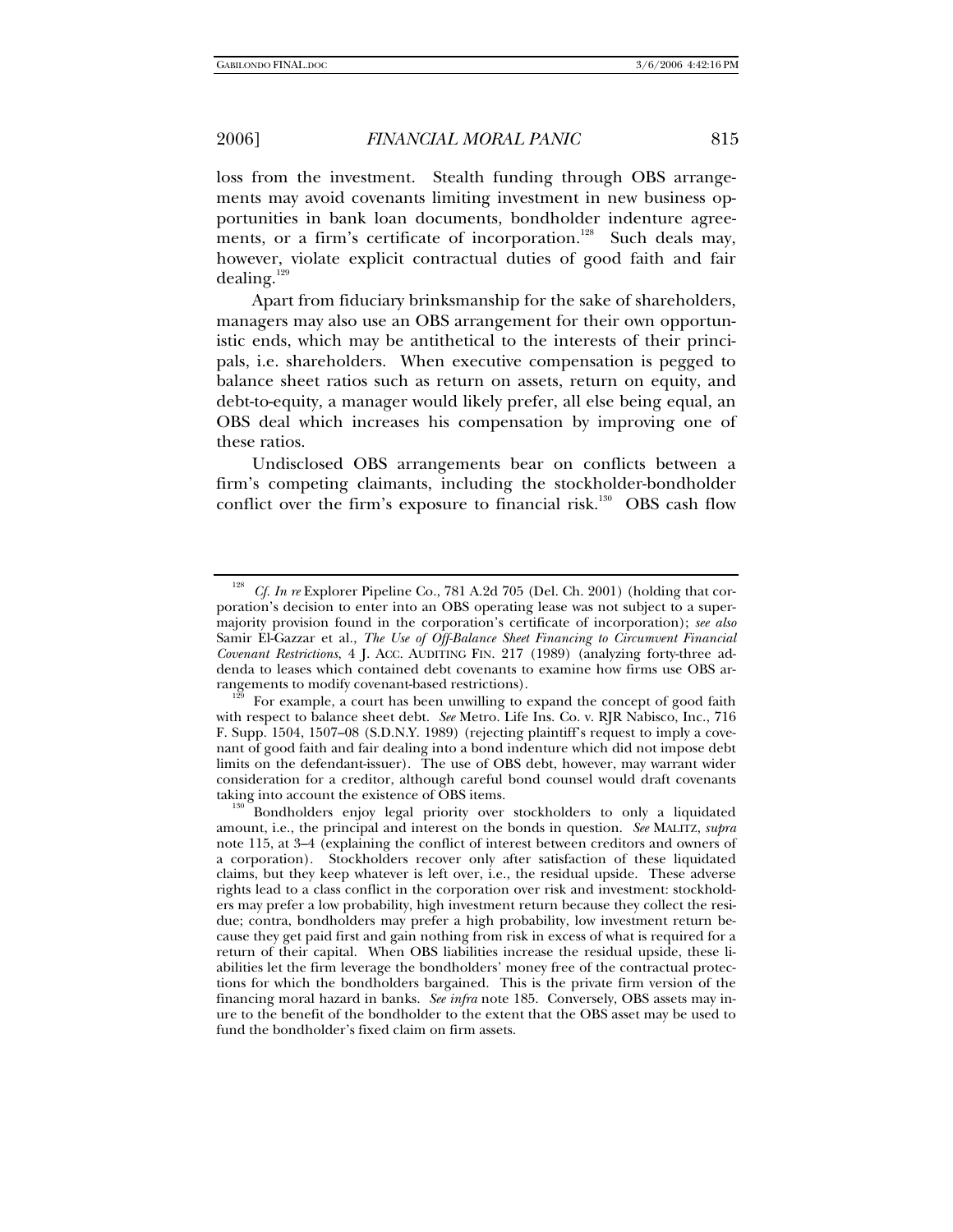loss from the investment. Stealth funding through OBS arrangements may avoid covenants limiting investment in new business opportunities in bank loan documents, bondholder indenture agreements, or a firm's certificate of incorporation.[128] Such deals may, however, violate explicit contractual duties of good faith and fair dealing.[129]

Apart from fiduciary brinksmanship for the sake of shareholders, managers may also use an OBS arrangement for their own opportunistic ends, which may be antithetical to the interests of their principals, i.e. shareholders. When executive compensation is pegged to balance sheet ratios such as return on assets, return on equity, and debt-to-equity, a manager would likely prefer, all else being equal, an OBS deal which increases his compensation by improving one of these ratios.

Undisclosed OBS arrangements bear on conflicts between a firm's competing claimants, including the stockholder-bondholder conflict over the firm's exposure to financial risk.[130] OBS cash flow

---

[128] *Cf. In re* Explorer Pipeline Co., 781 A.2d 705 (Del. Ch. 2001) (holding that corporation's decision to enter into an OBS operating lease was not subject to a supermajority provision found in the corporation's certificate of incorporation); *see also* Samir El-Gazzar et al., *The Use of Off-Balance Sheet Financing to Circumvent Financial Covenant Restrictions*, 4 J. ACC. AUDITING FIN. 217 (1989) (analyzing forty-three addenda to leases which contained debt covenants to examine how firms use OBS arrangements to modify covenant-based restrictions).

[129] For example, a court has been unwilling to expand the concept of good faith with respect to balance sheet debt. *See* Metro. Life Ins. Co. v. RJR Nabisco, Inc., 716 F. Supp. 1504, 1507–08 (S.D.N.Y. 1989) (rejecting plaintiff's request to imply a covenant of good faith and fair dealing into a bond indenture which did not impose debt limits on the defendant-issuer). The use of OBS debt, however, may warrant wider consideration for a creditor, although careful bond counsel would draft covenants taking into account the existence of OBS items.

[130] Bondholders enjoy legal priority over stockholders to only a liquidated amount, i.e., the principal and interest on the bonds in question. *See* MALITZ, *supra* note 115, at 3–4 (explaining the conflict of interest between creditors and owners of a corporation). Stockholders recover only after satisfaction of these liquidated claims, but they keep whatever is left over, i.e., the residual upside. These adverse rights lead to a class conflict in the corporation over risk and investment: stockholders may prefer a low probability, high investment return because they collect the residue; contra, bondholders may prefer a high probability, low investment return because they get paid first and gain nothing from risk in excess of what is required for a return of their capital. When OBS liabilities increase the residual upside, these liabilities let the firm leverage the bondholders' money free of the contractual protections for which the bondholders bargained. This is the private firm version of the financing moral hazard in banks. *See infra* note 185. Conversely, OBS assets may inure to the benefit of the bondholder to the extent that the OBS asset may be used to fund the bondholder's fixed claim on firm assets.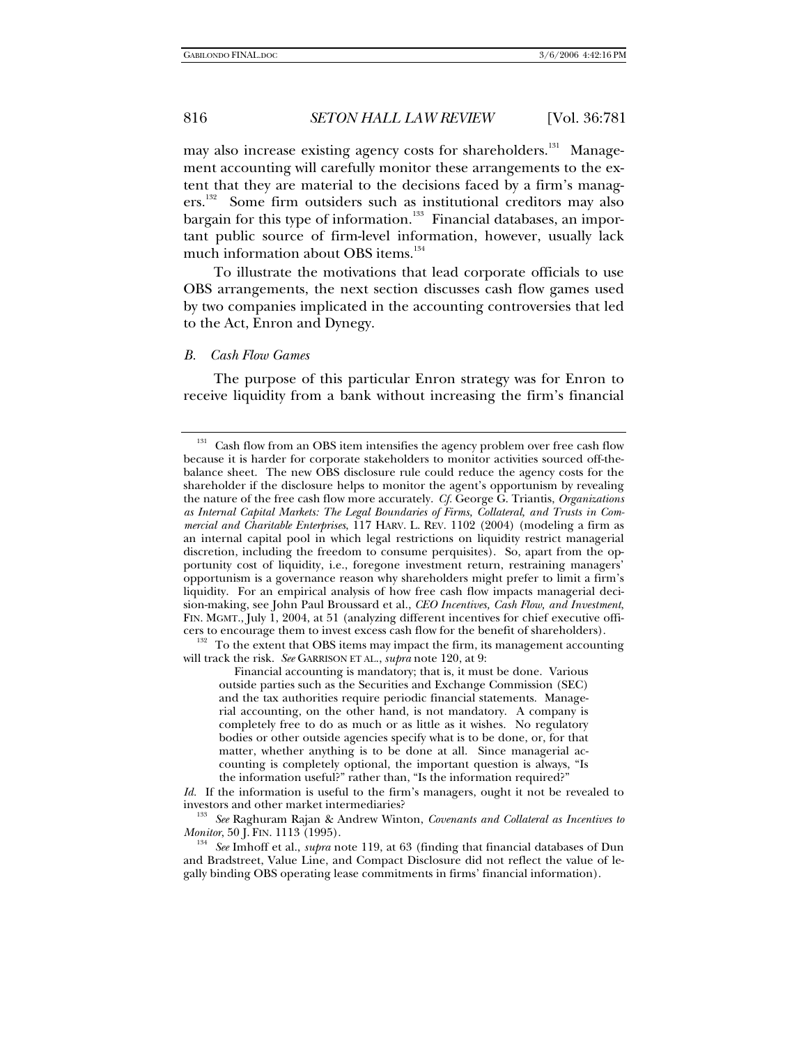may also increase existing agency costs for shareholders.[131] Management accounting will carefully monitor these arrangements to the extent that they are material to the decisions faced by a firm's managers.[132] Some firm outsiders such as institutional creditors may also bargain for this type of information.[133] Financial databases, an important public source of firm-level information, however, usually lack much information about OBS items.[134]

To illustrate the motivations that lead corporate officials to use OBS arrangements, the next section discusses cash flow games used by two companies implicated in the accounting controversies that led to the Act, Enron and Dynegy.

### *B. Cash Flow Games*

The purpose of this particular Enron strategy was for Enron to receive liquidity from a bank without increasing the firm's financial

---

[131] Cash flow from an OBS item intensifies the agency problem over free cash flow because it is harder for corporate stakeholders to monitor activities sourced off-the-balance sheet. The new OBS disclosure rule could reduce the agency costs for the shareholder if the disclosure helps to monitor the agent's opportunism by revealing the nature of the free cash flow more accurately. *Cf.* George G. Triantis, *Organizations as Internal Capital Markets: The Legal Boundaries of Firms, Collateral, and Trusts in Commercial and Charitable Enterprises*, 117 HARV. L. REV. 1102 (2004) (modeling a firm as an internal capital pool in which legal restrictions on liquidity restrict managerial discretion, including the freedom to consume perquisites). So, apart from the opportunity cost of liquidity, i.e., foregone investment return, restraining managers' opportunism is a governance reason why shareholders might prefer to limit a firm's liquidity. For an empirical analysis of how free cash flow impacts managerial decision-making, see John Paul Broussard et al., *CEO Incentives, Cash Flow, and Investment*, FIN. MGMT., July 1, 2004, at 51 (analyzing different incentives for chief executive officers to encourage them to invest excess cash flow for the benefit of shareholders).

[132] To the extent that OBS items may impact the firm, its management accounting will track the risk. *See* GARRISON ET AL., *supra* note 120, at 9:

> Financial accounting is mandatory; that is, it must be done. Various outside parties such as the Securities and Exchange Commission (SEC) and the tax authorities require periodic financial statements. Managerial accounting, on the other hand, is not mandatory. A company is completely free to do as much or as little as it wishes. No regulatory bodies or other outside agencies specify what is to be done, or, for that matter, whether anything is to be done at all. Since managerial accounting is completely optional, the important question is always, "Is the information useful?" rather than, "Is the information required?"

*Id.* If the information is useful to the firm's managers, ought it not be revealed to investors and other market intermediaries?

[133] *See* Raghuram Rajan & Andrew Winton, *Covenants and Collateral as Incentives to Monitor*, 50 J. FIN. 1113 (1995).

[134] *See* Imhoff et al., *supra* note 119, at 63 (finding that financial databases of Dun and Bradstreet, Value Line, and Compact Disclosure did not reflect the value of legally binding OBS operating lease commitments in firms' financial information).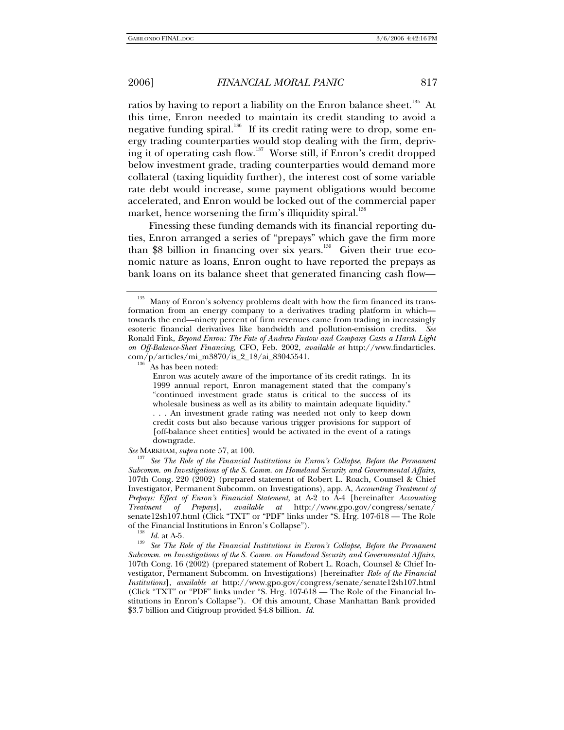ratios by having to report a liability on the Enron balance sheet.[135] At this time, Enron needed to maintain its credit standing to avoid a negative funding spiral.[136] If its credit rating were to drop, some energy trading counterparties would stop dealing with the firm, depriving it of operating cash flow.[137] Worse still, if Enron's credit dropped below investment grade, trading counterparties would demand more collateral (taxing liquidity further), the interest cost of some variable rate debt would increase, some payment obligations would become accelerated, and Enron would be locked out of the commercial paper market, hence worsening the firm's illiquidity spiral.[138]

Finessing these funding demands with its financial reporting duties, Enron arranged a series of "prepays" which gave the firm more than $8 billion in financing over six years.[139] Given their true economic nature as loans, Enron ought to have reported the prepays as bank loans on its balance sheet that generated financing cash flow—

---

[135] Many of Enron's solvency problems dealt with how the firm financed its transformation from an energy company to a derivatives trading platform in which—towards the end—ninety percent of firm revenues came from trading in increasingly esoteric financial derivatives like bandwidth and pollution-emission credits. *See* Ronald Fink, *Beyond Enron: The Fate of Andrew Fastow and Company Casts a Harsh Light on Off-Balance-Sheet Financing*, CFO, Feb. 2002, *available at* http://www.findarticles.com/p/articles/mi_m3870/is_2_18/ai_83045541.

[136] As has been noted:

> Enron was acutely aware of the importance of its credit ratings. In its 1999 annual report, Enron management stated that the company's "continued investment grade status is critical to the success of its wholesale business as well as its ability to maintain adequate liquidity." . . . An investment grade rating was needed not only to keep down credit costs but also because various trigger provisions for support of [off-balance sheet entities] would be activated in the event of a ratings downgrade.

*See* MARKHAM, *supra* note 57, at 100.

[137] *See The Role of the Financial Institutions in Enron's Collapse, Before the Permanent Subcomm. on Investigations of the S. Comm. on Homeland Security and Governmental Affairs*, 107th Cong. 220 (2002) (prepared statement of Robert L. Roach, Counsel & Chief Investigator, Permanent Subcomm. on Investigations), app. A, *Accounting Treatment of Prepays: Effect of Enron's Financial Statement*, at A-2 to A-4 [hereinafter *Accounting Treatment of Prepays*], *available at* http://www.gpo.gov/congress/senate/senate12sh107.html (Click "TXT" or "PDF" links under "S. Hrg. 107-618 — The Role of the Financial Institutions in Enron's Collapse").

[138] *Id.* at A-5.

[139] *See The Role of the Financial Institutions in Enron's Collapse, Before the Permanent Subcomm. on Investigations of the S. Comm. on Homeland Security and Governmental Affairs*, 107th Cong. 16 (2002) (prepared statement of Robert L. Roach, Counsel & Chief Investigator, Permanent Subcomm. on Investigations) [hereinafter *Role of the Financial Institutions*], *available at* http://www.gpo.gov/congress/senate/senate12sh107.html (Click "TXT" or "PDF" links under "S. Hrg. 107-618 — The Role of the Financial Institutions in Enron's Collapse"). Of this amount, Chase Manhattan Bank provided $3.7 billion and Citigroup provided $4.8 billion. *Id.*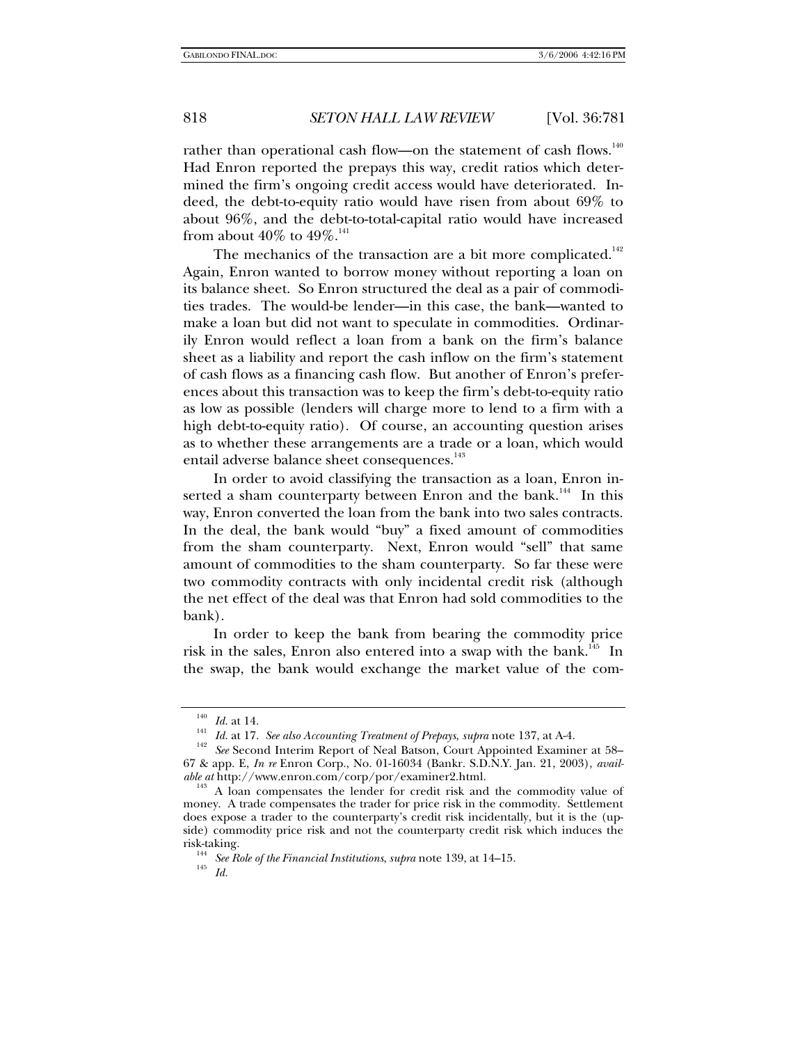rather than operational cash flow—on the statement of cash flows.[140] Had Enron reported the prepays this way, credit ratios which determined the firm's ongoing credit access would have deteriorated. Indeed, the debt-to-equity ratio would have risen from about 69% to about 96%, and the debt-to-total-capital ratio would have increased from about 40% to 49%.[141]

The mechanics of the transaction are a bit more complicated.[142] Again, Enron wanted to borrow money without reporting a loan on its balance sheet. So Enron structured the deal as a pair of commodities trades. The would-be lender—in this case, the bank—wanted to make a loan but did not want to speculate in commodities. Ordinarily Enron would reflect a loan from a bank on the firm's balance sheet as a liability and report the cash inflow on the firm's statement of cash flows as a financing cash flow. But another of Enron's preferences about this transaction was to keep the firm's debt-to-equity ratio as low as possible (lenders will charge more to lend to a firm with a high debt-to-equity ratio). Of course, an accounting question arises as to whether these arrangements are a trade or a loan, which would entail adverse balance sheet consequences.[143]

In order to avoid classifying the transaction as a loan, Enron inserted a sham counterparty between Enron and the bank.[144] In this way, Enron converted the loan from the bank into two sales contracts. In the deal, the bank would "buy" a fixed amount of commodities from the sham counterparty. Next, Enron would "sell" that same amount of commodities to the sham counterparty. So far these were two commodity contracts with only incidental credit risk (although the net effect of the deal was that Enron had sold commodities to the bank).

In order to keep the bank from bearing the commodity price risk in the sales, Enron also entered into a swap with the bank.[145] In the swap, the bank would exchange the market value of the com-

---

[140] *Id.* at 14.

[141] *Id.* at 17. *See also Accounting Treatment of Prepays*, *supra* note 137, at A-4.

[142] *See* Second Interim Report of Neal Batson, Court Appointed Examiner at 58–67 & app. E, *In re* Enron Corp., No. 01-16034 (Bankr. S.D.N.Y. Jan. 21, 2003), *available at* http://www.enron.com/corp/por/examiner2.html.

[143] A loan compensates the lender for credit risk and the commodity value of money. A trade compensates the trader for price risk in the commodity. Settlement does expose a trader to the counterparty's credit risk incidentally, but it is the (upside) commodity price risk and not the counterparty credit risk which induces the risk-taking.

[144] *See Role of the Financial Institutions*, *supra* note 139, at 14–15.

[145] *Id.*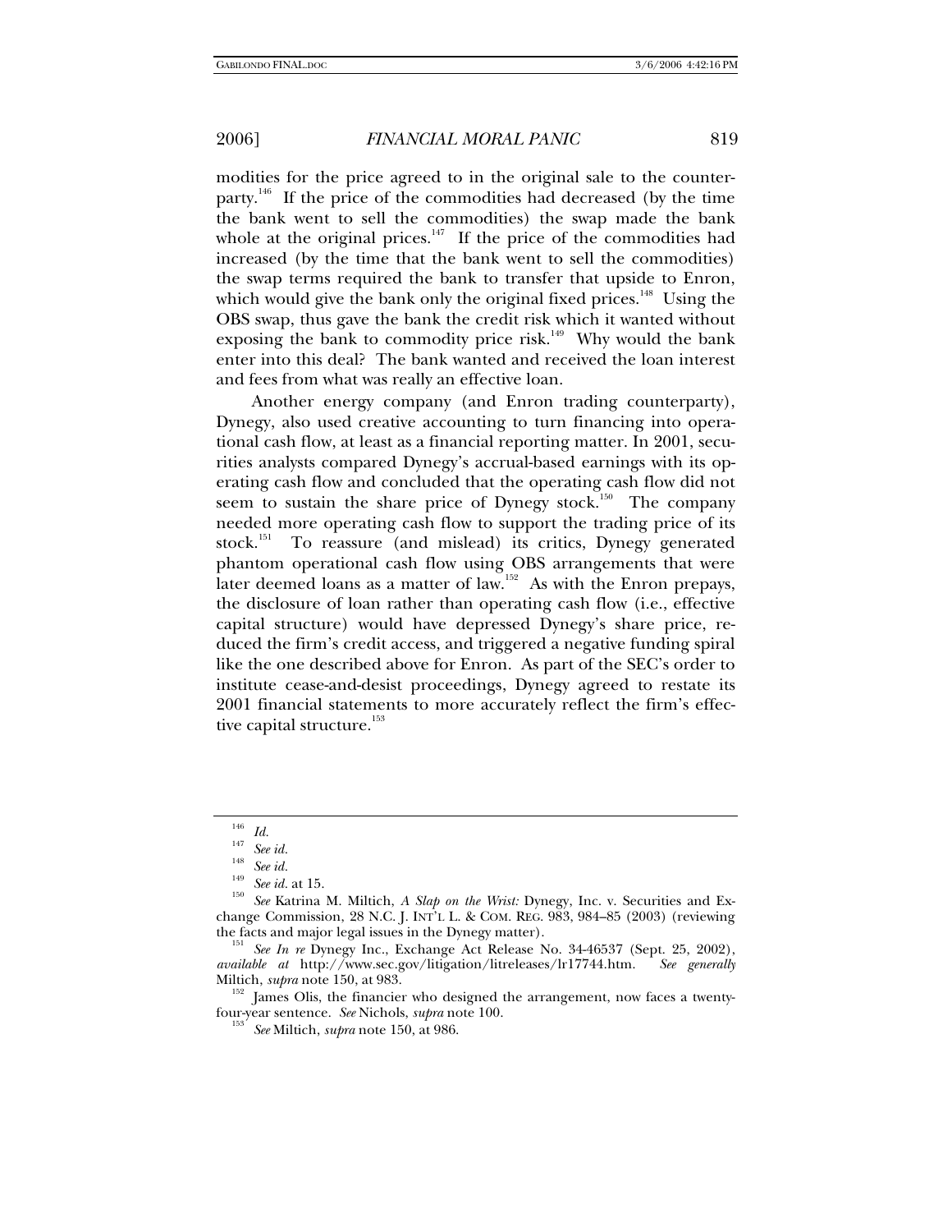modities for the price agreed to in the original sale to the counterparty.[146] If the price of the commodities had decreased (by the time the bank went to sell the commodities) the swap made the bank whole at the original prices.[147] If the price of the commodities had increased (by the time that the bank went to sell the commodities) the swap terms required the bank to transfer that upside to Enron, which would give the bank only the original fixed prices.[148] Using the OBS swap, thus gave the bank the credit risk which it wanted without exposing the bank to commodity price risk.[149] Why would the bank enter into this deal? The bank wanted and received the loan interest and fees from what was really an effective loan.

Another energy company (and Enron trading counterparty), Dynegy, also used creative accounting to turn financing into operational cash flow, at least as a financial reporting matter. In 2001, securities analysts compared Dynegy's accrual-based earnings with its operating cash flow and concluded that the operating cash flow did not seem to sustain the share price of Dynegy stock.[150] The company needed more operating cash flow to support the trading price of its stock.[151] To reassure (and mislead) its critics, Dynegy generated phantom operational cash flow using OBS arrangements that were later deemed loans as a matter of law.[152] As with the Enron prepays, the disclosure of loan rather than operating cash flow (i.e., effective capital structure) would have depressed Dynegy's share price, reduced the firm's credit access, and triggered a negative funding spiral like the one described above for Enron. As part of the SEC's order to institute cease-and-desist proceedings, Dynegy agreed to restate its 2001 financial statements to more accurately reflect the firm's effective capital structure.[153]

---

[146] *Id.*

[147] *See id.*

[148] *See id.*

[149] *See id.* at 15.

[150] *See* Katrina M. Miltich, *A Slap on the Wrist:* Dynegy, Inc. v. Securities and Exchange Commission, 28 N.C. J. INT'L L. & COM. REG. 983, 984–85 (2003) (reviewing the facts and major legal issues in the Dynegy matter).

[151] *See In re* Dynegy Inc., Exchange Act Release No. 34-46537 (Sept. 25, 2002), *available at* http://www.sec.gov/litigation/litreleases/lr17744.htm. *See generally* Miltich, *supra* note 150, at 983.

[152] James Olis, the financier who designed the arrangement, now faces a twenty-four-year sentence. *See* Nichols, *supra* note 100.

[153] *See* Miltich, *supra* note 150, at 986.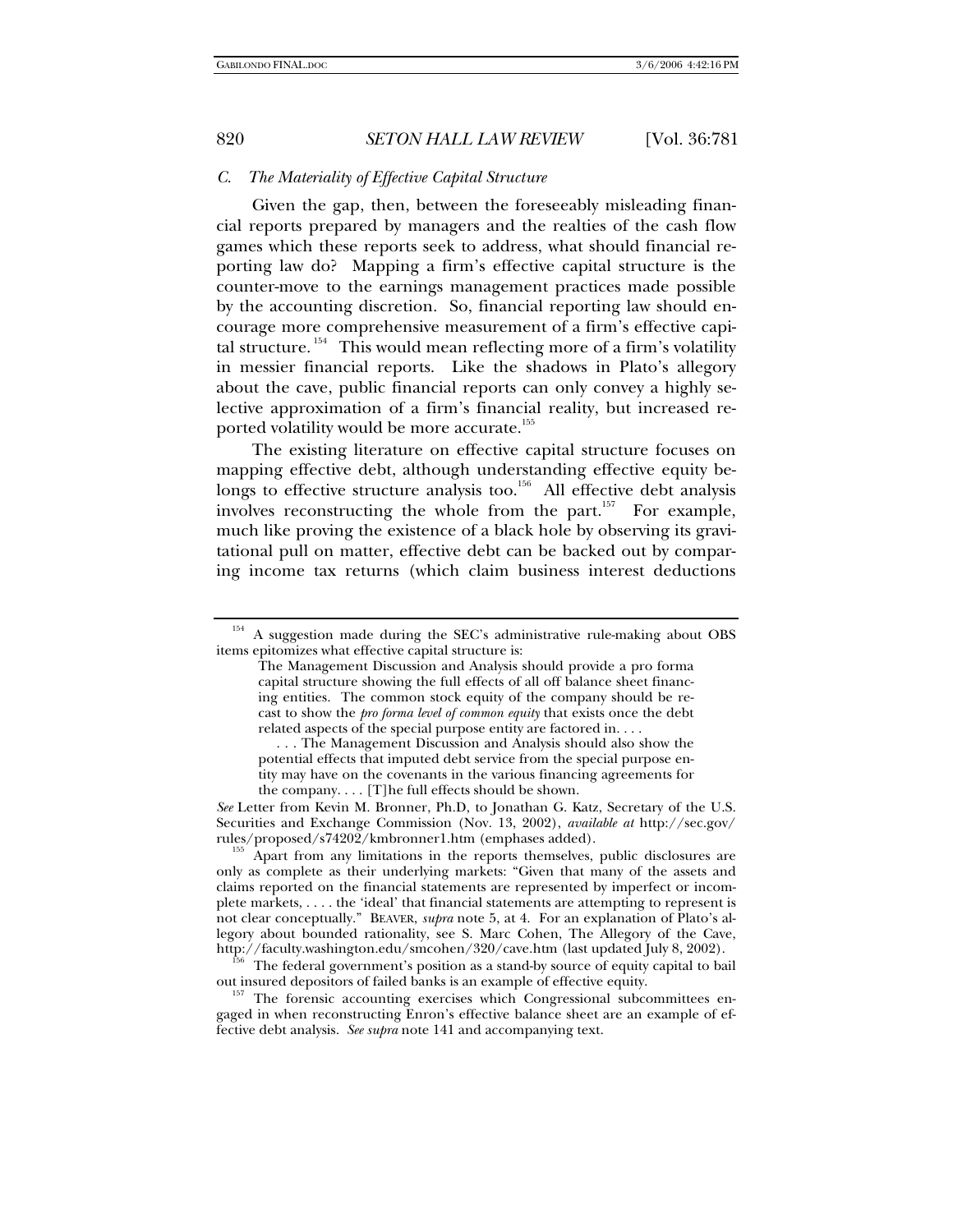### *C. The Materiality of Effective Capital Structure*

Given the gap, then, between the foreseeably misleading financial reports prepared by managers and the realties of the cash flow games which these reports seek to address, what should financial reporting law do? Mapping a firm's effective capital structure is the counter-move to the earnings management practices made possible by the accounting discretion. So, financial reporting law should encourage more comprehensive measurement of a firm's effective capital structure.[154] This would mean reflecting more of a firm's volatility in messier financial reports. Like the shadows in Plato's allegory about the cave, public financial reports can only convey a highly selective approximation of a firm's financial reality, but increased reported volatility would be more accurate.[155]

The existing literature on effective capital structure focuses on mapping effective debt, although understanding effective equity belongs to effective structure analysis too.[156] All effective debt analysis involves reconstructing the whole from the part.[157] For example, much like proving the existence of a black hole by observing its gravitational pull on matter, effective debt can be backed out by comparing income tax returns (which claim business interest deductions

---

[154] A suggestion made during the SEC's administrative rule-making about OBS items epitomizes what effective capital structure is:

> The Management Discussion and Analysis should provide a pro forma capital structure showing the full effects of all off balance sheet financing entities. The common stock equity of the company should be recast to show the *pro forma level of common equity* that exists once the debt related aspects of the special purpose entity are factored in. . . .
>
> . . . The Management Discussion and Analysis should also show the potential effects that imputed debt service from the special purpose entity may have on the covenants in the various financing agreements for the company. . . . [T]he full effects should be shown.

*See* Letter from Kevin M. Bronner, Ph.D, to Jonathan G. Katz, Secretary of the U.S. Securities and Exchange Commission (Nov. 13, 2002), *available at* http://sec.gov/rules/proposed/s74202/kmbronner1.htm (emphases added).

[155] Apart from any limitations in the reports themselves, public disclosures are only as complete as their underlying markets: "Given that many of the assets and claims reported on the financial statements are represented by imperfect or incomplete markets, . . . . the 'ideal' that financial statements are attempting to represent is not clear conceptually." BEAVER, *supra* note 5, at 4. For an explanation of Plato's allegory about bounded rationality, see S. Marc Cohen, The Allegory of the Cave, http://faculty.washington.edu/smcohen/320/cave.htm (last updated July 8, 2002).

[156] The federal government's position as a stand-by source of equity capital to bail out insured depositors of failed banks is an example of effective equity.

[157] The forensic accounting exercises which Congressional subcommittees engaged in when reconstructing Enron's effective balance sheet are an example of effective debt analysis. *See supra* note 141 and accompanying text.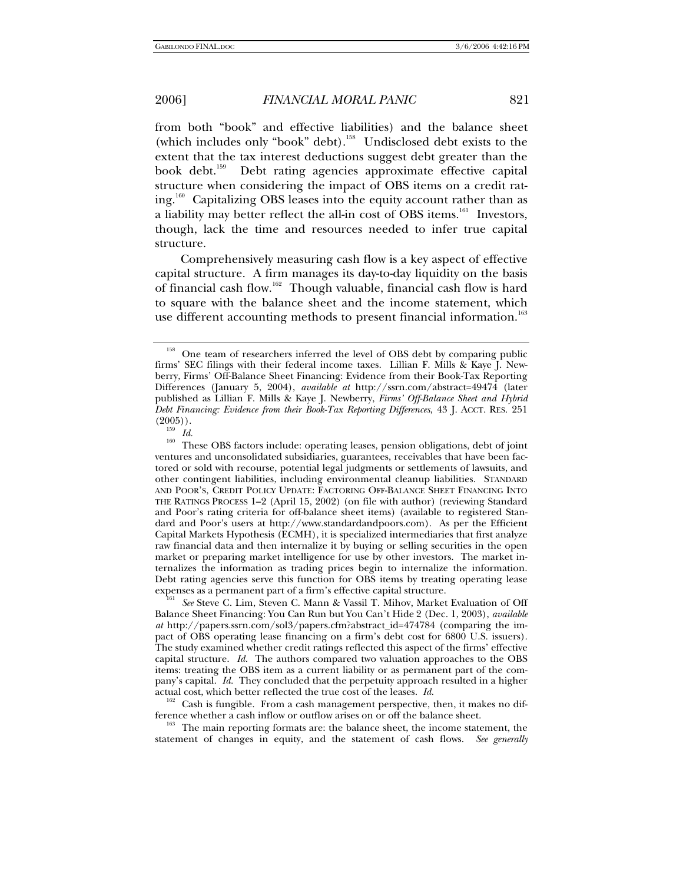from both "book" and effective liabilities) and the balance sheet (which includes only "book" debt).[158] Undisclosed debt exists to the extent that the tax interest deductions suggest debt greater than the book debt.[159] Debt rating agencies approximate effective capital structure when considering the impact of OBS items on a credit rating.[160] Capitalizing OBS leases into the equity account rather than as a liability may better reflect the all-in cost of OBS items.[161] Investors, though, lack the time and resources needed to infer true capital structure.

Comprehensively measuring cash flow is a key aspect of effective capital structure. A firm manages its day-to-day liquidity on the basis of financial cash flow.[162] Though valuable, financial cash flow is hard to square with the balance sheet and the income statement, which use different accounting methods to present financial information.[163]

---

[158] One team of researchers inferred the level of OBS debt by comparing public firms' SEC filings with their federal income taxes. Lillian F. Mills & Kaye J. Newberry, Firms' Off-Balance Sheet Financing: Evidence from their Book-Tax Reporting Differences (January 5, 2004), *available at* http://ssrn.com/abstract=49474 (later published as Lillian F. Mills & Kaye J. Newberry, *Firms' Off-Balance Sheet and Hybrid Debt Financing: Evidence from their Book-Tax Reporting Differences*, 43 J. ACCT. RES. 251 (2005)).

[159] *Id.*

[160] These OBS factors include: operating leases, pension obligations, debt of joint ventures and unconsolidated subsidiaries, guarantees, receivables that have been factored or sold with recourse, potential legal judgments or settlements of lawsuits, and other contingent liabilities, including environmental cleanup liabilities. STANDARD AND POOR'S, CREDIT POLICY UPDATE: FACTORING OFF-BALANCE SHEET FINANCING INTO THE RATINGS PROCESS 1–2 (April 15, 2002) (on file with author) (reviewing Standard and Poor's rating criteria for off-balance sheet items) (available to registered Standard and Poor's users at http://www.standardandpoors.com). As per the Efficient Capital Markets Hypothesis (ECMH), it is specialized intermediaries that first analyze raw financial data and then internalize it by buying or selling securities in the open market or preparing market intelligence for use by other investors. The market internalizes the information as trading prices begin to internalize the information. Debt rating agencies serve this function for OBS items by treating operating lease expenses as a permanent part of a firm's effective capital structure.

[161] *See* Steve C. Lim, Steven C. Mann & Vassil T. Mihov, Market Evaluation of Off Balance Sheet Financing: You Can Run but You Can't Hide 2 (Dec. 1, 2003), *available at* http://papers.ssrn.com/sol3/papers.cfm?abstract_id=474784 (comparing the impact of OBS operating lease financing on a firm's debt cost for 6800 U.S. issuers). The study examined whether credit ratings reflected this aspect of the firms' effective capital structure. *Id.* The authors compared two valuation approaches to the OBS items: treating the OBS item as a current liability or as permanent part of the company's capital. *Id.* They concluded that the perpetuity approach resulted in a higher actual cost, which better reflected the true cost of the leases. *Id.*

[162] Cash is fungible. From a cash management perspective, then, it makes no difference whether a cash inflow or outflow arises on or off the balance sheet.

[163] The main reporting formats are: the balance sheet, the income statement, the statement of changes in equity, and the statement of cash flows. *See generally*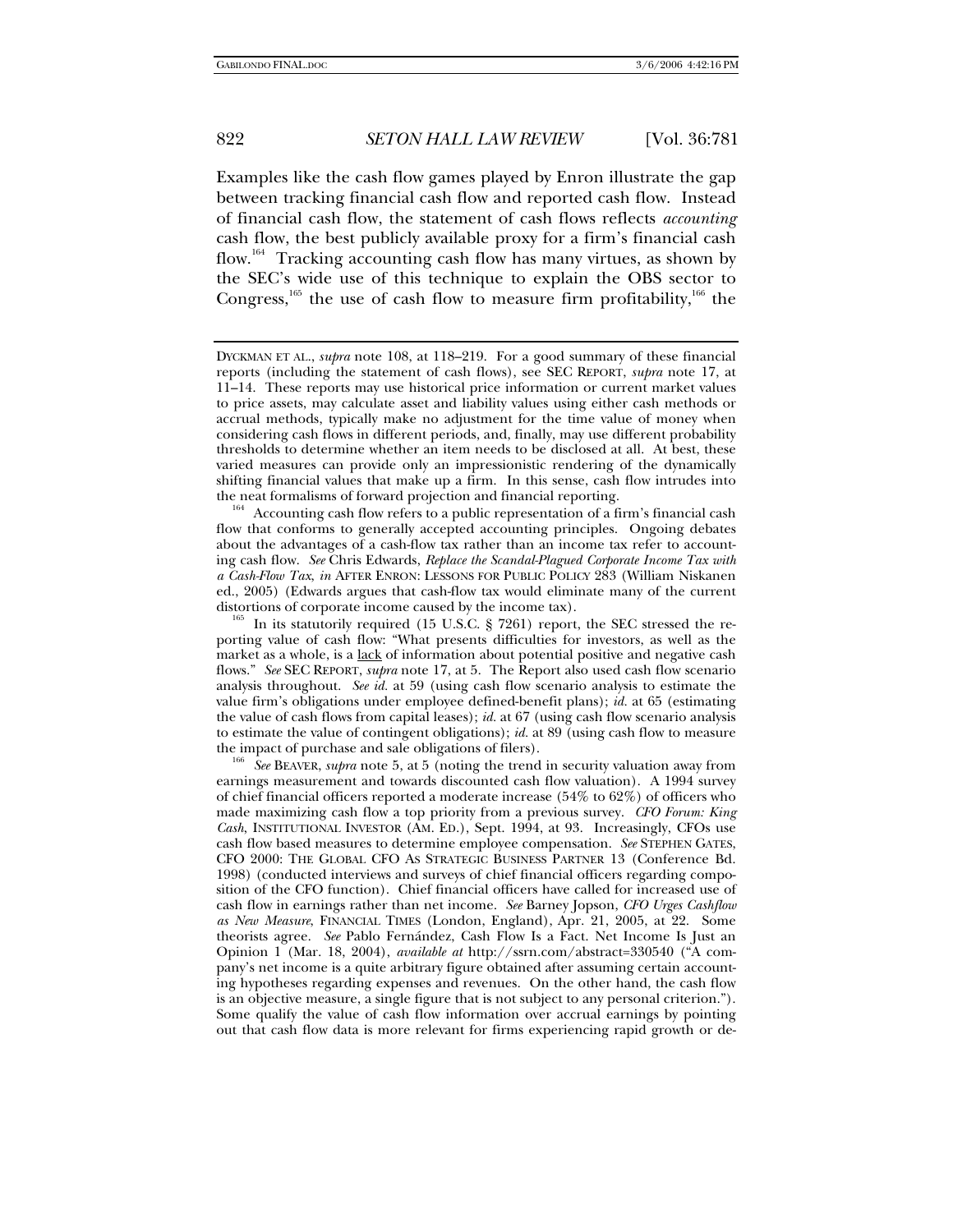Examples like the cash flow games played by Enron illustrate the gap between tracking financial cash flow and reported cash flow. Instead of financial cash flow, the statement of cash flows reflects *accounting* cash flow, the best publicly available proxy for a firm's financial cash flow.[164] Tracking accounting cash flow has many virtues, as shown by the SEC's wide use of this technique to explain the OBS sector to Congress,[165] the use of cash flow to measure firm profitability,[166] the

---

DYCKMAN ET AL., *supra* note 108, at 118–219. For a good summary of these financial reports (including the statement of cash flows), see SEC REPORT, *supra* note 17, at 11–14. These reports may use historical price information or current market values to price assets, may calculate asset and liability values using either cash methods or accrual methods, typically make no adjustment for the time value of money when considering cash flows in different periods, and, finally, may use different probability thresholds to determine whether an item needs to be disclosed at all. At best, these varied measures can provide only an impressionistic rendering of the dynamically shifting financial values that make up a firm. In this sense, cash flow intrudes into the neat formalisms of forward projection and financial reporting.

[164] Accounting cash flow refers to a public representation of a firm's financial cash flow that conforms to generally accepted accounting principles. Ongoing debates about the advantages of a cash-flow tax rather than an income tax refer to accounting cash flow. *See* Chris Edwards, *Replace the Scandal-Plagued Corporate Income Tax with a Cash-Flow Tax*, *in* AFTER ENRON: LESSONS FOR PUBLIC POLICY 283 (William Niskanen ed., 2005) (Edwards argues that cash-flow tax would eliminate many of the current distortions of corporate income caused by the income tax).

[165] In its statutorily required (15 U.S.C. § 7261) report, the SEC stressed the reporting value of cash flow: "What presents difficulties for investors, as well as the market as a whole, is a lack of information about potential positive and negative cash flows." *See* SEC REPORT, *supra* note 17, at 5. The Report also used cash flow scenario analysis throughout. *See id.* at 59 (using cash flow scenario analysis to estimate the value firm's obligations under employee defined-benefit plans); *id.* at 65 (estimating the value of cash flows from capital leases); *id.* at 67 (using cash flow scenario analysis to estimate the value of contingent obligations); *id.* at 89 (using cash flow to measure the impact of purchase and sale obligations of filers).

[166] *See* BEAVER, *supra* note 5, at 5 (noting the trend in security valuation away from earnings measurement and towards discounted cash flow valuation). A 1994 survey of chief financial officers reported a moderate increase (54% to 62%) of officers who made maximizing cash flow a top priority from a previous survey. *CFO Forum: King Cash*, INSTITUTIONAL INVESTOR (AM. ED.), Sept. 1994, at 93. Increasingly, CFOs use cash flow based measures to determine employee compensation. *See* STEPHEN GATES, CFO 2000: THE GLOBAL CFO AS STRATEGIC BUSINESS PARTNER 13 (Conference Bd. 1998) (conducted interviews and surveys of chief financial officers regarding composition of the CFO function). Chief financial officers have called for increased use of cash flow in earnings rather than net income. *See* Barney Jopson, *CFO Urges Cashflow as New Measure*, FINANCIAL TIMES (London, England), Apr. 21, 2005, at 22. Some theorists agree. *See* Pablo Fernández, Cash Flow Is a Fact. Net Income Is Just an Opinion 1 (Mar. 18, 2004), *available at* http://ssrn.com/abstract=330540 ("A company's net income is a quite arbitrary figure obtained after assuming certain accounting hypotheses regarding expenses and revenues. On the other hand, the cash flow is an objective measure, a single figure that is not subject to any personal criterion."). Some qualify the value of cash flow information over accrual earnings by pointing out that cash flow data is more relevant for firms experiencing rapid growth or de-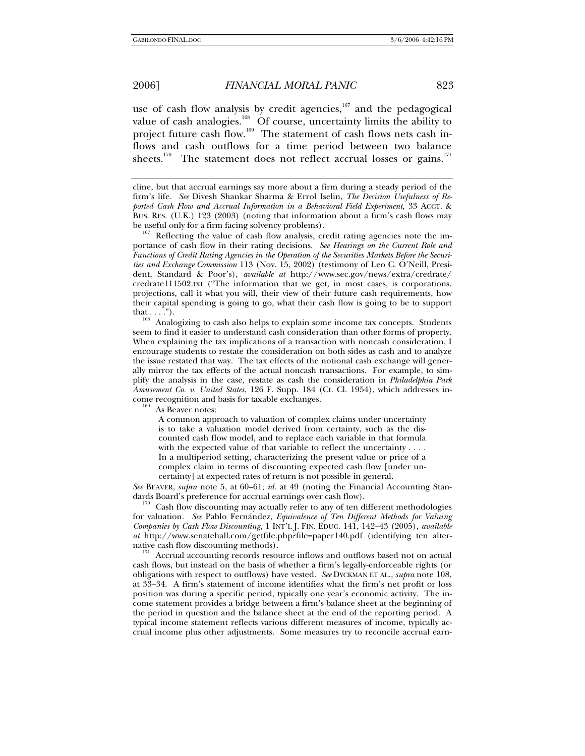use of cash flow analysis by credit agencies,[167] and the pedagogical value of cash analogies.[168] Of course, uncertainty limits the ability to project future cash flow.[169] The statement of cash flows nets cash inflows and cash outflows for a time period between two balance sheets.[170] The statement does not reflect accrual losses or gains.[171]

---

cline, but that accrual earnings say more about a firm during a steady period of the firm's life. *See* Divesh Shankar Sharma & Errol Iselin, *The Decision Usefulness of Reported Cash Flow and Accrual Information in a Behavioral Field Experiment*, 33 ACCT. & BUS. RES. (U.K.) 123 (2003) (noting that information about a firm's cash flows may be useful only for a firm facing solvency problems).

[167] Reflecting the value of cash flow analysis, credit rating agencies note the importance of cash flow in their rating decisions. *See Hearings on the Current Role and Functions of Credit Rating Agencies in the Operation of the Securities Markets Before the Securities and Exchange Commission* 113 (Nov. 15, 2002) (testimony of Leo C. O'Neill, President, Standard & Poor's), *available at* http://www.sec.gov/news/extra/credrate/credrate111502.txt ("The information that we get, in most cases, is corporations, projections, call it what you will, their view of their future cash requirements, how their capital spending is going to go, what their cash flow is going to be to support that . . . .").

[168] Analogizing to cash also helps to explain some income tax concepts. Students seem to find it easier to understand cash consideration than other forms of property. When explaining the tax implications of a transaction with noncash consideration, I encourage students to restate the consideration on both sides as cash and to analyze the issue restated that way. The tax effects of the notional cash exchange will generally mirror the tax effects of the actual noncash transactions. For example, to simplify the analysis in the case, restate as cash the consideration in *Philadelphia Park Amusement Co. v. United States*, 126 F. Supp. 184 (Ct. Cl. 1954), which addresses income recognition and basis for taxable exchanges.

[169] As Beaver notes:

> A common approach to valuation of complex claims under uncertainty is to take a valuation model derived from certainty, such as the discounted cash flow model, and to replace each variable in that formula with the expected value of that variable to reflect the uncertainty . . . . In a multiperiod setting, characterizing the present value or price of a complex claim in terms of discounting expected cash flow [under uncertainty] at expected rates of return is not possible in general.

*See* BEAVER, *supra* note 5, at 60–61; *id.* at 49 (noting the Financial Accounting Standards Board's preference for accrual earnings over cash flow).

[170] Cash flow discounting may actually refer to any of ten different methodologies for valuation. *See* Pablo Fernández, *Equivalence of Ten Different Methods for Valuing Companies by Cash Flow Discounting*, 1 INT'L J. FIN. EDUC. 141, 142–43 (2005), *available at* http://www.senatehall.com/getfile.php?file=paper140.pdf (identifying ten alternative cash flow discounting methods).

[171] Accrual accounting records resource inflows and outflows based not on actual cash flows, but instead on the basis of whether a firm's legally-enforceable rights (or obligations with respect to outflows) have vested. *See* DYCKMAN ET AL., *supra* note 108, at 33–34. A firm's statement of income identifies what the firm's net profit or loss position was during a specific period, typically one year's economic activity. The income statement provides a bridge between a firm's balance sheet at the beginning of the period in question and the balance sheet at the end of the reporting period. A typical income statement reflects various different measures of income, typically accrual income plus other adjustments. Some measures try to reconcile accrual earn-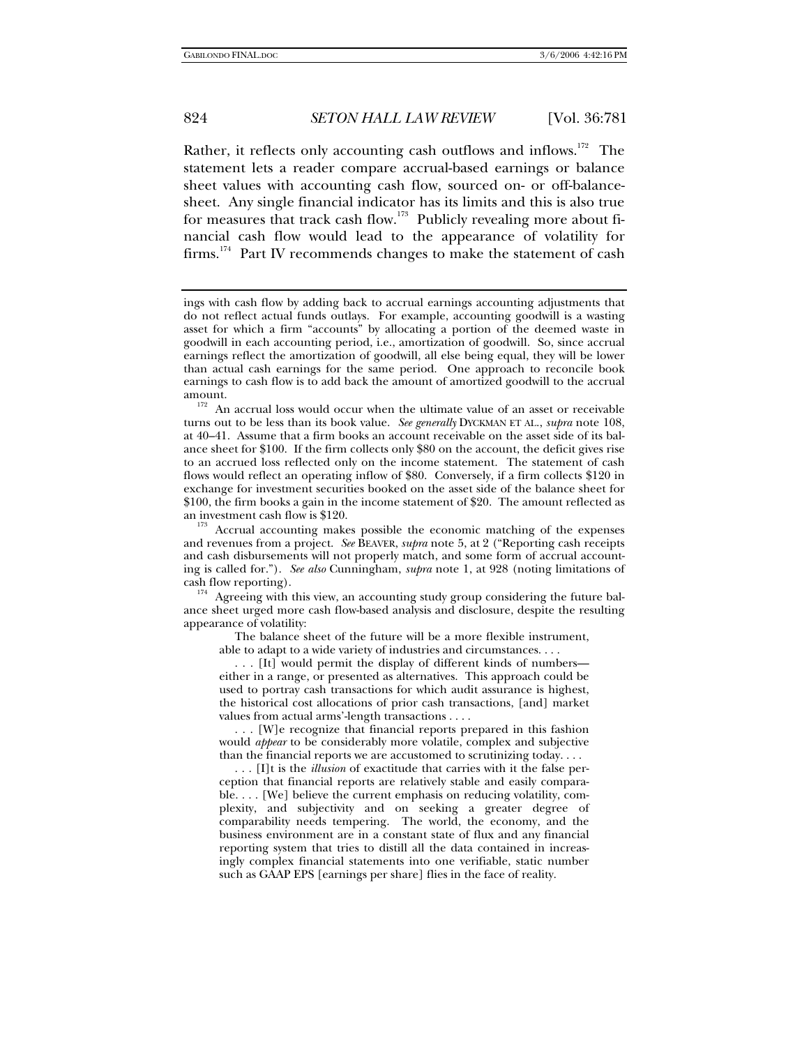Rather, it reflects only accounting cash outflows and inflows.[172] The statement lets a reader compare accrual-based earnings or balance sheet values with accounting cash flow, sourced on- or off-balance-sheet. Any single financial indicator has its limits and this is also true for measures that track cash flow.[173] Publicly revealing more about financial cash flow would lead to the appearance of volatility for firms.[174] Part IV recommends changes to make the statement of cash

---

ings with cash flow by adding back to accrual earnings accounting adjustments that do not reflect actual funds outlays. For example, accounting goodwill is a wasting asset for which a firm "accounts" by allocating a portion of the deemed waste in goodwill in each accounting period, i.e., amortization of goodwill. So, since accrual earnings reflect the amortization of goodwill, all else being equal, they will be lower than actual cash earnings for the same period. One approach to reconcile book earnings to cash flow is to add back the amount of amortized goodwill to the accrual amount.

[172] An accrual loss would occur when the ultimate value of an asset or receivable turns out to be less than its book value. *See generally* DYCKMAN ET AL., *supra* note 108, at 40–41. Assume that a firm books an account receivable on the asset side of its balance sheet for $100. If the firm collects only $80 on the account, the deficit gives rise to an accrued loss reflected only on the income statement. The statement of cash flows would reflect an operating inflow of $80. Conversely, if a firm collects $120 in exchange for investment securities booked on the asset side of the balance sheet for $100, the firm books a gain in the income statement of $20. The amount reflected as an investment cash flow is $120.

[173] Accrual accounting makes possible the economic matching of the expenses and revenues from a project. *See* BEAVER, *supra* note 5, at 2 ("Reporting cash receipts and cash disbursements will not properly match, and some form of accrual accounting is called for."). *See also* Cunningham, *supra* note 1, at 928 (noting limitations of cash flow reporting).

[174] Agreeing with this view, an accounting study group considering the future balance sheet urged more cash flow-based analysis and disclosure, despite the resulting appearance of volatility:

> The balance sheet of the future will be a more flexible instrument, able to adapt to a wide variety of industries and circumstances. . . .
>
> . . . [It] would permit the display of different kinds of numbers—either in a range, or presented as alternatives. This approach could be used to portray cash transactions for which audit assurance is highest, the historical cost allocations of prior cash transactions, [and] market values from actual arms'-length transactions . . . .
>
> . . . [W]e recognize that financial reports prepared in this fashion would *appear* to be considerably more volatile, complex and subjective than the financial reports we are accustomed to scrutinizing today. . . .
>
> . . . [I]t is the *illusion* of exactitude that carries with it the false perception that financial reports are relatively stable and easily comparable. . . . [We] believe the current emphasis on reducing volatility, complexity, and subjectivity and on seeking a greater degree of comparability needs tempering. The world, the economy, and the business environment are in a constant state of flux and any financial reporting system that tries to distill all the data contained in increasingly complex financial statements into one verifiable, static number such as GAAP EPS [earnings per share] flies in the face of reality.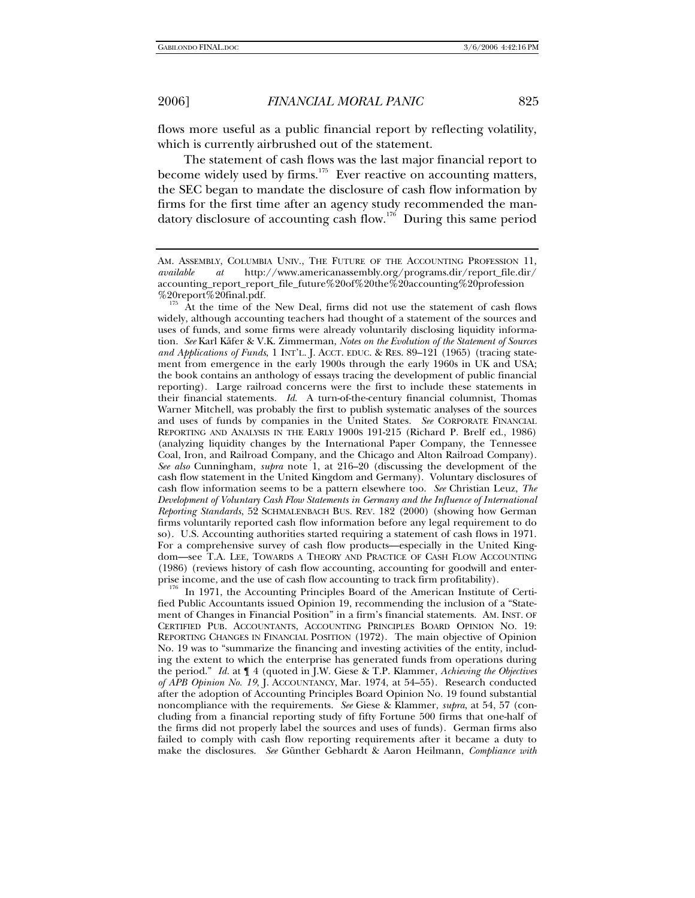flows more useful as a public financial report by reflecting volatility, which is currently airbrushed out of the statement.

The statement of cash flows was the last major financial report to become widely used by firms.[175] Ever reactive on accounting matters, the SEC began to mandate the disclosure of cash flow information by firms for the first time after an agency study recommended the mandatory disclosure of accounting cash flow.[176] During this same period

---

AM. ASSEMBLY, COLUMBIA UNIV., THE FUTURE OF THE ACCOUNTING PROFESSION 11, *available at* http://www.americanassembly.org/programs.dir/report_file.dir/accounting_report_report_file_future%20of%20the%20accounting%20profession%20report%20final.pdf.

[175] At the time of the New Deal, firms did not use the statement of cash flows widely, although accounting teachers had thought of a statement of the sources and uses of funds, and some firms were already voluntarily disclosing liquidity information. *See* Karl Käfer & V.K. Zimmerman, *Notes on the Evolution of the Statement of Sources and Applications of Funds*, 1 INT'L. J. ACCT. EDUC. & RES. 89–121 (1965) (tracing statement from emergence in the early 1900s through the early 1960s in UK and USA; the book contains an anthology of essays tracing the development of public financial reporting). Large railroad concerns were the first to include these statements in their financial statements. *Id.* A turn-of-the-century financial columnist, Thomas Warner Mitchell, was probably the first to publish systematic analyses of the sources and uses of funds by companies in the United States. *See* CORPORATE FINANCIAL REPORTING AND ANALYSIS IN THE EARLY 1900s 191-215 (Richard P. Brelf ed., 1986) (analyzing liquidity changes by the International Paper Company, the Tennessee Coal, Iron, and Railroad Company, and the Chicago and Alton Railroad Company). *See also* Cunningham, *supra* note 1, at 216–20 (discussing the development of the cash flow statement in the United Kingdom and Germany). Voluntary disclosures of cash flow information seems to be a pattern elsewhere too. *See* Christian Leuz, *The Development of Voluntary Cash Flow Statements in Germany and the Influence of International Reporting Standards*, 52 SCHMALENBACH BUS. REV. 182 (2000) (showing how German firms voluntarily reported cash flow information before any legal requirement to do so). U.S. Accounting authorities started requiring a statement of cash flows in 1971. For a comprehensive survey of cash flow products—especially in the United Kingdom—see T.A. LEE, TOWARDS A THEORY AND PRACTICE OF CASH FLOW ACCOUNTING (1986) (reviews history of cash flow accounting, accounting for goodwill and enterprise income, and the use of cash flow accounting to track firm profitability).

[176] In 1971, the Accounting Principles Board of the American Institute of Certified Public Accountants issued Opinion 19, recommending the inclusion of a "Statement of Changes in Financial Position" in a firm's financial statements. AM. INST. OF CERTIFIED PUB. ACCOUNTANTS, ACCOUNTING PRINCIPLES BOARD OPINION NO. 19: REPORTING CHANGES IN FINANCIAL POSITION (1972). The main objective of Opinion No. 19 was to "summarize the financing and investing activities of the entity, including the extent to which the enterprise has generated funds from operations during the period." *Id.* at ¶ 4 (quoted in J.W. Giese & T.P. Klammer, *Achieving the Objectives of APB Opinion No. 19*, J. ACCOUNTANCY, Mar. 1974, at 54–55). Research conducted after the adoption of Accounting Principles Board Opinion No. 19 found substantial noncompliance with the requirements. *See* Giese & Klammer, *supra*, at 54, 57 (concluding from a financial reporting study of fifty Fortune 500 firms that one-half of the firms did not properly label the sources and uses of funds). German firms also failed to comply with cash flow reporting requirements after it became a duty to make the disclosures. *See* Günther Gebhardt & Aaron Heilmann, *Compliance with*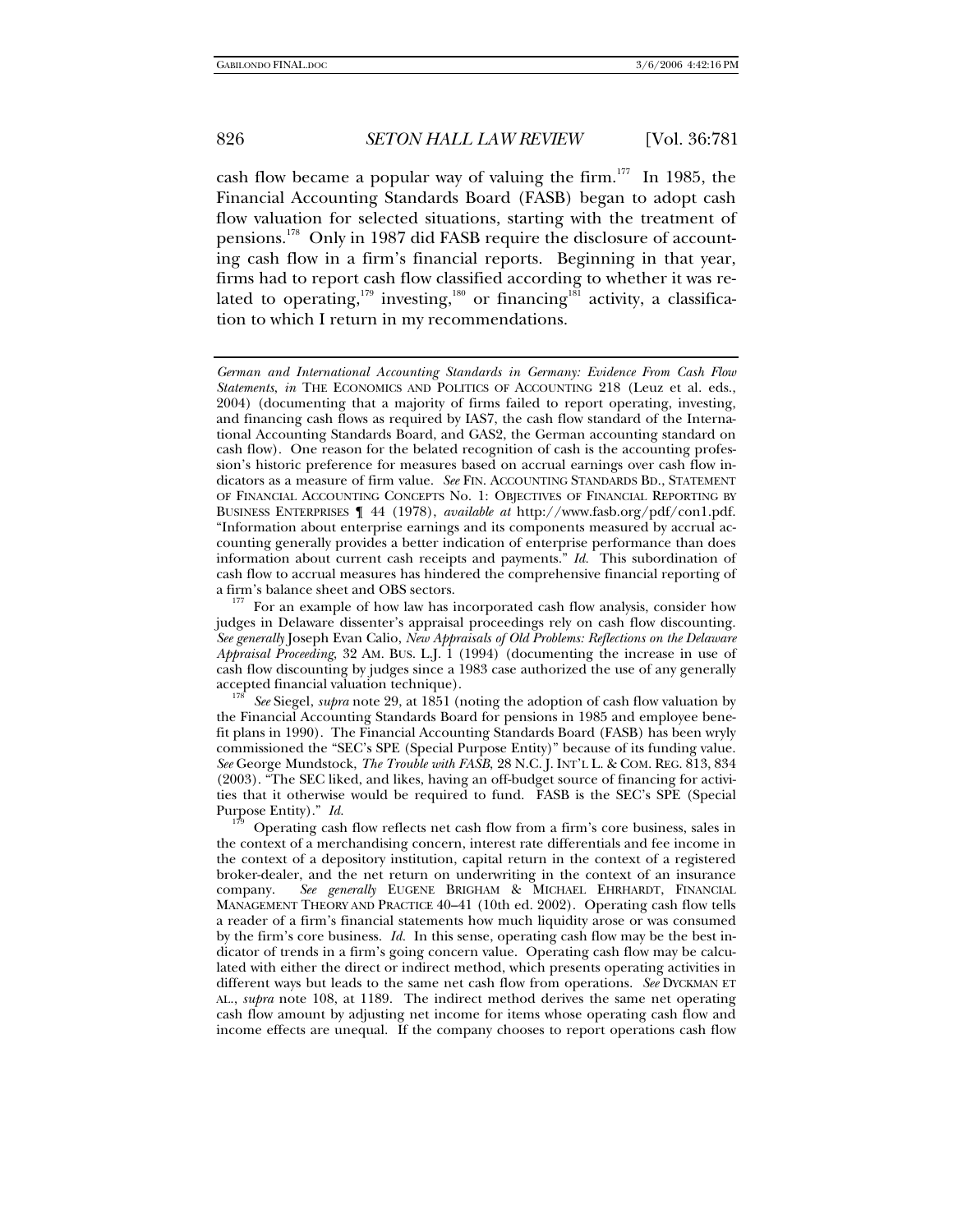cash flow became a popular way of valuing the firm.[177] In 1985, the Financial Accounting Standards Board (FASB) began to adopt cash flow valuation for selected situations, starting with the treatment of pensions.[178] Only in 1987 did FASB require the disclosure of accounting cash flow in a firm's financial reports. Beginning in that year, firms had to report cash flow classified according to whether it was related to operating,[179] investing,[180] or financing[181] activity, a classification to which I return in my recommendations.

---

*German and International Accounting Standards in Germany: Evidence From Cash Flow Statements*, *in* THE ECONOMICS AND POLITICS OF ACCOUNTING 218 (Leuz et al. eds., 2004) (documenting that a majority of firms failed to report operating, investing, and financing cash flows as required by IAS7, the cash flow standard of the International Accounting Standards Board, and GAS2, the German accounting standard on cash flow). One reason for the belated recognition of cash is the accounting profession's historic preference for measures based on accrual earnings over cash flow indicators as a measure of firm value. *See* FIN. ACCOUNTING STANDARDS BD., STATEMENT OF FINANCIAL ACCOUNTING CONCEPTS No. 1: OBJECTIVES OF FINANCIAL REPORTING BY BUSINESS ENTERPRISES ¶ 44 (1978), *available at* http://www.fasb.org/pdf/con1.pdf. "Information about enterprise earnings and its components measured by accrual accounting generally provides a better indication of enterprise performance than does information about current cash receipts and payments." *Id.* This subordination of cash flow to accrual measures has hindered the comprehensive financial reporting of a firm's balance sheet and OBS sectors.

[177] For an example of how law has incorporated cash flow analysis, consider how judges in Delaware dissenter's appraisal proceedings rely on cash flow discounting. *See generally* Joseph Evan Calio, *New Appraisals of Old Problems: Reflections on the Delaware Appraisal Proceeding*, 32 AM. BUS. L.J. 1 (1994) (documenting the increase in use of cash flow discounting by judges since a 1983 case authorized the use of any generally accepted financial valuation technique).

[178] *See* Siegel, *supra* note 29, at 1851 (noting the adoption of cash flow valuation by the Financial Accounting Standards Board for pensions in 1985 and employee benefit plans in 1990). The Financial Accounting Standards Board (FASB) has been wryly commissioned the "SEC's SPE (Special Purpose Entity)" because of its funding value. *See* George Mundstock, *The Trouble with FASB*, 28 N.C. J. INT'L L. & COM. REG. 813, 834 (2003). "The SEC liked, and likes, having an off-budget source of financing for activities that it otherwise would be required to fund. FASB is the SEC's SPE (Special Purpose Entity)." *Id.*

[179] Operating cash flow reflects net cash flow from a firm's core business, sales in the context of a merchandising concern, interest rate differentials and fee income in the context of a depository institution, capital return in the context of a registered broker-dealer, and the net return on underwriting in the context of an insurance company. *See generally* EUGENE BRIGHAM & MICHAEL EHRHARDT, FINANCIAL MANAGEMENT THEORY AND PRACTICE 40–41 (10th ed. 2002). Operating cash flow tells a reader of a firm's financial statements how much liquidity arose or was consumed by the firm's core business. *Id.* In this sense, operating cash flow may be the best indicator of trends in a firm's going concern value. Operating cash flow may be calculated with either the direct or indirect method, which presents operating activities in different ways but leads to the same net cash flow from operations. *See* DYCKMAN ET AL., *supra* note 108, at 1189. The indirect method derives the same net operating cash flow amount by adjusting net income for items whose operating cash flow and income effects are unequal. If the company chooses to report operations cash flow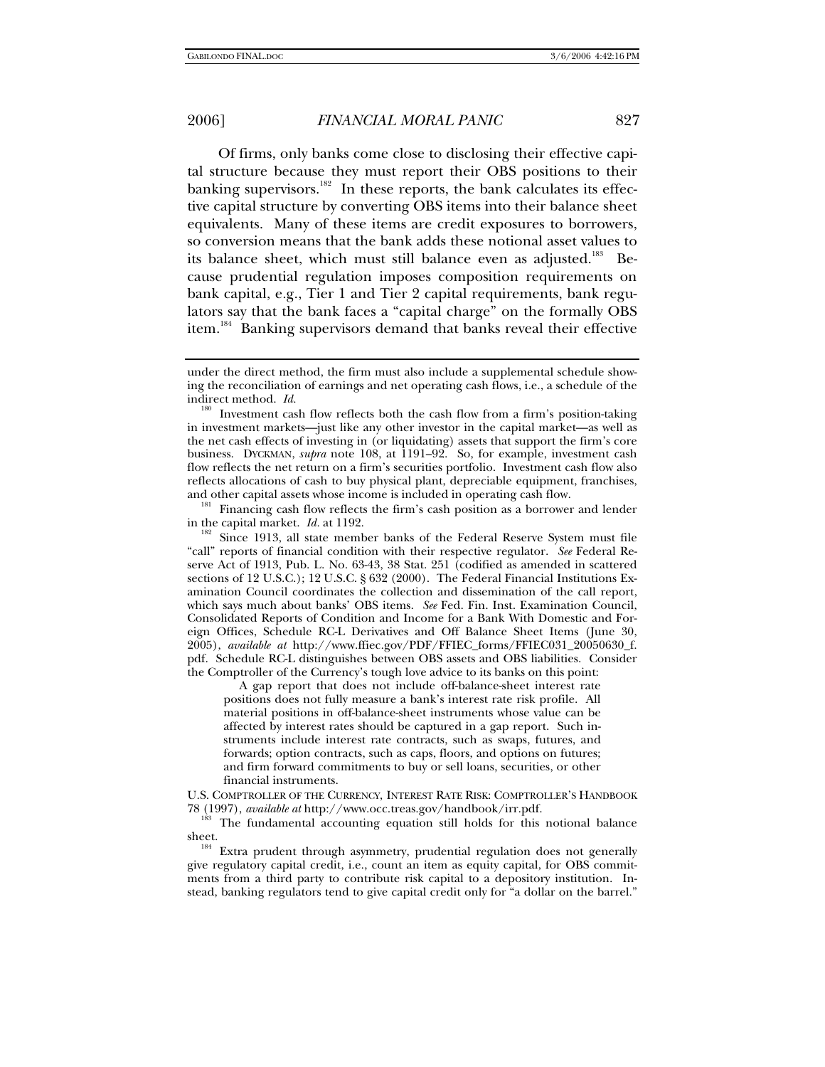Of firms, only banks come close to disclosing their effective capital structure because they must report their OBS positions to their banking supervisors.[182] In these reports, the bank calculates its effective capital structure by converting OBS items into their balance sheet equivalents. Many of these items are credit exposures to borrowers, so conversion means that the bank adds these notional asset values to its balance sheet, which must still balance even as adjusted.[183] Because prudential regulation imposes composition requirements on bank capital, e.g., Tier 1 and Tier 2 capital requirements, bank regulators say that the bank faces a "capital charge" on the formally OBS item.[184] Banking supervisors demand that banks reveal their effective

---

under the direct method, the firm must also include a supplemental schedule showing the reconciliation of earnings and net operating cash flows, i.e., a schedule of the indirect method. *Id.*

[180] Investment cash flow reflects both the cash flow from a firm's position-taking in investment markets—just like any other investor in the capital market—as well as the net cash effects of investing in (or liquidating) assets that support the firm's core business. DYCKMAN, *supra* note 108, at 1191–92. So, for example, investment cash flow reflects the net return on a firm's securities portfolio. Investment cash flow also reflects allocations of cash to buy physical plant, depreciable equipment, franchises, and other capital assets whose income is included in operating cash flow.

[181] Financing cash flow reflects the firm's cash position as a borrower and lender in the capital market. *Id.* at 1192.

[182] Since 1913, all state member banks of the Federal Reserve System must file "call" reports of financial condition with their respective regulator. *See* Federal Reserve Act of 1913, Pub. L. No. 63-43, 38 Stat. 251 (codified as amended in scattered sections of 12 U.S.C.); 12 U.S.C. § 632 (2000). The Federal Financial Institutions Examination Council coordinates the collection and dissemination of the call report, which says much about banks' OBS items. *See* Fed. Fin. Inst. Examination Council, Consolidated Reports of Condition and Income for a Bank With Domestic and Foreign Offices, Schedule RC-L Derivatives and Off Balance Sheet Items (June 30, 2005), *available at* http://www.ffiec.gov/PDF/FFIEC_forms/FFIEC031_20050630_f.pdf. Schedule RC-L distinguishes between OBS assets and OBS liabilities. Consider the Comptroller of the Currency's tough love advice to its banks on this point:

> A gap report that does not include off-balance-sheet interest rate positions does not fully measure a bank's interest rate risk profile. All material positions in off-balance-sheet instruments whose value can be affected by interest rates should be captured in a gap report. Such instruments include interest rate contracts, such as swaps, futures, and forwards; option contracts, such as caps, floors, and options on futures; and firm forward commitments to buy or sell loans, securities, or other financial instruments.

U.S. COMPTROLLER OF THE CURRENCY, INTEREST RATE RISK: COMPTROLLER'S HANDBOOK 78 (1997), *available at* http://www.occ.treas.gov/handbook/irr.pdf.

[183] The fundamental accounting equation still holds for this notional balance sheet.

[184] Extra prudent through asymmetry, prudential regulation does not generally give regulatory capital credit, i.e., count an item as equity capital, for OBS commitments from a third party to contribute risk capital to a depository institution. Instead, banking regulators tend to give capital credit only for "a dollar on the barrel."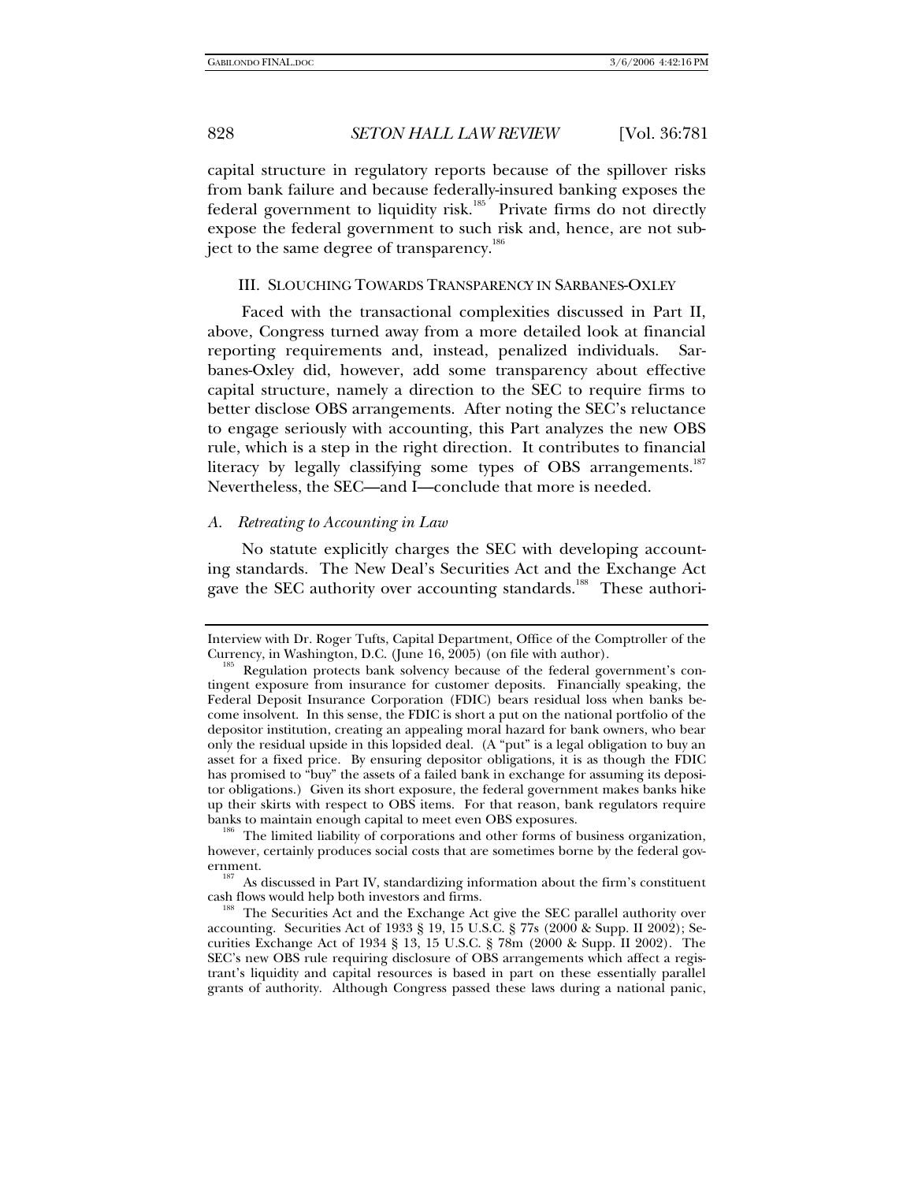capital structure in regulatory reports because of the spillover risks from bank failure and because federally-insured banking exposes the federal government to liquidity risk.[185] Private firms do not directly expose the federal government to such risk and, hence, are not subject to the same degree of transparency.[186]

## III. SLOUCHING TOWARDS TRANSPARENCY IN SARBANES-OXLEY

Faced with the transactional complexities discussed in Part II, above, Congress turned away from a more detailed look at financial reporting requirements and, instead, penalized individuals. Sarbanes-Oxley did, however, add some transparency about effective capital structure, namely a direction to the SEC to require firms to better disclose OBS arrangements. After noting the SEC's reluctance to engage seriously with accounting, this Part analyzes the new OBS rule, which is a step in the right direction. It contributes to financial literacy by legally classifying some types of OBS arrangements.[187] Nevertheless, the SEC—and I—conclude that more is needed.

### *A. Retreating to Accounting in Law*

No statute explicitly charges the SEC with developing accounting standards. The New Deal's Securities Act and the Exchange Act gave the SEC authority over accounting standards.[188] These authori-

---

Interview with Dr. Roger Tufts, Capital Department, Office of the Comptroller of the Currency, in Washington, D.C. (June 16, 2005) (on file with author).

[185] Regulation protects bank solvency because of the federal government's contingent exposure from insurance for customer deposits. Financially speaking, the Federal Deposit Insurance Corporation (FDIC) bears residual loss when banks become insolvent. In this sense, the FDIC is short a put on the national portfolio of the depositor institution, creating an appealing moral hazard for bank owners, who bear only the residual upside in this lopsided deal. (A "put" is a legal obligation to buy an asset for a fixed price. By ensuring depositor obligations, it is as though the FDIC has promised to "buy" the assets of a failed bank in exchange for assuming its depositor obligations.) Given its short exposure, the federal government makes banks hike up their skirts with respect to OBS items. For that reason, bank regulators require banks to maintain enough capital to meet even OBS exposures.

[186] The limited liability of corporations and other forms of business organization, however, certainly produces social costs that are sometimes borne by the federal government.

[187] As discussed in Part IV, standardizing information about the firm's constituent cash flows would help both investors and firms.

[188] The Securities Act and the Exchange Act give the SEC parallel authority over accounting. Securities Act of 1933 § 19, 15 U.S.C. § 77s (2000 & Supp. II 2002); Securities Exchange Act of 1934 § 13, 15 U.S.C. § 78m (2000 & Supp. II 2002). The SEC's new OBS rule requiring disclosure of OBS arrangements which affect a registrant's liquidity and capital resources is based in part on these essentially parallel grants of authority. Although Congress passed these laws during a national panic,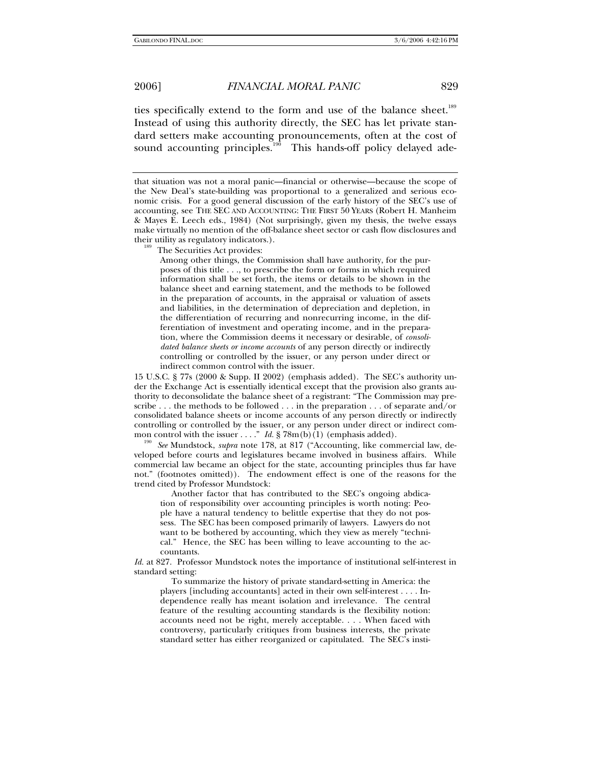ties specifically extend to the form and use of the balance sheet.[189] Instead of using this authority directly, the SEC has let private standard setters make accounting pronouncements, often at the cost of sound accounting principles.[190] This hands-off policy delayed ade-

---

that situation was not a moral panic—financial or otherwise—because the scope of the New Deal's state-building was proportional to a generalized and serious economic crisis. For a good general discussion of the early history of the SEC's use of accounting, see THE SEC AND ACCOUNTING: THE FIRST 50 YEARS (Robert H. Manheim & Mayes E. Leech eds., 1984) (Not surprisingly, given my thesis, the twelve essays make virtually no mention of the off-balance sheet sector or cash flow disclosures and their utility as regulatory indicators.).

[189] The Securities Act provides:

> Among other things, the Commission shall have authority, for the purposes of this title . . ., to prescribe the form or forms in which required information shall be set forth, the items or details to be shown in the balance sheet and earning statement, and the methods to be followed in the preparation of accounts, in the appraisal or valuation of assets and liabilities, in the determination of depreciation and depletion, in the differentiation of recurring and nonrecurring income, in the differentiation of investment and operating income, and in the preparation, where the Commission deems it necessary or desirable, of *consolidated balance sheets or income accounts* of any person directly or indirectly controlling or controlled by the issuer, or any person under direct or indirect common control with the issuer.

15 U.S.C. § 77s (2000 & Supp. II 2002) (emphasis added). The SEC's authority under the Exchange Act is essentially identical except that the provision also grants authority to deconsolidate the balance sheet of a registrant: "The Commission may prescribe . . . the methods to be followed . . . in the preparation . . . of separate and/or consolidated balance sheets or income accounts of any person directly or indirectly controlling or controlled by the issuer, or any person under direct or indirect common control with the issuer . . . ." *Id.* § 78m(b)(1) (emphasis added).

[190] *See* Mundstock, *supra* note 178, at 817 ("Accounting, like commercial law, developed before courts and legislatures became involved in business affairs. While commercial law became an object for the state, accounting principles thus far have not." (footnotes omitted)). The endowment effect is one of the reasons for the trend cited by Professor Mundstock:

> Another factor that has contributed to the SEC's ongoing abdication of responsibility over accounting principles is worth noting: People have a natural tendency to belittle expertise that they do not possess. The SEC has been composed primarily of lawyers. Lawyers do not want to be bothered by accounting, which they view as merely "technical." Hence, the SEC has been willing to leave accounting to the accountants.

*Id.* at 827. Professor Mundstock notes the importance of institutional self-interest in standard setting:

> To summarize the history of private standard-setting in America: the players [including accountants] acted in their own self-interest . . . . Independence really has meant isolation and irrelevance. The central feature of the resulting accounting standards is the flexibility notion: accounts need not be right, merely acceptable. . . . When faced with controversy, particularly critiques from business interests, the private standard setter has either reorganized or capitulated. The SEC's insti-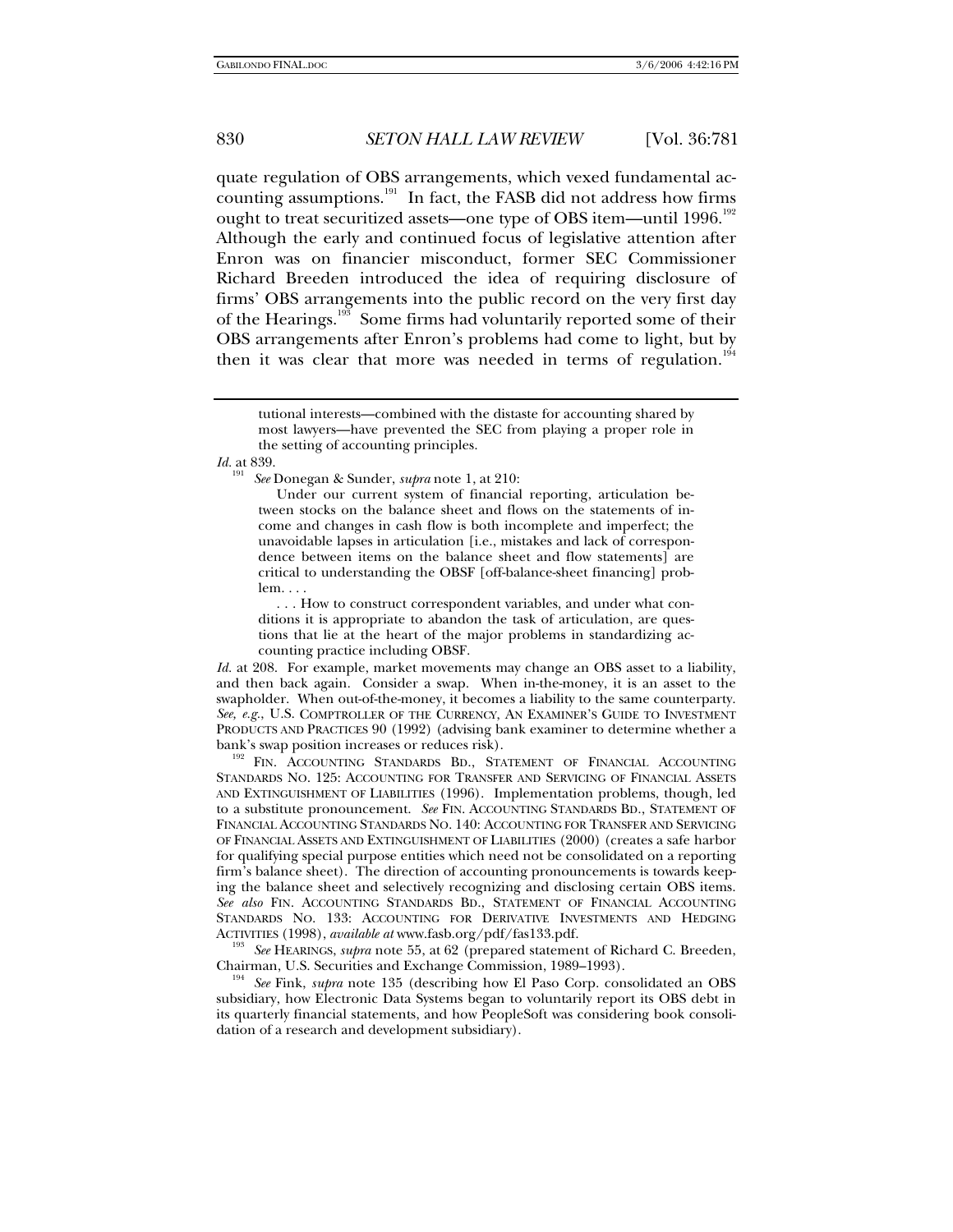quate regulation of OBS arrangements, which vexed fundamental accounting assumptions.[191] In fact, the FASB did not address how firms ought to treat securitized assets—one type of OBS item—until 1996.[192] Although the early and continued focus of legislative attention after Enron was on financier misconduct, former SEC Commissioner Richard Breeden introduced the idea of requiring disclosure of firms' OBS arrangements into the public record on the very first day of the Hearings.[193] Some firms had voluntarily reported some of their OBS arrangements after Enron's problems had come to light, but by then it was clear that more was needed in terms of regulation.[194]

> tutional interests—combined with the distaste for accounting shared by most lawyers—have prevented the SEC from playing a proper role in the setting of accounting principles.

*Id.* at 839.

[191] *See* Donegan & Sunder, *supra* note 1, at 210:

> Under our current system of financial reporting, articulation between stocks on the balance sheet and flows on the statements of income and changes in cash flow is both incomplete and imperfect; the unavoidable lapses in articulation [i.e., mistakes and lack of correspondence between items on the balance sheet and flow statements] are critical to understanding the OBSF [off-balance-sheet financing] problem. . . .
>
> . . . How to construct correspondent variables, and under what conditions it is appropriate to abandon the task of articulation, are questions that lie at the heart of the major problems in standardizing accounting practice including OBSF.

*Id.* at 208. For example, market movements may change an OBS asset to a liability, and then back again. Consider a swap. When in-the-money, it is an asset to the swapholder. When out-of-the-money, it becomes a liability to the same counterparty. *See, e.g.*, U.S. COMPTROLLER OF THE CURRENCY, AN EXAMINER'S GUIDE TO INVESTMENT PRODUCTS AND PRACTICES 90 (1992) (advising bank examiner to determine whether a bank's swap position increases or reduces risk).

[192] FIN. ACCOUNTING STANDARDS BD., STATEMENT OF FINANCIAL ACCOUNTING STANDARDS NO. 125: ACCOUNTING FOR TRANSFER AND SERVICING OF FINANCIAL ASSETS AND EXTINGUISHMENT OF LIABILITIES (1996). Implementation problems, though, led to a substitute pronouncement. *See* FIN. ACCOUNTING STANDARDS BD., STATEMENT OF FINANCIAL ACCOUNTING STANDARDS NO. 140: ACCOUNTING FOR TRANSFER AND SERVICING OF FINANCIAL ASSETS AND EXTINGUISHMENT OF LIABILITIES (2000) (creates a safe harbor for qualifying special purpose entities which need not be consolidated on a reporting firm's balance sheet). The direction of accounting pronouncements is towards keeping the balance sheet and selectively recognizing and disclosing certain OBS items. *See also* FIN. ACCOUNTING STANDARDS BD., STATEMENT OF FINANCIAL ACCOUNTING STANDARDS NO. 133: ACCOUNTING FOR DERIVATIVE INVESTMENTS AND HEDGING ACTIVITIES (1998), *available at* www.fasb.org/pdf/fas133.pdf.

[193] *See* HEARINGS, *supra* note 55, at 62 (prepared statement of Richard C. Breeden, Chairman, U.S. Securities and Exchange Commission, 1989–1993).

[194] *See* Fink, *supra* note 135 (describing how El Paso Corp. consolidated an OBS subsidiary, how Electronic Data Systems began to voluntarily report its OBS debt in its quarterly financial statements, and how PeopleSoft was considering book consolidation of a research and development subsidiary).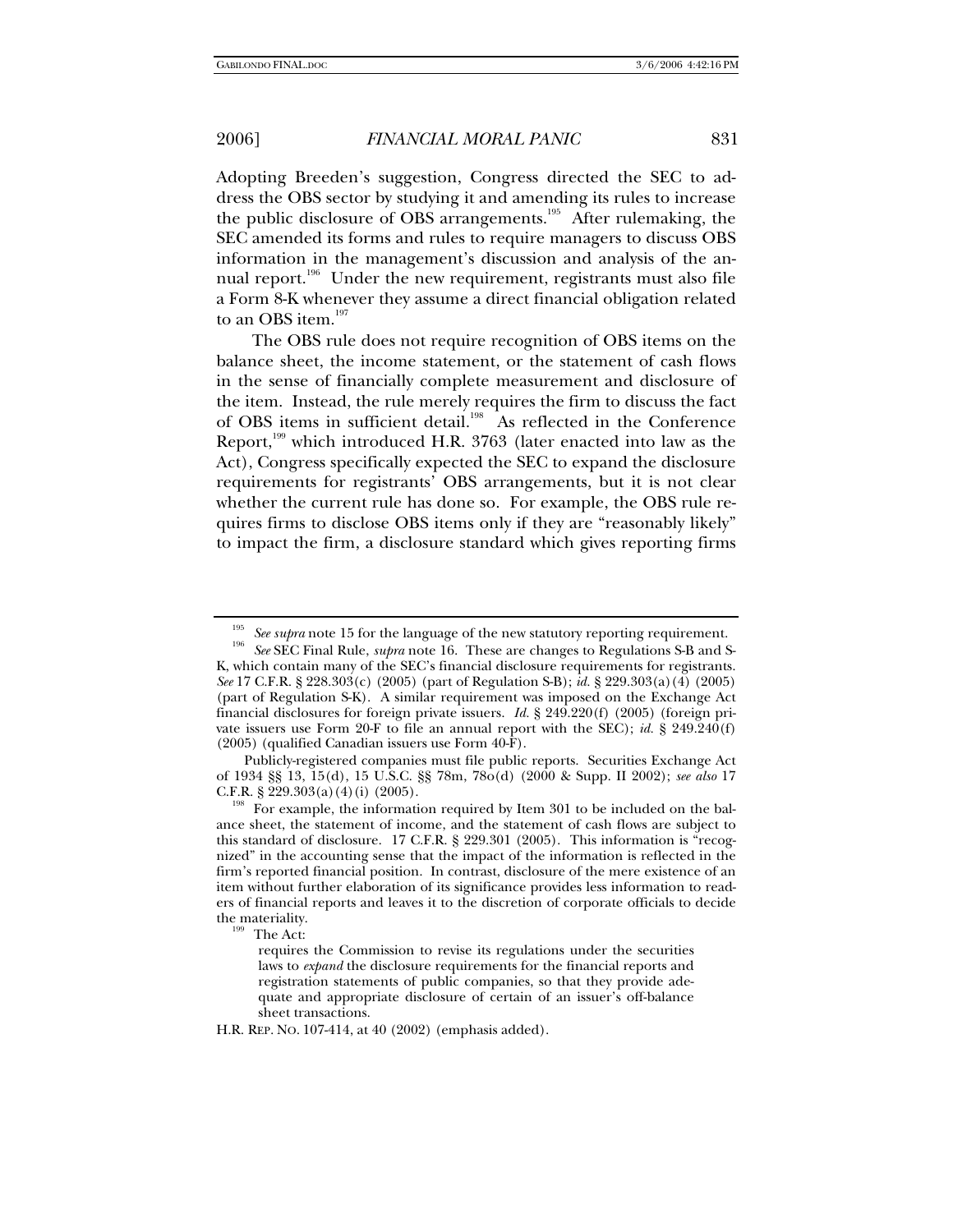Adopting Breeden's suggestion, Congress directed the SEC to address the OBS sector by studying it and amending its rules to increase the public disclosure of OBS arrangements.[195] After rulemaking, the SEC amended its forms and rules to require managers to discuss OBS information in the management's discussion and analysis of the annual report.[196] Under the new requirement, registrants must also file a Form 8-K whenever they assume a direct financial obligation related to an OBS item.[197]

The OBS rule does not require recognition of OBS items on the balance sheet, the income statement, or the statement of cash flows in the sense of financially complete measurement and disclosure of the item. Instead, the rule merely requires the firm to discuss the fact of OBS items in sufficient detail.[198] As reflected in the Conference Report,[199] which introduced H.R. 3763 (later enacted into law as the Act), Congress specifically expected the SEC to expand the disclosure requirements for registrants' OBS arrangements, but it is not clear whether the current rule has done so. For example, the OBS rule requires firms to disclose OBS items only if they are "reasonably likely" to impact the firm, a disclosure standard which gives reporting firms

---

[195] *See supra* note 15 for the language of the new statutory reporting requirement.

[196] *See* SEC Final Rule, *supra* note 16. These are changes to Regulations S-B and S-K, which contain many of the SEC's financial disclosure requirements for registrants. *See* 17 C.F.R. § 228.303(c) (2005) (part of Regulation S-B); *id.* § 229.303(a)(4) (2005) (part of Regulation S-K). A similar requirement was imposed on the Exchange Act financial disclosures for foreign private issuers. *Id.* § 249.220(f) (2005) (foreign private issuers use Form 20-F to file an annual report with the SEC); *id.* § 249.240(f) (2005) (qualified Canadian issuers use Form 40-F).

[197] Publicly-registered companies must file public reports. Securities Exchange Act of 1934 §§ 13, 15(d), 15 U.S.C. §§ 78m, 78o(d) (2000 & Supp. II 2002); *see also* 17 C.F.R. § 229.303(a)(4)(i) (2005).

[198] For example, the information required by Item 301 to be included on the balance sheet, the statement of income, and the statement of cash flows are subject to this standard of disclosure. 17 C.F.R. § 229.301 (2005). This information is "recognized" in the accounting sense that the impact of the information is reflected in the firm's reported financial position. In contrast, disclosure of the mere existence of an item without further elaboration of its significance provides less information to readers of financial reports and leaves it to the discretion of corporate officials to decide the materiality.

[199] The Act:

> requires the Commission to revise its regulations under the securities laws to *expand* the disclosure requirements for the financial reports and registration statements of public companies, so that they provide adequate and appropriate disclosure of certain of an issuer's off-balance sheet transactions.

H.R. REP. NO. 107-414, at 40 (2002) (emphasis added).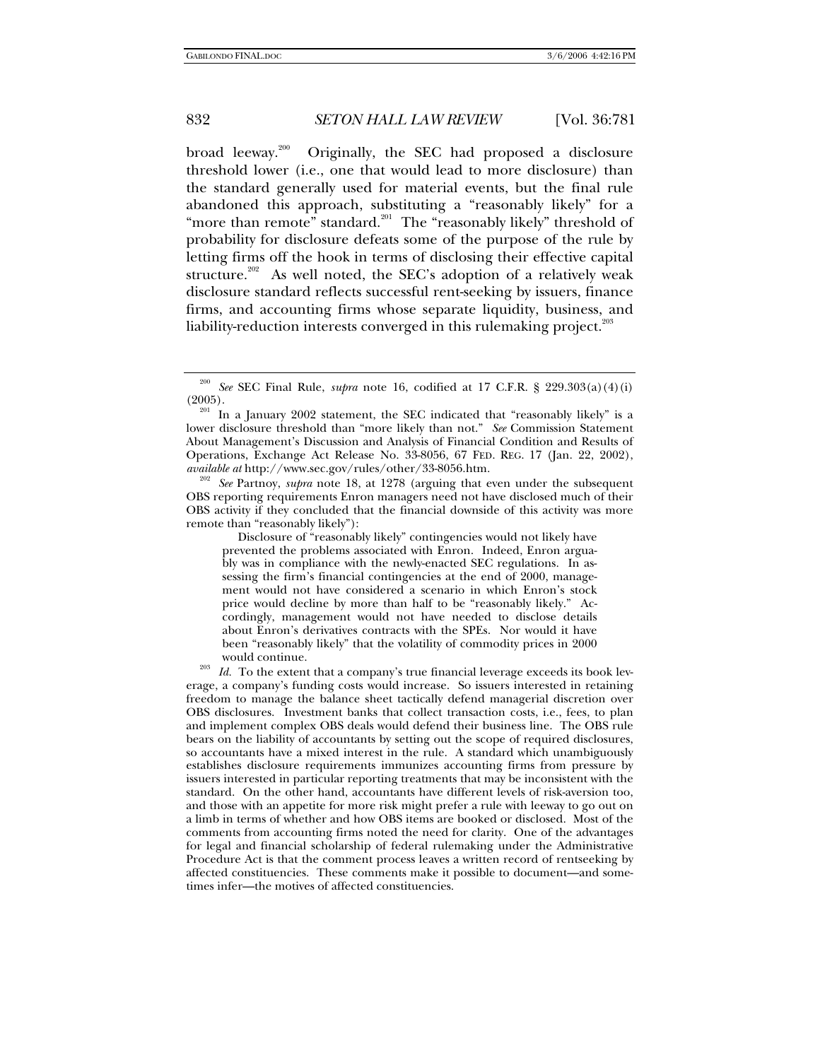broad leeway.[200] Originally, the SEC had proposed a disclosure threshold lower (i.e., one that would lead to more disclosure) than the standard generally used for material events, but the final rule abandoned this approach, substituting a "reasonably likely" for a "more than remote" standard.[201] The "reasonably likely" threshold of probability for disclosure defeats some of the purpose of the rule by letting firms off the hook in terms of disclosing their effective capital structure.[202] As well noted, the SEC's adoption of a relatively weak disclosure standard reflects successful rent-seeking by issuers, finance firms, and accounting firms whose separate liquidity, business, and liability-reduction interests converged in this rulemaking project.[203]

---

[200] *See* SEC Final Rule, *supra* note 16, codified at 17 C.F.R. § 229.303(a)(4)(i) (2005).

[201] In a January 2002 statement, the SEC indicated that "reasonably likely" is a lower disclosure threshold than "more likely than not." *See* Commission Statement About Management's Discussion and Analysis of Financial Condition and Results of Operations, Exchange Act Release No. 33-8056, 67 FED. REG. 17 (Jan. 22, 2002), *available at* http://www.sec.gov/rules/other/33-8056.htm.

[202] *See* Partnoy, *supra* note 18, at 1278 (arguing that even under the subsequent OBS reporting requirements Enron managers need not have disclosed much of their OBS activity if they concluded that the financial downside of this activity was more remote than "reasonably likely"):

> Disclosure of "reasonably likely" contingencies would not likely have prevented the problems associated with Enron. Indeed, Enron arguably was in compliance with the newly-enacted SEC regulations. In assessing the firm's financial contingencies at the end of 2000, management would not have considered a scenario in which Enron's stock price would decline by more than half to be "reasonably likely." Accordingly, management would not have needed to disclose details about Enron's derivatives contracts with the SPEs. Nor would it have been "reasonably likely" that the volatility of commodity prices in 2000 would continue.

[203] *Id.* To the extent that a company's true financial leverage exceeds its book leverage, a company's funding costs would increase. So issuers interested in retaining freedom to manage the balance sheet tactically defend managerial discretion over OBS disclosures. Investment banks that collect transaction costs, i.e., fees, to plan and implement complex OBS deals would defend their business line. The OBS rule bears on the liability of accountants by setting out the scope of required disclosures, so accountants have a mixed interest in the rule. A standard which unambiguously establishes disclosure requirements immunizes accounting firms from pressure by issuers interested in particular reporting treatments that may be inconsistent with the standard. On the other hand, accountants have different levels of risk-aversion too, and those with an appetite for more risk might prefer a rule with leeway to go out on a limb in terms of whether and how OBS items are booked or disclosed. Most of the comments from accounting firms noted the need for clarity. One of the advantages for legal and financial scholarship of federal rulemaking under the Administrative Procedure Act is that the comment process leaves a written record of rentseeking by affected constituencies. These comments make it possible to document—and sometimes infer—the motives of affected constituencies.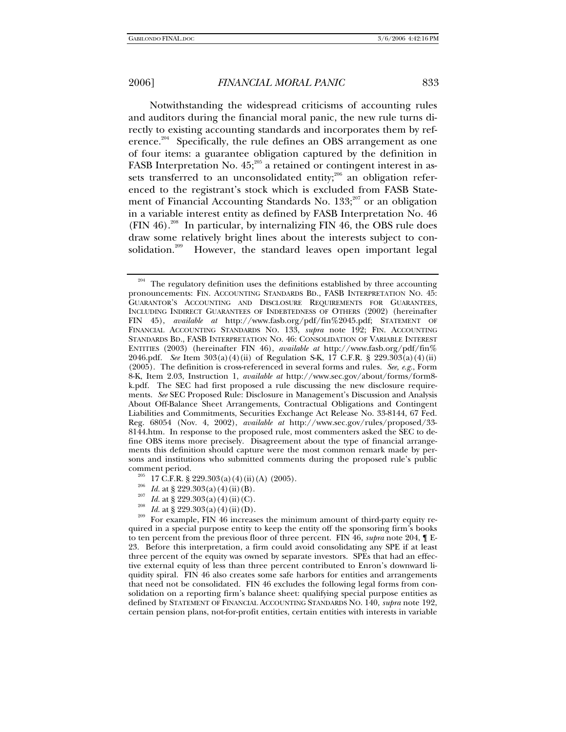Notwithstanding the widespread criticisms of accounting rules and auditors during the financial moral panic, the new rule turns directly to existing accounting standards and incorporates them by reference.[204] Specifically, the rule defines an OBS arrangement as one of four items: a guarantee obligation captured by the definition in FASB Interpretation No. 45;[205] a retained or contingent interest in assets transferred to an unconsolidated entity;[206] an obligation referenced to the registrant's stock which is excluded from FASB Statement of Financial Accounting Standards No. 133;[207] or an obligation in a variable interest entity as defined by FASB Interpretation No. 46 (FIN 46).[208] In particular, by internalizing FIN 46, the OBS rule does draw some relatively bright lines about the interests subject to consolidation.[209] However, the standard leaves open important legal

---

[204] The regulatory definition uses the definitions established by three accounting pronouncements: FIN. ACCOUNTING STANDARDS BD., FASB INTERPRETATION NO. 45: GUARANTOR'S ACCOUNTING AND DISCLOSURE REQUIREMENTS FOR GUARANTEES, INCLUDING INDIRECT GUARANTEES OF INDEBTEDNESS OF OTHERS (2002) (hereinafter FIN 45), *available at* http://www.fasb.org/pdf/fin%2045.pdf; STATEMENT OF FINANCIAL ACCOUNTING STANDARDS NO. 133, *supra* note 192; FIN. ACCOUNTING STANDARDS BD., FASB INTERPRETATION NO. 46: CONSOLIDATION OF VARIABLE INTEREST ENTITIES (2003) (hereinafter FIN 46), *available at* http://www.fasb.org/pdf/fin%2046.pdf. *See* Item 303(a)(4)(ii) of Regulation S-K, 17 C.F.R. § 229.303(a)(4)(ii) (2005). The definition is cross-referenced in several forms and rules. *See, e.g.*, Form 8-K, Item 2.03, Instruction 1, *available at* http://www.sec.gov/about/forms/form8-k.pdf. The SEC had first proposed a rule discussing the new disclosure requirements. *See* SEC Proposed Rule: Disclosure in Management's Discussion and Analysis About Off-Balance Sheet Arrangements, Contractual Obligations and Contingent Liabilities and Commitments, Securities Exchange Act Release No. 33-8144, 67 Fed. Reg. 68054 (Nov. 4, 2002), *available at* http://www.sec.gov/rules/proposed/33-8144.htm. In response to the proposed rule, most commenters asked the SEC to define OBS items more precisely. Disagreement about the type of financial arrangements this definition should capture were the most common remark made by persons and institutions who submitted comments during the proposed rule's public comment period.

[205] 17 C.F.R. § 229.303(a)(4)(ii)(A) (2005).

[206] *Id.* at § 229.303(a)(4)(ii)(B).

[207] *Id.* at § 229.303(a)(4)(ii)(C).

[208] *Id.* at § 229.303(a)(4)(ii)(D).

[209] For example, FIN 46 increases the minimum amount of third-party equity required in a special purpose entity to keep the entity off the sponsoring firm's books to ten percent from the previous floor of three percent. FIN 46, *supra* note 204, ¶ E-23. Before this interpretation, a firm could avoid consolidating any SPE if at least three percent of the equity was owned by separate investors. SPEs that had an effective external equity of less than three percent contributed to Enron's downward liquidity spiral. FIN 46 also creates some safe harbors for entities and arrangements that need not be consolidated. FIN 46 excludes the following legal forms from consolidation on a reporting firm's balance sheet: qualifying special purpose entities as defined by STATEMENT OF FINANCIAL ACCOUNTING STANDARDS NO. 140, *supra* note 192, certain pension plans, not-for-profit entities, certain entities with interests in variable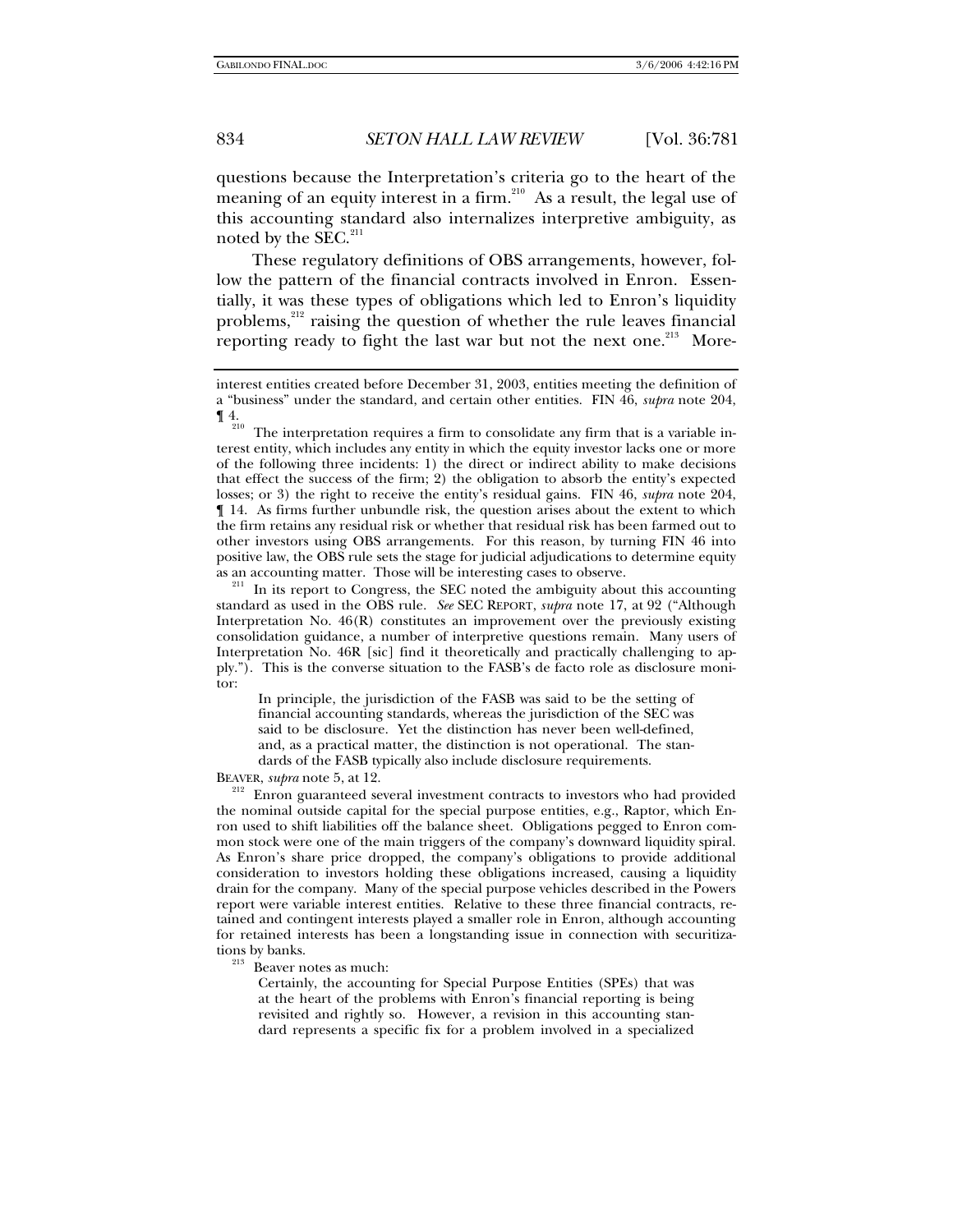questions because the Interpretation's criteria go to the heart of the meaning of an equity interest in a firm.[210] As a result, the legal use of this accounting standard also internalizes interpretive ambiguity, as noted by the SEC.[211]

These regulatory definitions of OBS arrangements, however, follow the pattern of the financial contracts involved in Enron. Essentially, it was these types of obligations which led to Enron's liquidity problems,[212] raising the question of whether the rule leaves financial reporting ready to fight the last war but not the next one.[213] More-

---

interest entities created before December 31, 2003, entities meeting the definition of a "business" under the standard, and certain other entities. FIN 46, *supra* note 204, ¶ 4.

[210] The interpretation requires a firm to consolidate any firm that is a variable interest entity, which includes any entity in which the equity investor lacks one or more of the following three incidents: 1) the direct or indirect ability to make decisions that effect the success of the firm; 2) the obligation to absorb the entity's expected losses; or 3) the right to receive the entity's residual gains. FIN 46, *supra* note 204, ¶ 14. As firms further unbundle risk, the question arises about the extent to which the firm retains any residual risk or whether that residual risk has been farmed out to other investors using OBS arrangements. For this reason, by turning FIN 46 into positive law, the OBS rule sets the stage for judicial adjudications to determine equity as an accounting matter. Those will be interesting cases to observe.

[211] In its report to Congress, the SEC noted the ambiguity about this accounting standard as used in the OBS rule. *See* SEC REPORT, *supra* note 17, at 92 ("Although Interpretation No. 46(R) constitutes an improvement over the previously existing consolidation guidance, a number of interpretive questions remain. Many users of Interpretation No. 46R [sic] find it theoretically and practically challenging to apply."). This is the converse situation to the FASB's de facto role as disclosure monitor:

> In principle, the jurisdiction of the FASB was said to be the setting of financial accounting standards, whereas the jurisdiction of the SEC was said to be disclosure. Yet the distinction has never been well-defined, and, as a practical matter, the distinction is not operational. The standards of the FASB typically also include disclosure requirements.

BEAVER, *supra* note 5, at 12.

[212] Enron guaranteed several investment contracts to investors who had provided the nominal outside capital for the special purpose entities, e.g., Raptor, which Enron used to shift liabilities off the balance sheet. Obligations pegged to Enron common stock were one of the main triggers of the company's downward liquidity spiral. As Enron's share price dropped, the company's obligations to provide additional consideration to investors holding these obligations increased, causing a liquidity drain for the company. Many of the special purpose vehicles described in the Powers report were variable interest entities. Relative to these three financial contracts, retained and contingent interests played a smaller role in Enron, although accounting for retained interests has been a longstanding issue in connection with securitizations by banks.

[213] Beaver notes as much:

> Certainly, the accounting for Special Purpose Entities (SPEs) that was at the heart of the problems with Enron's financial reporting is being revisited and rightly so. However, a revision in this accounting standard represents a specific fix for a problem involved in a specialized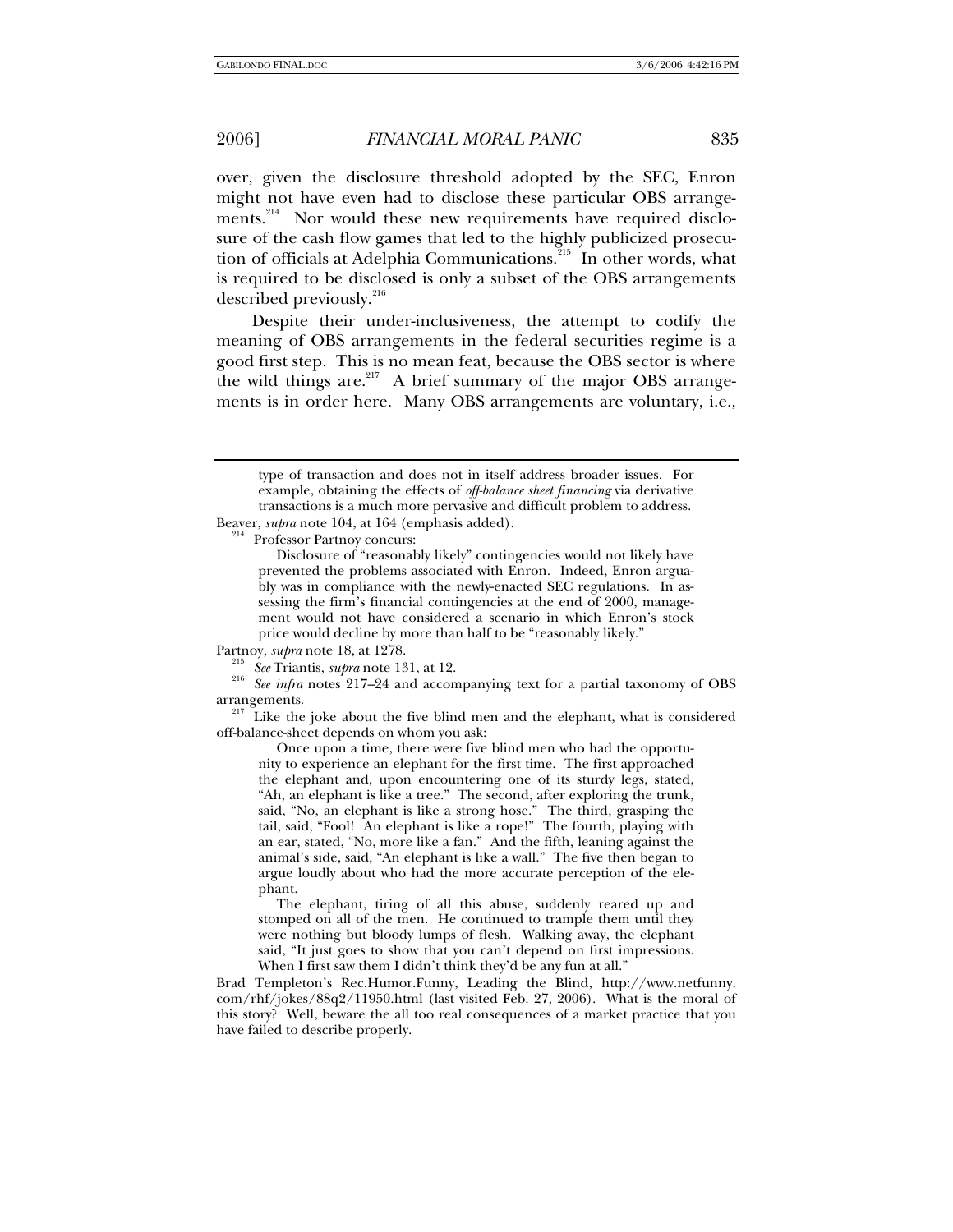over, given the disclosure threshold adopted by the SEC, Enron might not have even had to disclose these particular OBS arrangements.[214] Nor would these new requirements have required disclosure of the cash flow games that led to the highly publicized prosecution of officials at Adelphia Communications.[215] In other words, what is required to be disclosed is only a subset of the OBS arrangements described previously.[216]

Despite their under-inclusiveness, the attempt to codify the meaning of OBS arrangements in the federal securities regime is a good first step. This is no mean feat, because the OBS sector is where the wild things are.[217] A brief summary of the major OBS arrangements is in order here. Many OBS arrangements are voluntary, i.e.,

---

> type of transaction and does not in itself address broader issues. For example, obtaining the effects of *off-balance sheet financing* via derivative transactions is a much more pervasive and difficult problem to address.

Beaver, *supra* note 104, at 164 (emphasis added).

[214] Professor Partnoy concurs:

> Disclosure of "reasonably likely" contingencies would not likely have prevented the problems associated with Enron. Indeed, Enron arguably was in compliance with the newly-enacted SEC regulations. In assessing the firm's financial contingencies at the end of 2000, management would not have considered a scenario in which Enron's stock price would decline by more than half to be "reasonably likely."

Partnoy, *supra* note 18, at 1278.

[215] *See* Triantis, *supra* note 131, at 12.

[216] *See infra* notes 217–24 and accompanying text for a partial taxonomy of OBS arrangements.

[217] Like the joke about the five blind men and the elephant, what is considered off-balance-sheet depends on whom you ask:

> Once upon a time, there were five blind men who had the opportunity to experience an elephant for the first time. The first approached the elephant and, upon encountering one of its sturdy legs, stated, "Ah, an elephant is like a tree." The second, after exploring the trunk, said, "No, an elephant is like a strong hose." The third, grasping the tail, said, "Fool! An elephant is like a rope!" The fourth, playing with an ear, stated, "No, more like a fan." And the fifth, leaning against the animal's side, said, "An elephant is like a wall." The five then began to argue loudly about who had the more accurate perception of the elephant.
>
> The elephant, tiring of all this abuse, suddenly reared up and stomped on all of the men. He continued to trample them until they were nothing but bloody lumps of flesh. Walking away, the elephant said, "It just goes to show that you can't depend on first impressions. When I first saw them I didn't think they'd be any fun at all."

Brad Templeton's Rec.Humor.Funny, Leading the Blind, http://www.netfunny.com/rhf/jokes/88q2/11950.html (last visited Feb. 27, 2006). What is the moral of this story? Well, beware the all too real consequences of a market practice that you have failed to describe properly.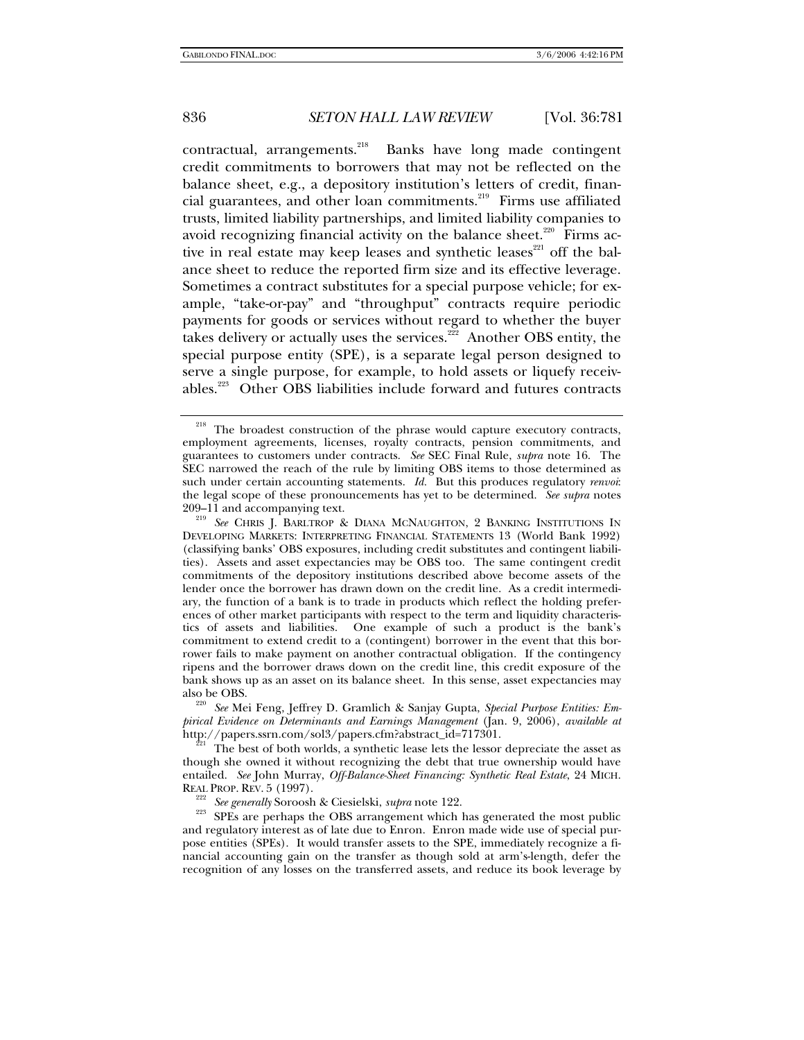contractual, arrangements.[218] Banks have long made contingent credit commitments to borrowers that may not be reflected on the balance sheet, e.g., a depository institution's letters of credit, financial guarantees, and other loan commitments.[219] Firms use affiliated trusts, limited liability partnerships, and limited liability companies to avoid recognizing financial activity on the balance sheet.[220] Firms active in real estate may keep leases and synthetic leases[221] off the balance sheet to reduce the reported firm size and its effective leverage. Sometimes a contract substitutes for a special purpose vehicle; for example, "take-or-pay" and "throughput" contracts require periodic payments for goods or services without regard to whether the buyer takes delivery or actually uses the services.[222] Another OBS entity, the special purpose entity (SPE), is a separate legal person designed to serve a single purpose, for example, to hold assets or liquefy receivables.[223] Other OBS liabilities include forward and futures contracts

---

[218] The broadest construction of the phrase would capture executory contracts, employment agreements, licenses, royalty contracts, pension commitments, and guarantees to customers under contracts. *See* SEC Final Rule, *supra* note 16. The SEC narrowed the reach of the rule by limiting OBS items to those determined as such under certain accounting statements. *Id.* But this produces regulatory *renvoi*: the legal scope of these pronouncements has yet to be determined. *See supra* notes 209–11 and accompanying text.

[219] *See* CHRIS J. BARLTROP & DIANA MCNAUGHTON, 2 BANKING INSTITUTIONS IN DEVELOPING MARKETS: INTERPRETING FINANCIAL STATEMENTS 13 (World Bank 1992) (classifying banks' OBS exposures, including credit substitutes and contingent liabilities). Assets and asset expectancies may be OBS too. The same contingent credit commitments of the depository institutions described above become assets of the lender once the borrower has drawn down on the credit line. As a credit intermediary, the function of a bank is to trade in products which reflect the holding preferences of other market participants with respect to the term and liquidity characteristics of assets and liabilities. One example of such a product is the bank's commitment to extend credit to a (contingent) borrower in the event that this borrower fails to make payment on another contractual obligation. If the contingency ripens and the borrower draws down on the credit line, this credit exposure of the bank shows up as an asset on its balance sheet. In this sense, asset expectancies may also be OBS.

[220] *See* Mei Feng, Jeffrey D. Gramlich & Sanjay Gupta, *Special Purpose Entities: Empirical Evidence on Determinants and Earnings Management* (Jan. 9, 2006), *available at* http://papers.ssrn.com/sol3/papers.cfm?abstract_id=717301.

[221] The best of both worlds, a synthetic lease lets the lessor depreciate the asset as though she owned it without recognizing the debt that true ownership would have entailed. *See* John Murray, *Off-Balance-Sheet Financing: Synthetic Real Estate*, 24 MICH. REAL PROP. REV. 5 (1997).

[222] *See generally* Soroosh & Ciesielski, *supra* note 122.

[223] SPEs are perhaps the OBS arrangement which has generated the most public and regulatory interest as of late due to Enron. Enron made wide use of special purpose entities (SPEs). It would transfer assets to the SPE, immediately recognize a financial accounting gain on the transfer as though sold at arm's-length, defer the recognition of any losses on the transferred assets, and reduce its book leverage by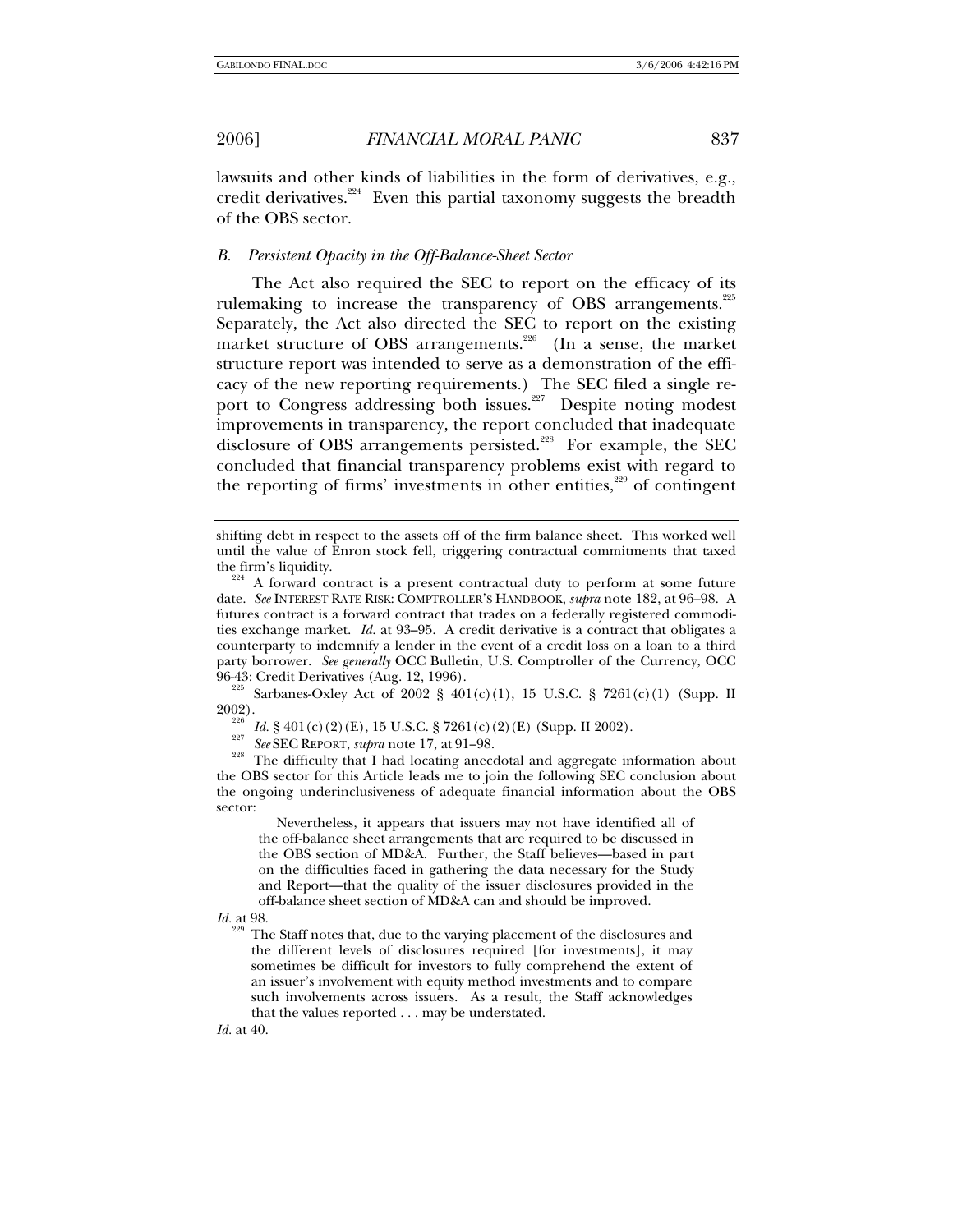lawsuits and other kinds of liabilities in the form of derivatives, e.g., credit derivatives.[224] Even this partial taxonomy suggests the breadth of the OBS sector.

### *B. Persistent Opacity in the Off-Balance-Sheet Sector*

The Act also required the SEC to report on the efficacy of its rulemaking to increase the transparency of OBS arrangements.[225] Separately, the Act also directed the SEC to report on the existing market structure of OBS arrangements.[226] (In a sense, the market structure report was intended to serve as a demonstration of the efficacy of the new reporting requirements.) The SEC filed a single report to Congress addressing both issues.[227] Despite noting modest improvements in transparency, the report concluded that inadequate disclosure of OBS arrangements persisted.[228] For example, the SEC concluded that financial transparency problems exist with regard to the reporting of firms' investments in other entities,[229] of contingent

---

shifting debt in respect to the assets off of the firm balance sheet. This worked well until the value of Enron stock fell, triggering contractual commitments that taxed the firm's liquidity.

[224] A forward contract is a present contractual duty to perform at some future date. *See* INTEREST RATE RISK: COMPTROLLER'S HANDBOOK, *supra* note 182, at 96–98. A futures contract is a forward contract that trades on a federally registered commodities exchange market. *Id.* at 93–95. A credit derivative is a contract that obligates a counterparty to indemnify a lender in the event of a credit loss on a loan to a third party borrower. *See generally* OCC Bulletin, U.S. Comptroller of the Currency, OCC 96-43: Credit Derivatives (Aug. 12, 1996).

[225] Sarbanes-Oxley Act of 2002 § 401(c)(1), 15 U.S.C. § 7261(c)(1) (Supp. II 2002).

[226] *Id.* § 401(c)(2)(E), 15 U.S.C. § 7261(c)(2)(E) (Supp. II 2002).

[227] *See* SEC REPORT, *supra* note 17, at 91–98.

[228] The difficulty that I had locating anecdotal and aggregate information about the OBS sector for this Article leads me to join the following SEC conclusion about the ongoing underinclusiveness of adequate financial information about the OBS sector:

> Nevertheless, it appears that issuers may not have identified all of the off-balance sheet arrangements that are required to be discussed in the OBS section of MD&A. Further, the Staff believes—based in part on the difficulties faced in gathering the data necessary for the Study and Report—that the quality of the issuer disclosures provided in the off-balance sheet section of MD&A can and should be improved.

*Id.* at 98.

[229]
> The Staff notes that, due to the varying placement of the disclosures and the different levels of disclosures required [for investments], it may sometimes be difficult for investors to fully comprehend the extent of an issuer's involvement with equity method investments and to compare such involvements across issuers. As a result, the Staff acknowledges that the values reported . . . may be understated.

*Id.* at 40.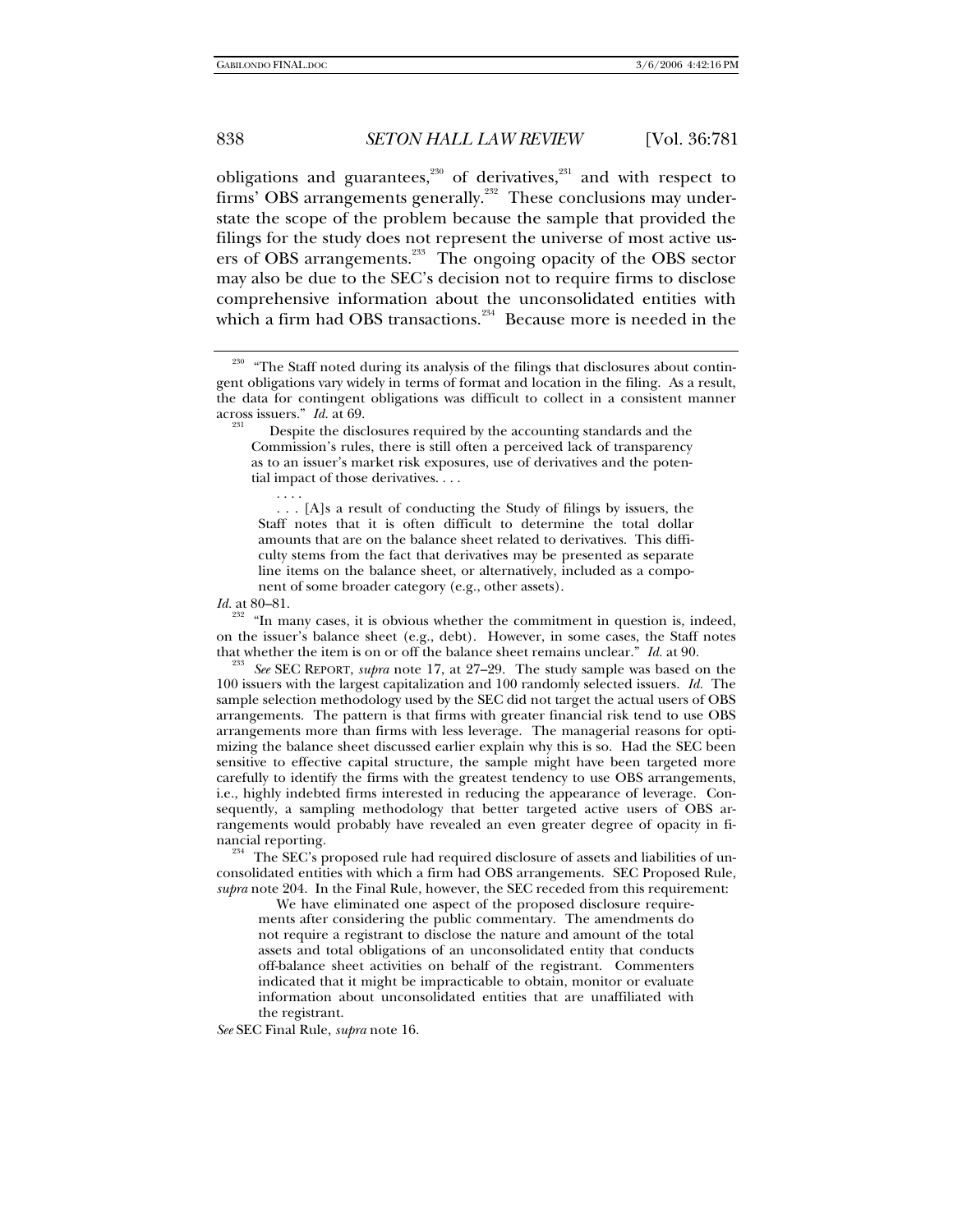obligations and guarantees,[230] of derivatives,[231] and with respect to firms' OBS arrangements generally.[232] These conclusions may understate the scope of the problem because the sample that provided the filings for the study does not represent the universe of most active users of OBS arrangements.[233] The ongoing opacity of the OBS sector may also be due to the SEC's decision not to require firms to disclose comprehensive information about the unconsolidated entities with which a firm had OBS transactions.[234] Because more is needed in the

---

[230] "The Staff noted during its analysis of the filings that disclosures about contingent obligations vary widely in terms of format and location in the filing. As a result, the data for contingent obligations was difficult to collect in a consistent manner across issuers." *Id.* at 69.

[231] 
> Despite the disclosures required by the accounting standards and the Commission's rules, there is still often a perceived lack of transparency as to an issuer's market risk exposures, use of derivatives and the potential impact of those derivatives. . . .
>
> . . . .
>
> . . . [A]s a result of conducting the Study of filings by issuers, the Staff notes that it is often difficult to determine the total dollar amounts that are on the balance sheet related to derivatives. This difficulty stems from the fact that derivatives may be presented as separate line items on the balance sheet, or alternatively, included as a component of some broader category (e.g., other assets).

*Id.* at 80–81.

[232] "In many cases, it is obvious whether the commitment in question is, indeed, on the issuer's balance sheet (e.g., debt). However, in some cases, the Staff notes that whether the item is on or off the balance sheet remains unclear." *Id.* at 90.

[233] *See* SEC REPORT, *supra* note 17, at 27–29. The study sample was based on the 100 issuers with the largest capitalization and 100 randomly selected issuers. *Id.* The sample selection methodology used by the SEC did not target the actual users of OBS arrangements. The pattern is that firms with greater financial risk tend to use OBS arrangements more than firms with less leverage. The managerial reasons for optimizing the balance sheet discussed earlier explain why this is so. Had the SEC been sensitive to effective capital structure, the sample might have been targeted more carefully to identify the firms with the greatest tendency to use OBS arrangements, i.e., highly indebted firms interested in reducing the appearance of leverage. Consequently, a sampling methodology that better targeted active users of OBS arrangements would probably have revealed an even greater degree of opacity in financial reporting.

[234] The SEC's proposed rule had required disclosure of assets and liabilities of unconsolidated entities with which a firm had OBS arrangements. SEC Proposed Rule, *supra* note 204. In the Final Rule, however, the SEC receded from this requirement:

> We have eliminated one aspect of the proposed disclosure requirements after considering the public commentary. The amendments do not require a registrant to disclose the nature and amount of the total assets and total obligations of an unconsolidated entity that conducts off-balance sheet activities on behalf of the registrant. Commenters indicated that it might be impracticable to obtain, monitor or evaluate information about unconsolidated entities that are unaffiliated with the registrant.

*See* SEC Final Rule, *supra* note 16.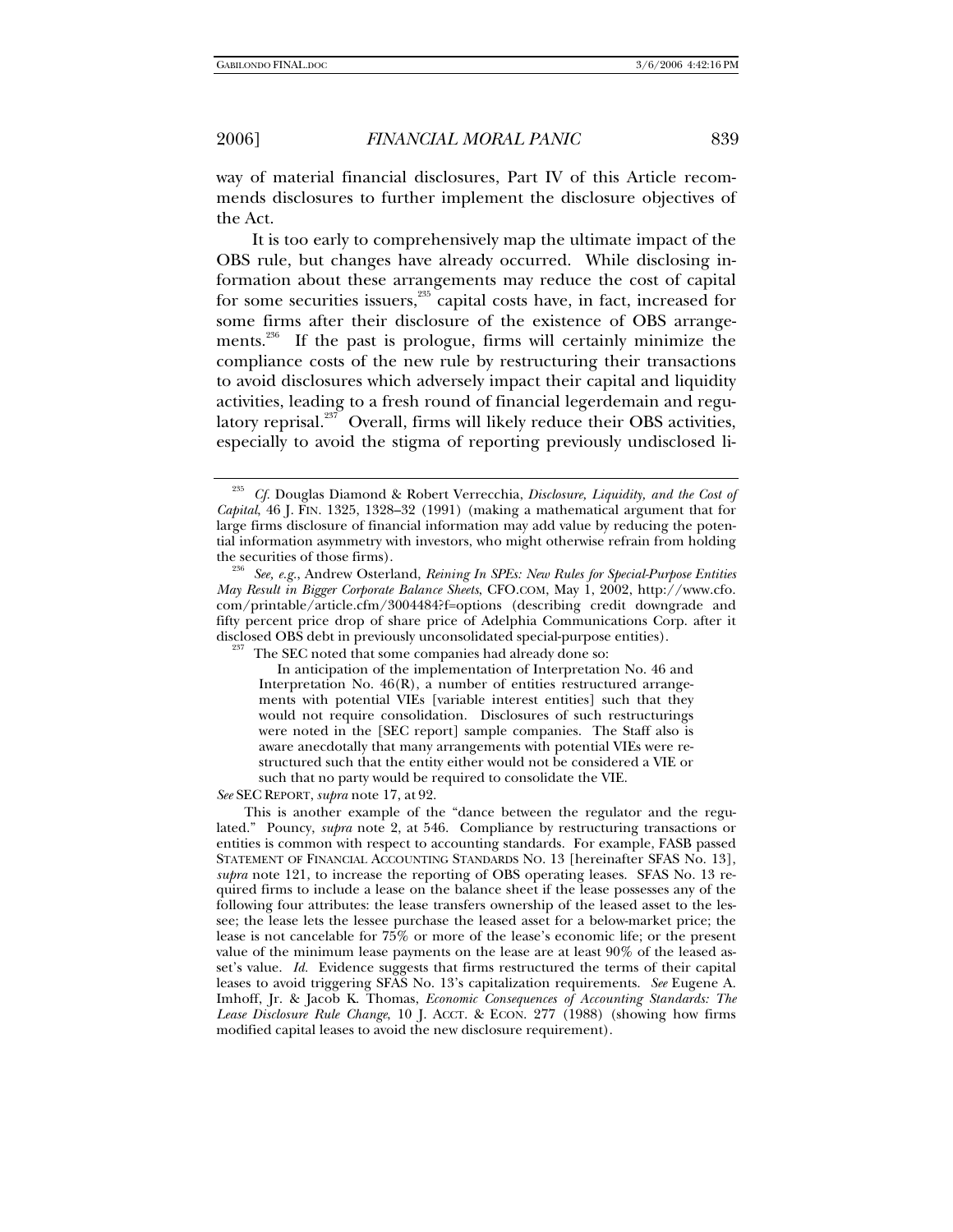way of material financial disclosures, Part IV of this Article recommends disclosures to further implement the disclosure objectives of the Act.

It is too early to comprehensively map the ultimate impact of the OBS rule, but changes have already occurred. While disclosing information about these arrangements may reduce the cost of capital for some securities issuers,[235] capital costs have, in fact, increased for some firms after their disclosure of the existence of OBS arrangements.[236] If the past is prologue, firms will certainly minimize the compliance costs of the new rule by restructuring their transactions to avoid disclosures which adversely impact their capital and liquidity activities, leading to a fresh round of financial legerdemain and regulatory reprisal.[237] Overall, firms will likely reduce their OBS activities, especially to avoid the stigma of reporting previously undisclosed li-

---

[235] *Cf.* Douglas Diamond & Robert Verrecchia, *Disclosure, Liquidity, and the Cost of Capital*, 46 J. FIN. 1325, 1328–32 (1991) (making a mathematical argument that for large firms disclosure of financial information may add value by reducing the potential information asymmetry with investors, who might otherwise refrain from holding the securities of those firms).

[236] *See, e.g.*, Andrew Osterland, *Reining In SPEs: New Rules for Special-Purpose Entities May Result in Bigger Corporate Balance Sheets*, CFO.COM, May 1, 2002, http://www.cfo.com/printable/article.cfm/3004484?f=options (describing credit downgrade and fifty percent price drop of share price of Adelphia Communications Corp. after it disclosed OBS debt in previously unconsolidated special-purpose entities).

[237] The SEC noted that some companies had already done so:

> In anticipation of the implementation of Interpretation No. 46 and Interpretation No. 46(R), a number of entities restructured arrangements with potential VIEs [variable interest entities] such that they would not require consolidation. Disclosures of such restructurings were noted in the [SEC report] sample companies. The Staff also is aware anecdotally that many arrangements with potential VIEs were restructured such that the entity either would not be considered a VIE or such that no party would be required to consolidate the VIE.

*See* SEC REPORT, *supra* note 17, at 92.

This is another example of the "dance between the regulator and the regulated." Pouncy, *supra* note 2, at 546. Compliance by restructuring transactions or entities is common with respect to accounting standards. For example, FASB passed STATEMENT OF FINANCIAL ACCOUNTING STANDARDS NO. 13 [hereinafter SFAS No. 13], *supra* note 121, to increase the reporting of OBS operating leases. SFAS No. 13 required firms to include a lease on the balance sheet if the lease possesses any of the following four attributes: the lease transfers ownership of the leased asset to the lessee; the lease lets the lessee purchase the leased asset for a below-market price; the lease is not cancelable for 75% or more of the lease's economic life; or the present value of the minimum lease payments on the lease are at least 90% of the leased asset's value. *Id.* Evidence suggests that firms restructured the terms of their capital leases to avoid triggering SFAS No. 13's capitalization requirements. *See* Eugene A. Imhoff, Jr. & Jacob K. Thomas, *Economic Consequences of Accounting Standards: The Lease Disclosure Rule Change*, 10 J. ACCT. & ECON. 277 (1988) (showing how firms modified capital leases to avoid the new disclosure requirement).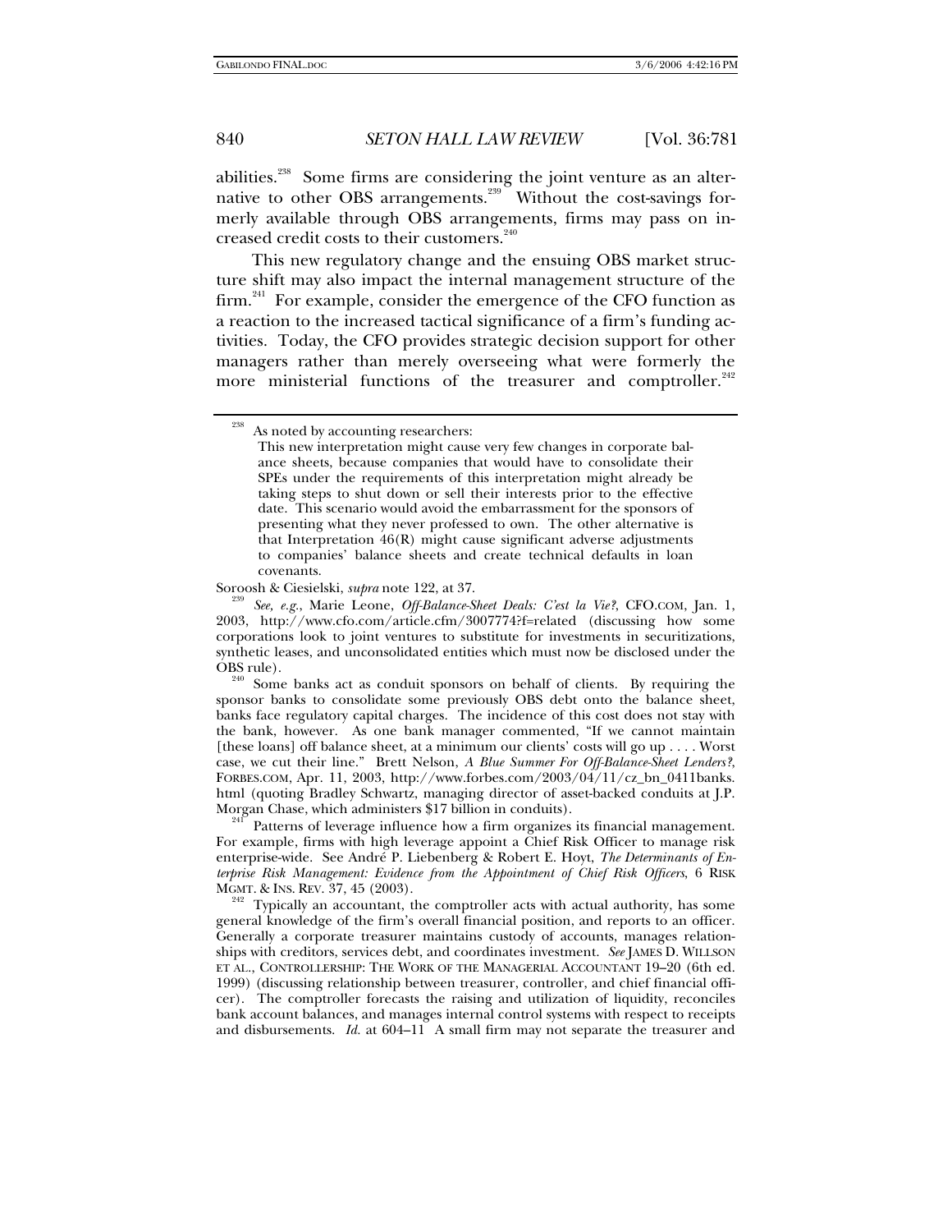abilities.[238] Some firms are considering the joint venture as an alternative to other OBS arrangements.[239] Without the cost-savings formerly available through OBS arrangements, firms may pass on increased credit costs to their customers.[240]

This new regulatory change and the ensuing OBS market structure shift may also impact the internal management structure of the firm.[241] For example, consider the emergence of the CFO function as a reaction to the increased tactical significance of a firm's funding activities. Today, the CFO provides strategic decision support for other managers rather than merely overseeing what were formerly the more ministerial functions of the treasurer and comptroller.[242]

---

[238] As noted by accounting researchers:

> This new interpretation might cause very few changes in corporate balance sheets, because companies that would have to consolidate their SPEs under the requirements of this interpretation might already be taking steps to shut down or sell their interests prior to the effective date. This scenario would avoid the embarrassment for the sponsors of presenting what they never professed to own. The other alternative is that Interpretation 46(R) might cause significant adverse adjustments to companies' balance sheets and create technical defaults in loan covenants.

Soroosh & Ciesielski, *supra* note 122, at 37.

[239] *See, e.g.*, Marie Leone, *Off-Balance-Sheet Deals: C'est la Vie?*, CFO.COM, Jan. 1, 2003, http://www.cfo.com/article.cfm/3007774?f=related (discussing how some corporations look to joint ventures to substitute for investments in securitizations, synthetic leases, and unconsolidated entities which must now be disclosed under the OBS rule).

[240] Some banks act as conduit sponsors on behalf of clients. By requiring the sponsor banks to consolidate some previously OBS debt onto the balance sheet, banks face regulatory capital charges. The incidence of this cost does not stay with the bank, however. As one bank manager commented, "If we cannot maintain [these loans] off balance sheet, at a minimum our clients' costs will go up . . . . Worst case, we cut their line." Brett Nelson, *A Blue Summer For Off-Balance-Sheet Lenders?*, FORBES.COM, Apr. 11, 2003, http://www.forbes.com/2003/04/11/cz_bn_0411banks.html (quoting Bradley Schwartz, managing director of asset-backed conduits at J.P. Morgan Chase, which administers $17 billion in conduits).

[241] Patterns of leverage influence how a firm organizes its financial management. For example, firms with high leverage appoint a Chief Risk Officer to manage risk enterprise-wide. See André P. Liebenberg & Robert E. Hoyt, *The Determinants of Enterprise Risk Management: Evidence from the Appointment of Chief Risk Officers*, 6 RISK MGMT. & INS. REV. 37, 45 (2003).

[242] Typically an accountant, the comptroller acts with actual authority, has some general knowledge of the firm's overall financial position, and reports to an officer. Generally a corporate treasurer maintains custody of accounts, manages relationships with creditors, services debt, and coordinates investment. *See* JAMES D. WILLSON ET AL., CONTROLLERSHIP: THE WORK OF THE MANAGERIAL ACCOUNTANT 19–20 (6th ed. 1999) (discussing relationship between treasurer, controller, and chief financial officer). The comptroller forecasts the raising and utilization of liquidity, reconciles bank account balances, and manages internal control systems with respect to receipts and disbursements. *Id.* at 604–11 A small firm may not separate the treasurer and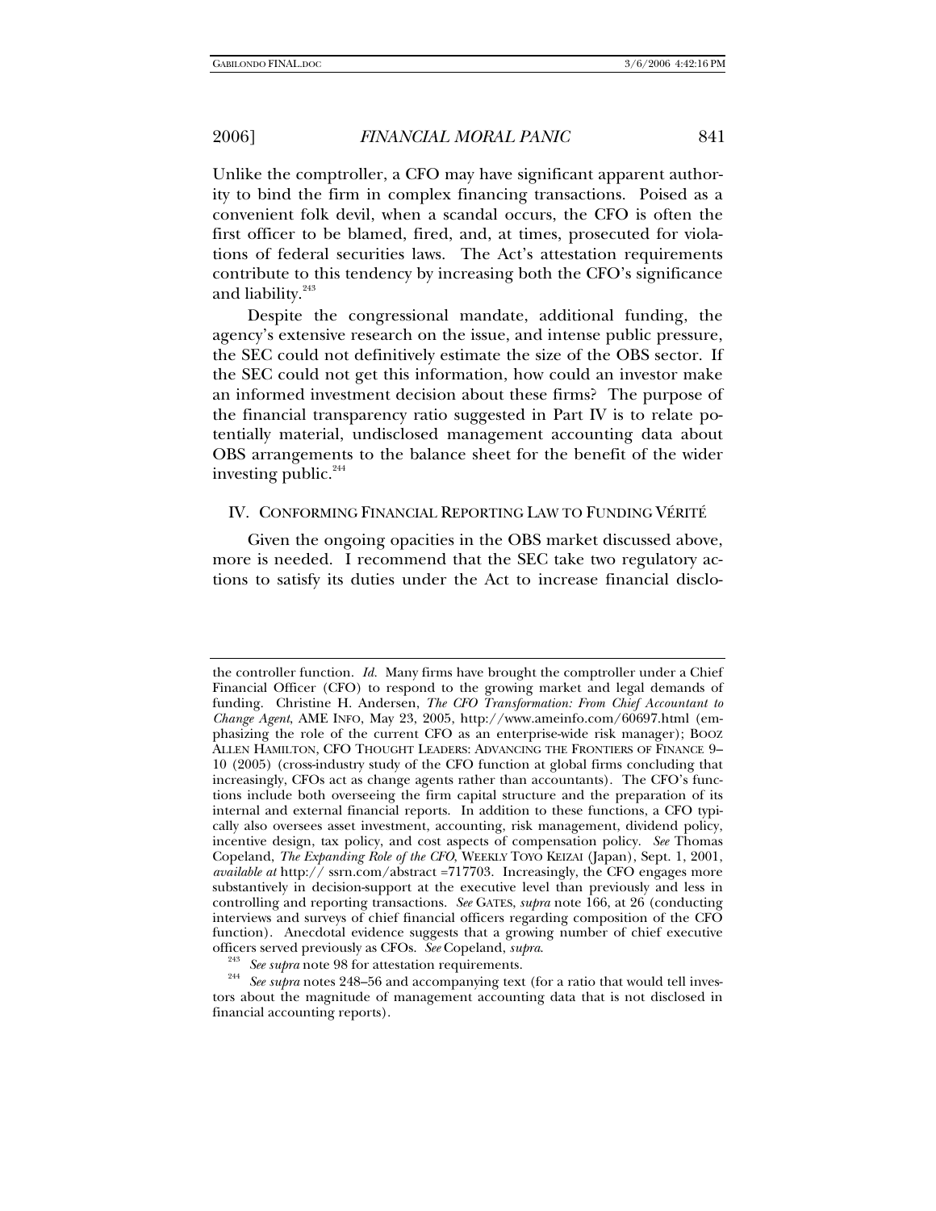Unlike the comptroller, a CFO may have significant apparent authority to bind the firm in complex financing transactions. Poised as a convenient folk devil, when a scandal occurs, the CFO is often the first officer to be blamed, fired, and, at times, prosecuted for violations of federal securities laws. The Act's attestation requirements contribute to this tendency by increasing both the CFO's significance and liability.[243]

Despite the congressional mandate, additional funding, the agency's extensive research on the issue, and intense public pressure, the SEC could not definitively estimate the size of the OBS sector. If the SEC could not get this information, how could an investor make an informed investment decision about these firms? The purpose of the financial transparency ratio suggested in Part IV is to relate potentially material, undisclosed management accounting data about OBS arrangements to the balance sheet for the benefit of the wider investing public.[244]

## IV. CONFORMING FINANCIAL REPORTING LAW TO FUNDING VÉRITÉ

Given the ongoing opacities in the OBS market discussed above, more is needed. I recommend that the SEC take two regulatory actions to satisfy its duties under the Act to increase financial disclo-

---

the controller function. *Id.* Many firms have brought the comptroller under a Chief Financial Officer (CFO) to respond to the growing market and legal demands of funding. Christine H. Andersen, *The CFO Transformation: From Chief Accountant to Change Agent*, AME INFO, May 23, 2005, http://www.ameinfo.com/60697.html (emphasizing the role of the current CFO as an enterprise-wide risk manager); BOOZ ALLEN HAMILTON, CFO THOUGHT LEADERS: ADVANCING THE FRONTIERS OF FINANCE 9–10 (2005) (cross-industry study of the CFO function at global firms concluding that increasingly, CFOs act as change agents rather than accountants). The CFO's functions include both overseeing the firm capital structure and the preparation of its internal and external financial reports. In addition to these functions, a CFO typically also oversees asset investment, accounting, risk management, dividend policy, incentive design, tax policy, and cost aspects of compensation policy. *See* Thomas Copeland, *The Expanding Role of the CFO*, WEEKLY TOYO KEIZAI (Japan), Sept. 1, 2001, *available at* http:// ssrn.com/abstract =717703. Increasingly, the CFO engages more substantively in decision-support at the executive level than previously and less in controlling and reporting transactions. *See* GATES, *supra* note 166, at 26 (conducting interviews and surveys of chief financial officers regarding composition of the CFO function). Anecdotal evidence suggests that a growing number of chief executive officers served previously as CFOs. *See* Copeland, *supra*.

[243] *See supra* note 98 for attestation requirements.

[244] *See supra* notes 248–56 and accompanying text (for a ratio that would tell investors about the magnitude of management accounting data that is not disclosed in financial accounting reports).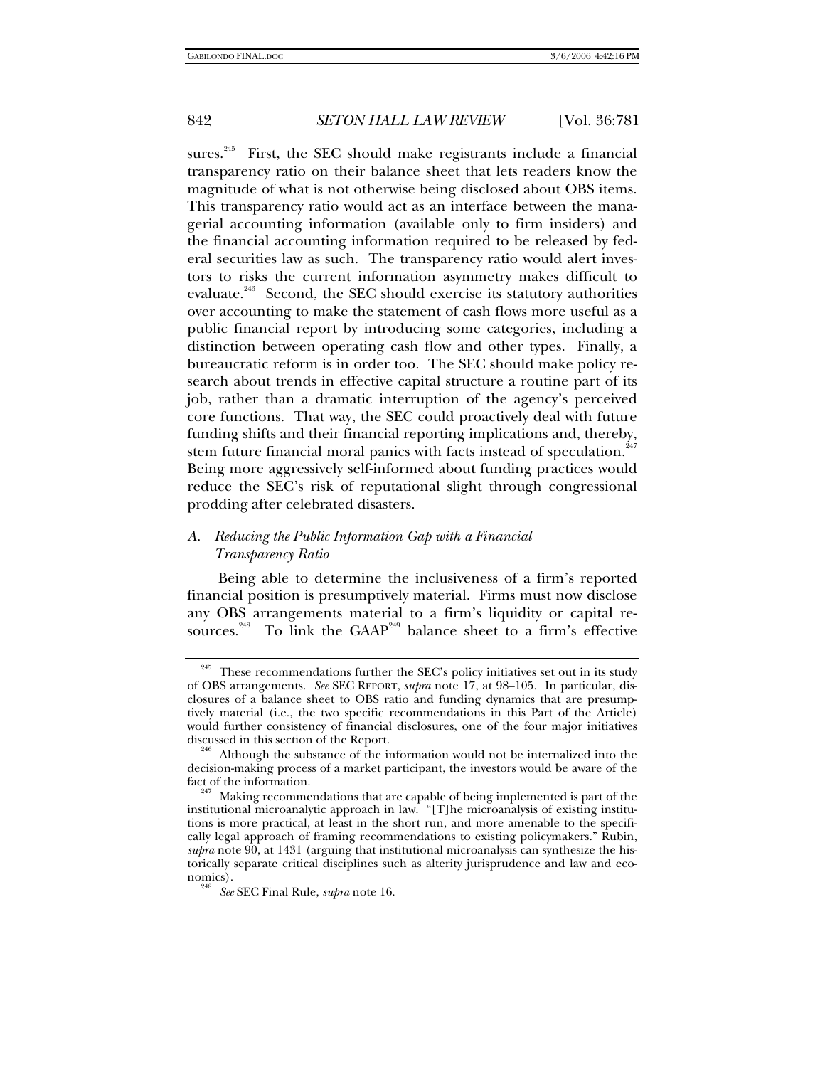sures.[245] First, the SEC should make registrants include a financial transparency ratio on their balance sheet that lets readers know the magnitude of what is not otherwise being disclosed about OBS items. This transparency ratio would act as an interface between the managerial accounting information (available only to firm insiders) and the financial accounting information required to be released by federal securities law as such. The transparency ratio would alert investors to risks the current information asymmetry makes difficult to evaluate.[246] Second, the SEC should exercise its statutory authorities over accounting to make the statement of cash flows more useful as a public financial report by introducing some categories, including a distinction between operating cash flow and other types. Finally, a bureaucratic reform is in order too. The SEC should make policy research about trends in effective capital structure a routine part of its job, rather than a dramatic interruption of the agency's perceived core functions. That way, the SEC could proactively deal with future funding shifts and their financial reporting implications and, thereby, stem future financial moral panics with facts instead of speculation.[247] Being more aggressively self-informed about funding practices would reduce the SEC's risk of reputational slight through congressional prodding after celebrated disasters.

### *A. Reducing the Public Information Gap with a Financial Transparency Ratio*

Being able to determine the inclusiveness of a firm's reported financial position is presumptively material. Firms must now disclose any OBS arrangements material to a firm's liquidity or capital resources.[248] To link the GAAP[249] balance sheet to a firm's effective

---

[245] These recommendations further the SEC's policy initiatives set out in its study of OBS arrangements. *See* SEC REPORT, *supra* note 17, at 98–105. In particular, disclosures of a balance sheet to OBS ratio and funding dynamics that are presumptively material (i.e., the two specific recommendations in this Part of the Article) would further consistency of financial disclosures, one of the four major initiatives discussed in this section of the Report.

[246] Although the substance of the information would not be internalized into the decision-making process of a market participant, the investors would be aware of the fact of the information.

[247] Making recommendations that are capable of being implemented is part of the institutional microanalytic approach in law. "[T]he microanalysis of existing institutions is more practical, at least in the short run, and more amenable to the specifically legal approach of framing recommendations to existing policymakers." Rubin, *supra* note 90, at 1431 (arguing that institutional microanalysis can synthesize the historically separate critical disciplines such as alterity jurisprudence and law and economics).

[248] *See* SEC Final Rule, *supra* note 16.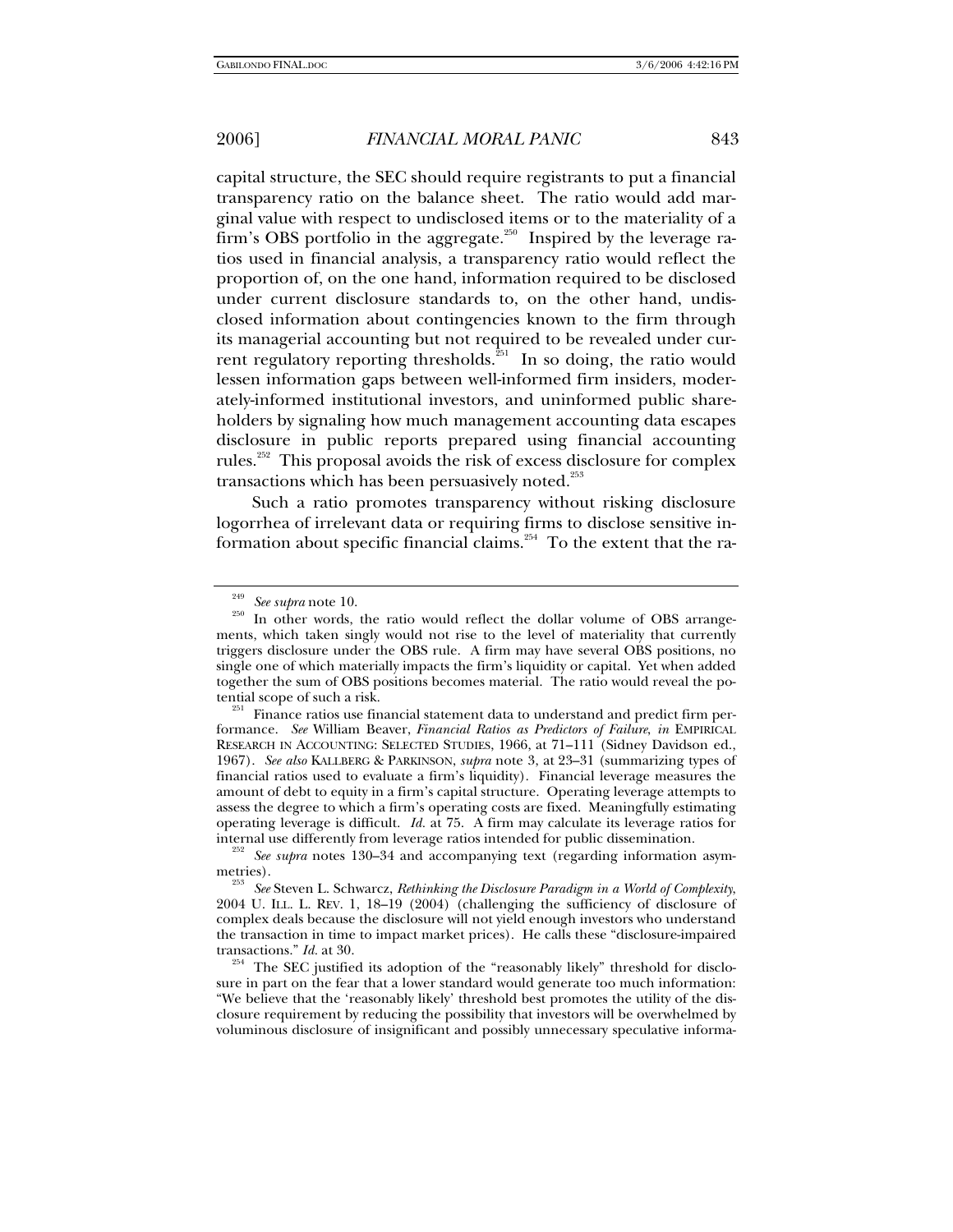capital structure, the SEC should require registrants to put a financial transparency ratio on the balance sheet. The ratio would add marginal value with respect to undisclosed items or to the materiality of a firm's OBS portfolio in the aggregate.[250] Inspired by the leverage ratios used in financial analysis, a transparency ratio would reflect the proportion of, on the one hand, information required to be disclosed under current disclosure standards to, on the other hand, undisclosed information about contingencies known to the firm through its managerial accounting but not required to be revealed under current regulatory reporting thresholds.[251] In so doing, the ratio would lessen information gaps between well-informed firm insiders, moderately-informed institutional investors, and uninformed public shareholders by signaling how much management accounting data escapes disclosure in public reports prepared using financial accounting rules.[252] This proposal avoids the risk of excess disclosure for complex transactions which has been persuasively noted.[253]

Such a ratio promotes transparency without risking disclosure logorrhea of irrelevant data or requiring firms to disclose sensitive information about specific financial claims.[254] To the extent that the ra-

---

[249] *See supra* note 10.

[250] In other words, the ratio would reflect the dollar volume of OBS arrangements, which taken singly would not rise to the level of materiality that currently triggers disclosure under the OBS rule. A firm may have several OBS positions, no single one of which materially impacts the firm's liquidity or capital. Yet when added together the sum of OBS positions becomes material. The ratio would reveal the potential scope of such a risk.

[251] Finance ratios use financial statement data to understand and predict firm performance. *See* William Beaver, *Financial Ratios as Predictors of Failure*, *in* EMPIRICAL RESEARCH IN ACCOUNTING: SELECTED STUDIES, 1966, at 71–111 (Sidney Davidson ed., 1967). *See also* KALLBERG & PARKINSON, *supra* note 3, at 23–31 (summarizing types of financial ratios used to evaluate a firm's liquidity). Financial leverage measures the amount of debt to equity in a firm's capital structure. Operating leverage attempts to assess the degree to which a firm's operating costs are fixed. Meaningfully estimating operating leverage is difficult. *Id.* at 75. A firm may calculate its leverage ratios for internal use differently from leverage ratios intended for public dissemination.

[252] *See supra* notes 130–34 and accompanying text (regarding information asymmetries).

[253] *See* Steven L. Schwarcz, *Rethinking the Disclosure Paradigm in a World of Complexity*, 2004 U. ILL. L. REV. 1, 18–19 (2004) (challenging the sufficiency of disclosure of complex deals because the disclosure will not yield enough investors who understand the transaction in time to impact market prices). He calls these "disclosure-impaired transactions." *Id.* at 30.

[254] The SEC justified its adoption of the "reasonably likely" threshold for disclosure in part on the fear that a lower standard would generate too much information: "We believe that the 'reasonably likely' threshold best promotes the utility of the disclosure requirement by reducing the possibility that investors will be overwhelmed by voluminous disclosure of insignificant and possibly unnecessary speculative informa-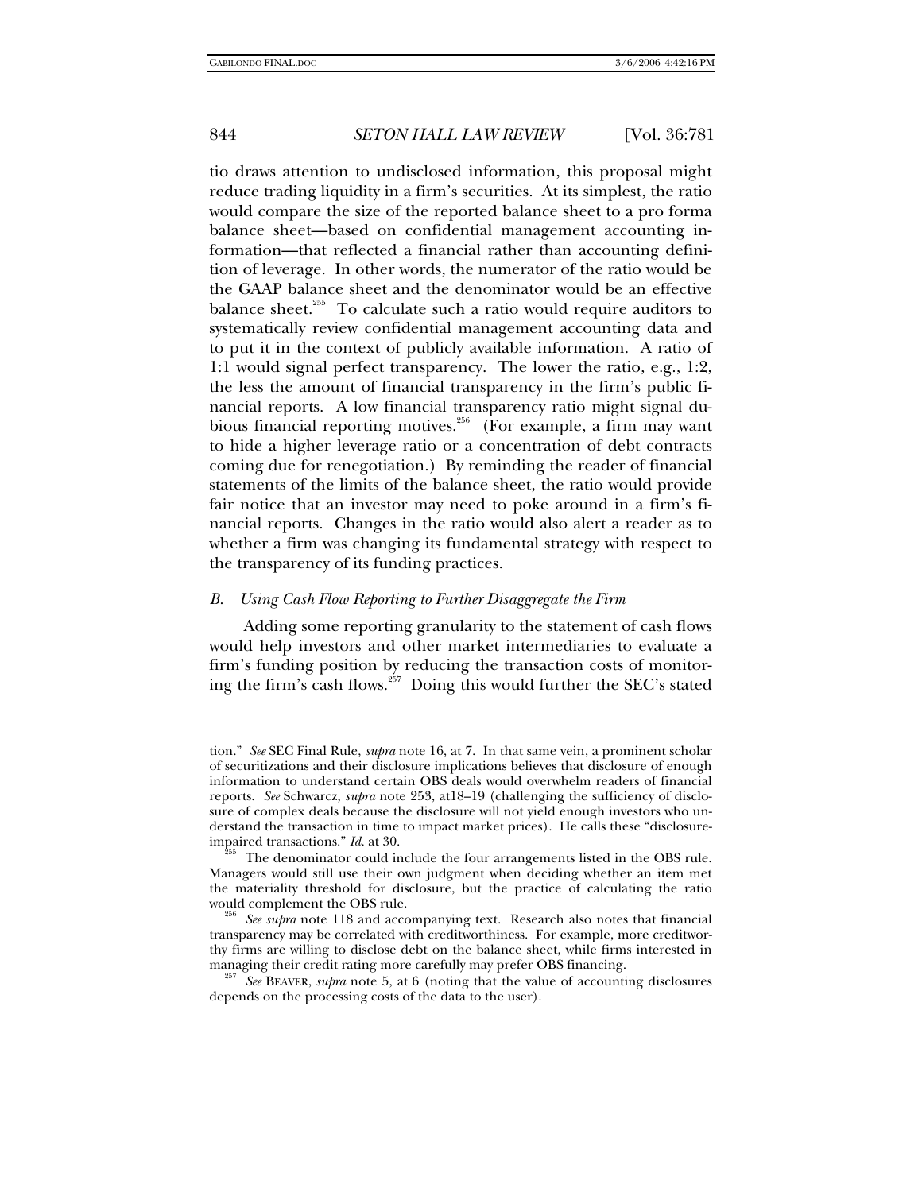tio draws attention to undisclosed information, this proposal might reduce trading liquidity in a firm's securities. At its simplest, the ratio would compare the size of the reported balance sheet to a pro forma balance sheet—based on confidential management accounting information—that reflected a financial rather than accounting definition of leverage. In other words, the numerator of the ratio would be the GAAP balance sheet and the denominator would be an effective balance sheet.[255] To calculate such a ratio would require auditors to systematically review confidential management accounting data and to put it in the context of publicly available information. A ratio of 1:1 would signal perfect transparency. The lower the ratio, e.g., 1:2, the less the amount of financial transparency in the firm's public financial reports. A low financial transparency ratio might signal dubious financial reporting motives.[256] (For example, a firm may want to hide a higher leverage ratio or a concentration of debt contracts coming due for renegotiation.) By reminding the reader of financial statements of the limits of the balance sheet, the ratio would provide fair notice that an investor may need to poke around in a firm's financial reports. Changes in the ratio would also alert a reader as to whether a firm was changing its fundamental strategy with respect to the transparency of its funding practices.

### *B. Using Cash Flow Reporting to Further Disaggregate the Firm*

Adding some reporting granularity to the statement of cash flows would help investors and other market intermediaries to evaluate a firm's funding position by reducing the transaction costs of monitoring the firm's cash flows.[257] Doing this would further the SEC's stated

---

tion." *See* SEC Final Rule, *supra* note 16, at 7. In that same vein, a prominent scholar of securitizations and their disclosure implications believes that disclosure of enough information to understand certain OBS deals would overwhelm readers of financial reports. *See* Schwarcz, *supra* note 253, at18–19 (challenging the sufficiency of disclosure of complex deals because the disclosure will not yield enough investors who understand the transaction in time to impact market prices). He calls these "disclosure-impaired transactions." *Id.* at 30.

[255] The denominator could include the four arrangements listed in the OBS rule. Managers would still use their own judgment when deciding whether an item met the materiality threshold for disclosure, but the practice of calculating the ratio would complement the OBS rule.

[256] *See supra* note 118 and accompanying text. Research also notes that financial transparency may be correlated with creditworthiness. For example, more creditworthy firms are willing to disclose debt on the balance sheet, while firms interested in managing their credit rating more carefully may prefer OBS financing.

[257] *See* BEAVER, *supra* note 5, at 6 (noting that the value of accounting disclosures depends on the processing costs of the data to the user).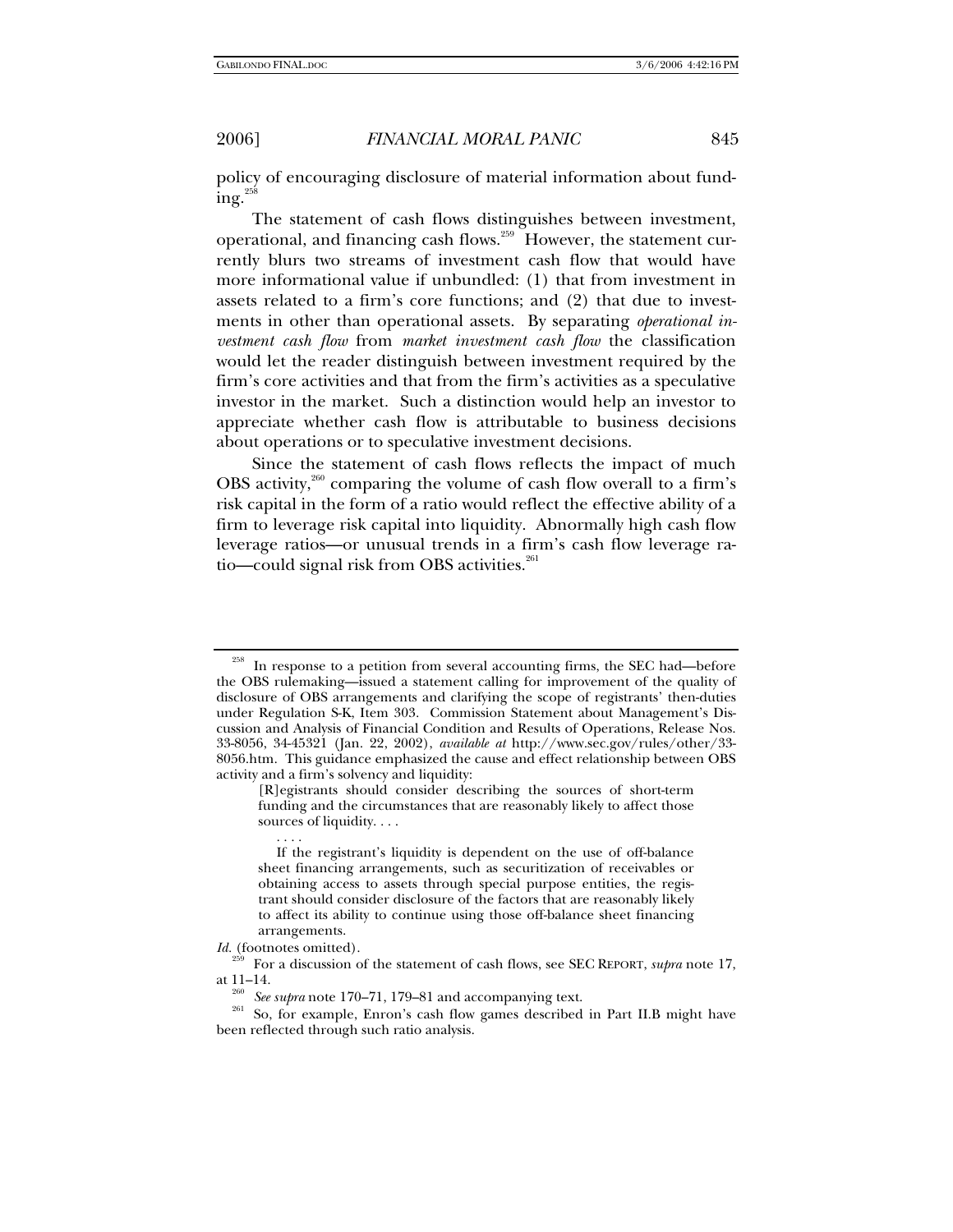policy of encouraging disclosure of material information about funding.[258]

The statement of cash flows distinguishes between investment, operational, and financing cash flows.[259] However, the statement currently blurs two streams of investment cash flow that would have more informational value if unbundled: (1) that from investment in assets related to a firm's core functions; and (2) that due to investments in other than operational assets. By separating *operational investment cash flow* from *market investment cash flow* the classification would let the reader distinguish between investment required by the firm's core activities and that from the firm's activities as a speculative investor in the market. Such a distinction would help an investor to appreciate whether cash flow is attributable to business decisions about operations or to speculative investment decisions.

Since the statement of cash flows reflects the impact of much OBS activity,[260] comparing the volume of cash flow overall to a firm's risk capital in the form of a ratio would reflect the effective ability of a firm to leverage risk capital into liquidity. Abnormally high cash flow leverage ratios—or unusual trends in a firm's cash flow leverage ratio—could signal risk from OBS activities.[261]

---

[258] In response to a petition from several accounting firms, the SEC had—before the OBS rulemaking—issued a statement calling for improvement of the quality of disclosure of OBS arrangements and clarifying the scope of registrants' then-duties under Regulation S-K, Item 303. Commission Statement about Management's Discussion and Analysis of Financial Condition and Results of Operations, Release Nos. 33-8056, 34-45321 (Jan. 22, 2002), *available at* http://www.sec.gov/rules/other/33-8056.htm. This guidance emphasized the cause and effect relationship between OBS activity and a firm's solvency and liquidity:

> [R]egistrants should consider describing the sources of short-term funding and the circumstances that are reasonably likely to affect those sources of liquidity. . . .
>
> . . . .
>
> If the registrant's liquidity is dependent on the use of off-balance sheet financing arrangements, such as securitization of receivables or obtaining access to assets through special purpose entities, the registrant should consider disclosure of the factors that are reasonably likely to affect its ability to continue using those off-balance sheet financing arrangements.

*Id.* (footnotes omitted).

[259] For a discussion of the statement of cash flows, see SEC REPORT, *supra* note 17, at 11–14.

[260] *See supra* note 170–71, 179–81 and accompanying text.

[261] So, for example, Enron's cash flow games described in Part II.B might have been reflected through such ratio analysis.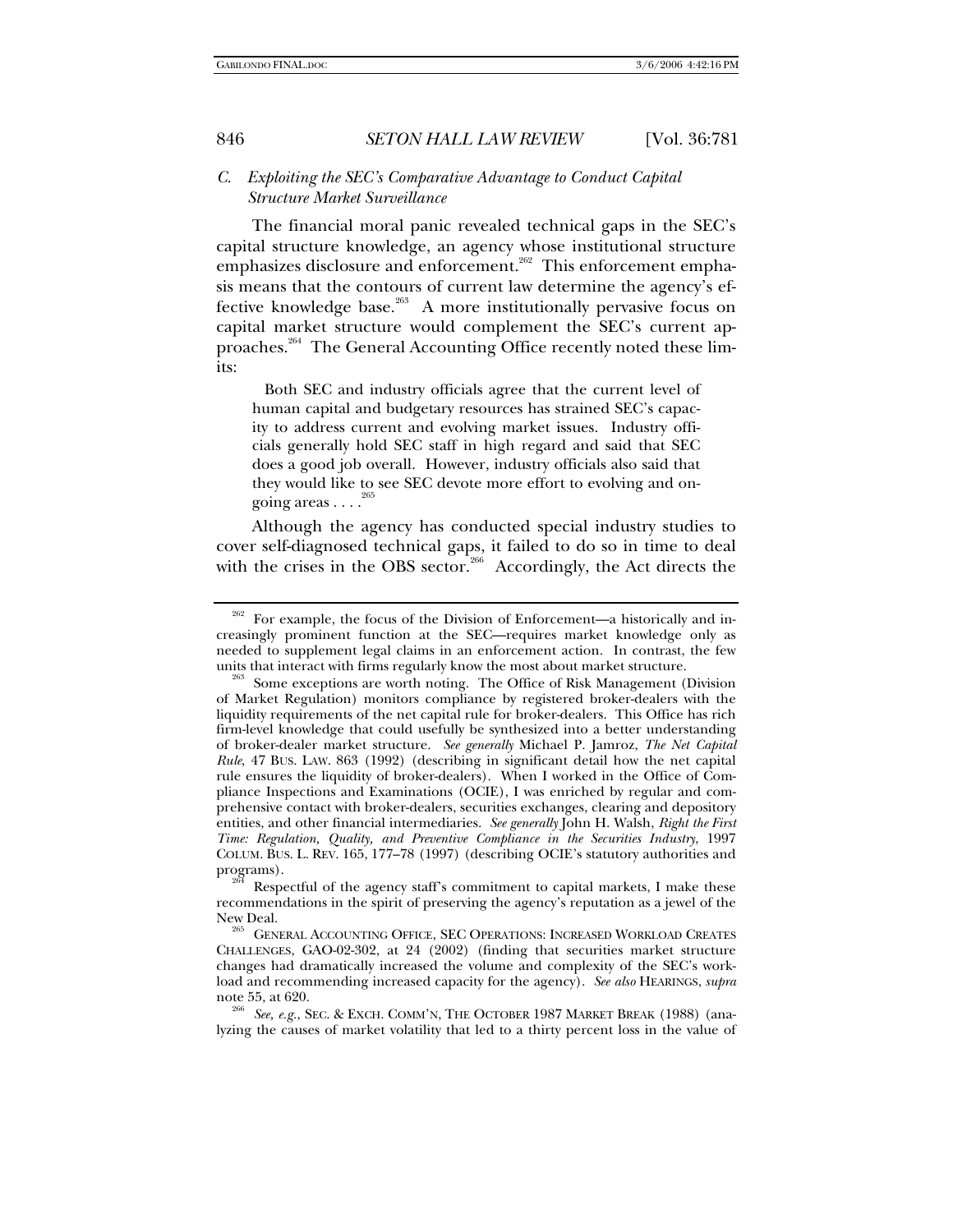### C. *Exploiting the SEC's Comparative Advantage to Conduct Capital Structure Market Surveillance*

The financial moral panic revealed technical gaps in the SEC's capital structure knowledge, an agency whose institutional structure emphasizes disclosure and enforcement.[262] This enforcement emphasis means that the contours of current law determine the agency's effective knowledge base.[263] A more institutionally pervasive focus on capital market structure would complement the SEC's current approaches.[264] The General Accounting Office recently noted these limits:

> Both SEC and industry officials agree that the current level of human capital and budgetary resources has strained SEC's capacity to address current and evolving market issues. Industry officials generally hold SEC staff in high regard and said that SEC does a good job overall. However, industry officials also said that they would like to see SEC devote more effort to evolving and ongoing areas . . . .[265]

Although the agency has conducted special industry studies to cover self-diagnosed technical gaps, it failed to do so in time to deal with the crises in the OBS sector.[266] Accordingly, the Act directs the

---

[262] For example, the focus of the Division of Enforcement—a historically and increasingly prominent function at the SEC—requires market knowledge only as needed to supplement legal claims in an enforcement action. In contrast, the few units that interact with firms regularly know the most about market structure.

[263] Some exceptions are worth noting. The Office of Risk Management (Division of Market Regulation) monitors compliance by registered broker-dealers with the liquidity requirements of the net capital rule for broker-dealers. This Office has rich firm-level knowledge that could usefully be synthesized into a better understanding of broker-dealer market structure. *See generally* Michael P. Jamroz, *The Net Capital Rule*, 47 BUS. LAW. 863 (1992) (describing in significant detail how the net capital rule ensures the liquidity of broker-dealers). When I worked in the Office of Compliance Inspections and Examinations (OCIE), I was enriched by regular and comprehensive contact with broker-dealers, securities exchanges, clearing and depository entities, and other financial intermediaries. *See generally* John H. Walsh, *Right the First Time: Regulation, Quality, and Preventive Compliance in the Securities Industry*, 1997 COLUM. BUS. L. REV. 165, 177–78 (1997) (describing OCIE's statutory authorities and programs).

[264] Respectful of the agency staff's commitment to capital markets, I make these recommendations in the spirit of preserving the agency's reputation as a jewel of the New Deal.

[265] GENERAL ACCOUNTING OFFICE, SEC OPERATIONS: INCREASED WORKLOAD CREATES CHALLENGES, GAO-02-302, at 24 (2002) (finding that securities market structure changes had dramatically increased the volume and complexity of the SEC's workload and recommending increased capacity for the agency). *See also* HEARINGS, *supra* note 55, at 620.

[266] *See, e.g.*, SEC. & EXCH. COMM'N, THE OCTOBER 1987 MARKET BREAK (1988) (analyzing the causes of market volatility that led to a thirty percent loss in the value of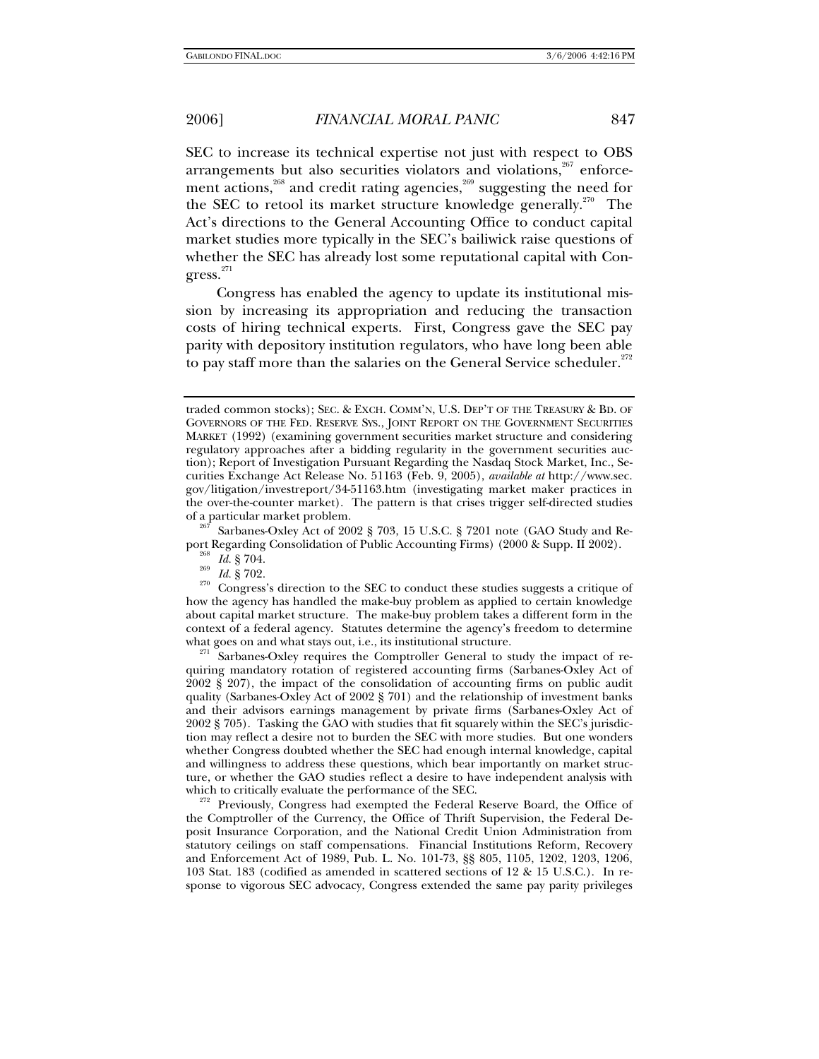SEC to increase its technical expertise not just with respect to OBS arrangements but also securities violators and violations,[267] enforcement actions,[268] and credit rating agencies,[269] suggesting the need for the SEC to retool its market structure knowledge generally.[270] The Act's directions to the General Accounting Office to conduct capital market studies more typically in the SEC's bailiwick raise questions of whether the SEC has already lost some reputational capital with Congress.[271]

Congress has enabled the agency to update its institutional mission by increasing its appropriation and reducing the transaction costs of hiring technical experts. First, Congress gave the SEC pay parity with depository institution regulators, who have long been able to pay staff more than the salaries on the General Service scheduler.[272]

---

traded common stocks); SEC. & EXCH. COMM'N, U.S. DEP'T OF THE TREASURY & BD. OF GOVERNORS OF THE FED. RESERVE SYS., JOINT REPORT ON THE GOVERNMENT SECURITIES MARKET (1992) (examining government securities market structure and considering regulatory approaches after a bidding regularity in the government securities auction); Report of Investigation Pursuant Regarding the Nasdaq Stock Market, Inc., Securities Exchange Act Release No. 51163 (Feb. 9, 2005), *available at* http://www.sec.gov/litigation/investreport/34-51163.htm (investigating market maker practices in the over-the-counter market). The pattern is that crises trigger self-directed studies of a particular market problem.

[267] Sarbanes-Oxley Act of 2002 § 703, 15 U.S.C. § 7201 note (GAO Study and Report Regarding Consolidation of Public Accounting Firms) (2000 & Supp. II 2002).

[268] *Id.* § 704.

[269] *Id.* § 702.

[270] Congress's direction to the SEC to conduct these studies suggests a critique of how the agency has handled the make-buy problem as applied to certain knowledge about capital market structure. The make-buy problem takes a different form in the context of a federal agency. Statutes determine the agency's freedom to determine what goes on and what stays out, i.e., its institutional structure.

[271] Sarbanes-Oxley requires the Comptroller General to study the impact of requiring mandatory rotation of registered accounting firms (Sarbanes-Oxley Act of 2002 § 207), the impact of the consolidation of accounting firms on public audit quality (Sarbanes-Oxley Act of 2002 § 701) and the relationship of investment banks and their advisors earnings management by private firms (Sarbanes-Oxley Act of 2002 § 705). Tasking the GAO with studies that fit squarely within the SEC's jurisdiction may reflect a desire not to burden the SEC with more studies. But one wonders whether Congress doubted whether the SEC had enough internal knowledge, capital and willingness to address these questions, which bear importantly on market structure, or whether the GAO studies reflect a desire to have independent analysis with which to critically evaluate the performance of the SEC.

[272] Previously, Congress had exempted the Federal Reserve Board, the Office of the Comptroller of the Currency, the Office of Thrift Supervision, the Federal Deposit Insurance Corporation, and the National Credit Union Administration from statutory ceilings on staff compensations. Financial Institutions Reform, Recovery and Enforcement Act of 1989, Pub. L. No. 101-73, §§ 805, 1105, 1202, 1203, 1206, 103 Stat. 183 (codified as amended in scattered sections of 12 & 15 U.S.C.). In response to vigorous SEC advocacy, Congress extended the same pay parity privileges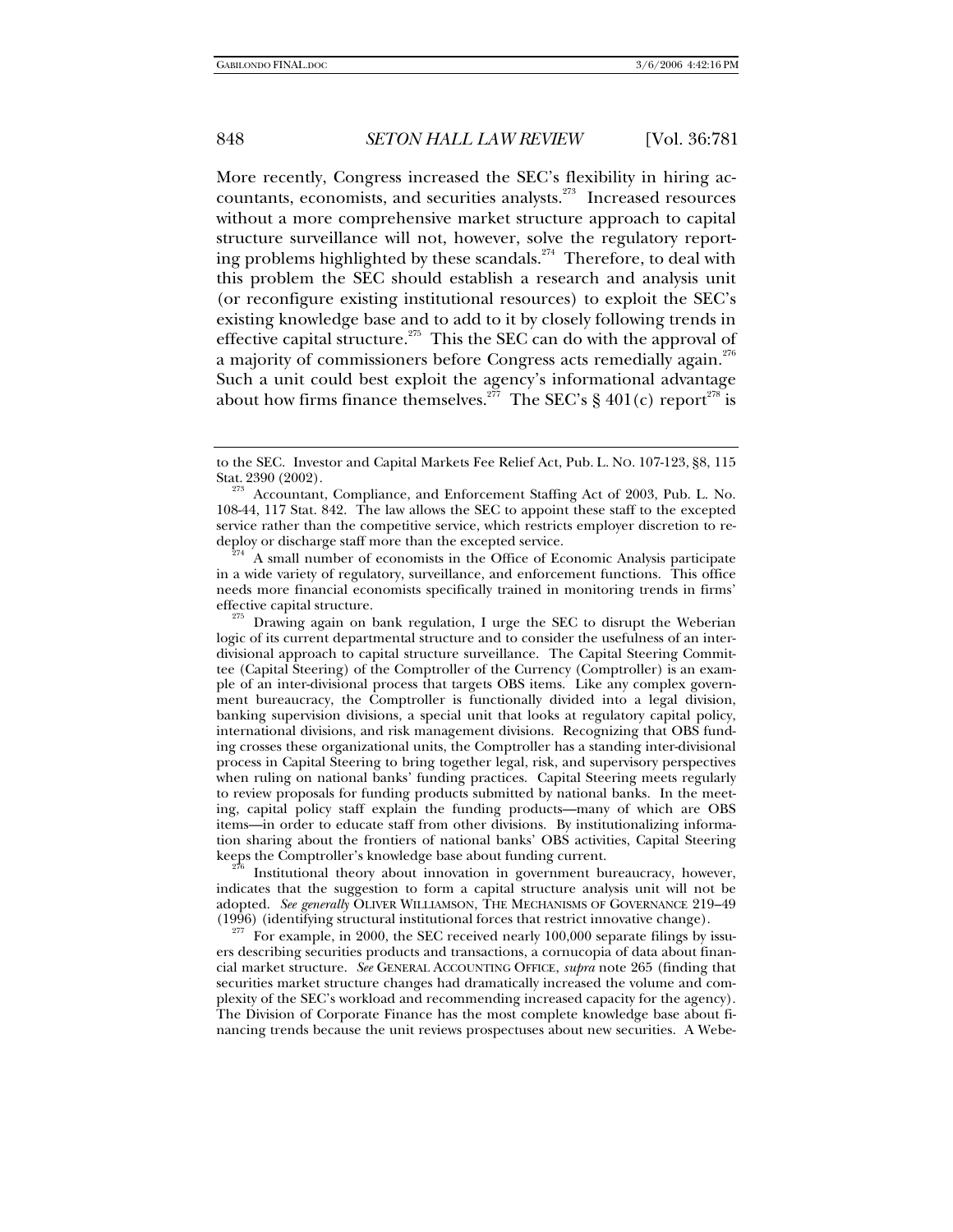More recently, Congress increased the SEC's flexibility in hiring accountants, economists, and securities analysts.[273] Increased resources without a more comprehensive market structure approach to capital structure surveillance will not, however, solve the regulatory reporting problems highlighted by these scandals.[274] Therefore, to deal with this problem the SEC should establish a research and analysis unit (or reconfigure existing institutional resources) to exploit the SEC's existing knowledge base and to add to it by closely following trends in effective capital structure.[275] This the SEC can do with the approval of a majority of commissioners before Congress acts remedially again.[276] Such a unit could best exploit the agency's informational advantage about how firms finance themselves.[277] The SEC's § 401(c) report[278] is

---

to the SEC. Investor and Capital Markets Fee Relief Act, Pub. L. NO. 107-123, §8, 115 Stat. 2390 (2002).

[273] Accountant, Compliance, and Enforcement Staffing Act of 2003, Pub. L. No. 108-44, 117 Stat. 842. The law allows the SEC to appoint these staff to the excepted service rather than the competitive service, which restricts employer discretion to redeploy or discharge staff more than the excepted service.

[274] A small number of economists in the Office of Economic Analysis participate in a wide variety of regulatory, surveillance, and enforcement functions. This office needs more financial economists specifically trained in monitoring trends in firms' effective capital structure.

[275] Drawing again on bank regulation, I urge the SEC to disrupt the Weberian logic of its current departmental structure and to consider the usefulness of an inter-divisional approach to capital structure surveillance. The Capital Steering Committee (Capital Steering) of the Comptroller of the Currency (Comptroller) is an example of an inter-divisional process that targets OBS items. Like any complex government bureaucracy, the Comptroller is functionally divided into a legal division, banking supervision divisions, a special unit that looks at regulatory capital policy, international divisions, and risk management divisions. Recognizing that OBS funding crosses these organizational units, the Comptroller has a standing inter-divisional process in Capital Steering to bring together legal, risk, and supervisory perspectives when ruling on national banks' funding practices. Capital Steering meets regularly to review proposals for funding products submitted by national banks. In the meeting, capital policy staff explain the funding products—many of which are OBS items—in order to educate staff from other divisions. By institutionalizing information sharing about the frontiers of national banks' OBS activities, Capital Steering keeps the Comptroller's knowledge base about funding current.

[276] Institutional theory about innovation in government bureaucracy, however, indicates that the suggestion to form a capital structure analysis unit will not be adopted. *See generally* OLIVER WILLIAMSON, THE MECHANISMS OF GOVERNANCE 219–49 (1996) (identifying structural institutional forces that restrict innovative change).

[277] For example, in 2000, the SEC received nearly 100,000 separate filings by issuers describing securities products and transactions, a cornucopia of data about financial market structure. *See* GENERAL ACCOUNTING OFFICE, *supra* note 265 (finding that securities market structure changes had dramatically increased the volume and complexity of the SEC's workload and recommending increased capacity for the agency). The Division of Corporate Finance has the most complete knowledge base about financing trends because the unit reviews prospectuses about new securities. A Webe-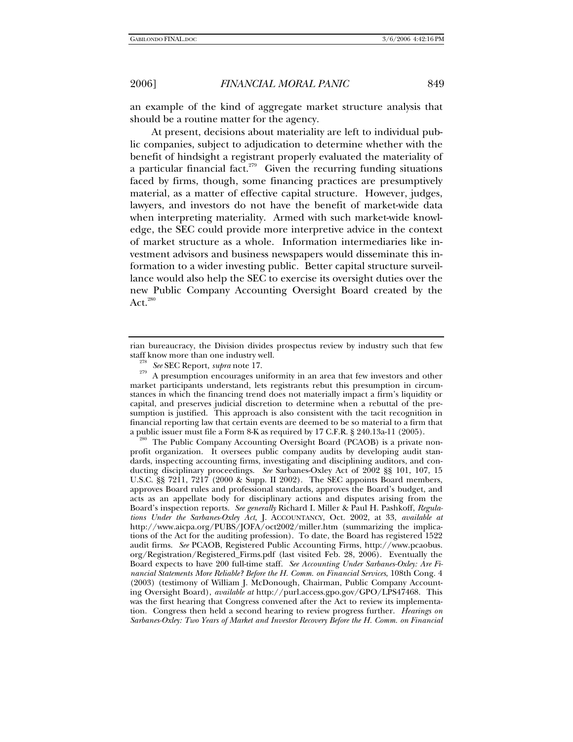an example of the kind of aggregate market structure analysis that should be a routine matter for the agency.

At present, decisions about materiality are left to individual public companies, subject to adjudication to determine whether with the benefit of hindsight a registrant properly evaluated the materiality of a particular financial fact.[279] Given the recurring funding situations faced by firms, though, some financing practices are presumptively material, as a matter of effective capital structure. However, judges, lawyers, and investors do not have the benefit of market-wide data when interpreting materiality. Armed with such market-wide knowledge, the SEC could provide more interpretive advice in the context of market structure as a whole. Information intermediaries like investment advisors and business newspapers would disseminate this information to a wider investing public. Better capital structure surveillance would also help the SEC to exercise its oversight duties over the new Public Company Accounting Oversight Board created by the Act.[280]

---

rian bureaucracy, the Division divides prospectus review by industry such that few staff know more than one industry well.

[278] *See* SEC Report, *supra* note 17.

[279] A presumption encourages uniformity in an area that few investors and other market participants understand, lets registrants rebut this presumption in circumstances in which the financing trend does not materially impact a firm's liquidity or capital, and preserves judicial discretion to determine when a rebuttal of the presumption is justified. This approach is also consistent with the tacit recognition in financial reporting law that certain events are deemed to be so material to a firm that a public issuer must file a Form 8-K as required by 17 C.F.R. § 240.13a-11 (2005).

[280] The Public Company Accounting Oversight Board (PCAOB) is a private nonprofit organization. It oversees public company audits by developing audit standards, inspecting accounting firms, investigating and disciplining auditors, and conducting disciplinary proceedings. *See* Sarbanes-Oxley Act of 2002 §§ 101, 107, 15 U.S.C. §§ 7211, 7217 (2000 & Supp. II 2002). The SEC appoints Board members, approves Board rules and professional standards, approves the Board's budget, and acts as an appellate body for disciplinary actions and disputes arising from the Board's inspection reports. *See generally* Richard I. Miller & Paul H. Pashkoff, *Regulations Under the Sarbanes-Oxley Act*, J. ACCOUNTANCY, Oct. 2002, at 33, *available at* http://www.aicpa.org/PUBS/JOFA/oct2002/miller.htm (summarizing the implications of the Act for the auditing profession). To date, the Board has registered 1522 audit firms. *See* PCAOB, Registered Public Accounting Firms, http://www.pcaobus.org/Registration/Registered_Firms.pdf (last visited Feb. 28, 2006). Eventually the Board expects to have 200 full-time staff. *See Accounting Under Sarbanes-Oxley: Are Financial Statements More Reliable? Before the H. Comm. on Financial Services*, 108th Cong. 4 (2003) (testimony of William J. McDonough, Chairman, Public Company Accounting Oversight Board), *available at* http://purl.access.gpo.gov/GPO/LPS47468. This was the first hearing that Congress convened after the Act to review its implementation. Congress then held a second hearing to review progress further. *Hearings on Sarbanes-Oxley: Two Years of Market and Investor Recovery Before the H. Comm. on Financial*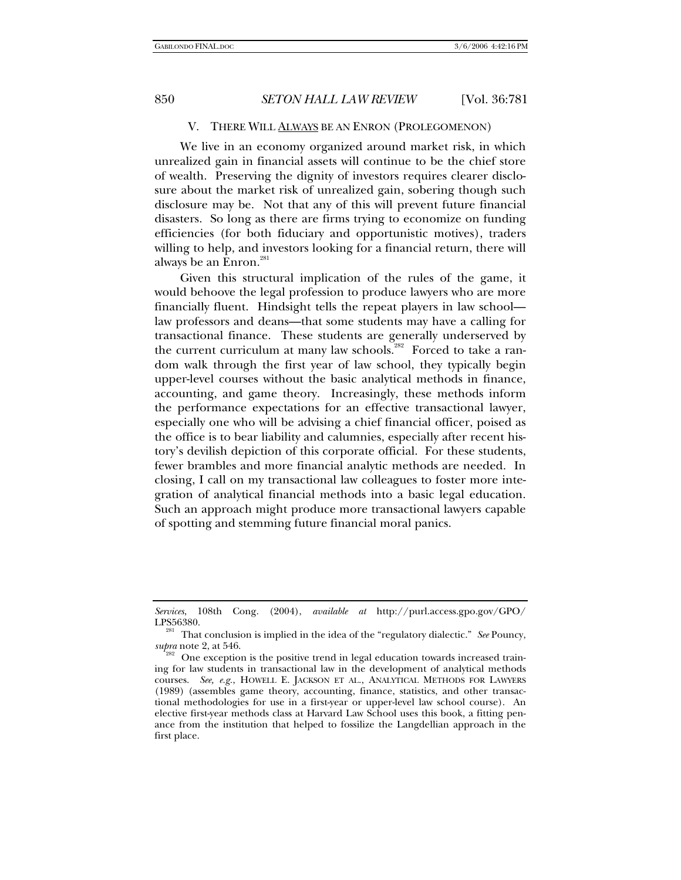## V. THERE WILL ALWAYS BE AN ENRON (PROLEGOMENON)

We live in an economy organized around market risk, in which unrealized gain in financial assets will continue to be the chief store of wealth. Preserving the dignity of investors requires clearer disclosure about the market risk of unrealized gain, sobering though such disclosure may be. Not that any of this will prevent future financial disasters. So long as there are firms trying to economize on funding efficiencies (for both fiduciary and opportunistic motives), traders willing to help, and investors looking for a financial return, there will always be an Enron.[281]

Given this structural implication of the rules of the game, it would behoove the legal profession to produce lawyers who are more financially fluent. Hindsight tells the repeat players in law school—law professors and deans—that some students may have a calling for transactional finance. These students are generally underserved by the current curriculum at many law schools.[282] Forced to take a random walk through the first year of law school, they typically begin upper-level courses without the basic analytical methods in finance, accounting, and game theory. Increasingly, these methods inform the performance expectations for an effective transactional lawyer, especially one who will be advising a chief financial officer, poised as the office is to bear liability and calumnies, especially after recent history's devilish depiction of this corporate official. For these students, fewer brambles and more financial analytic methods are needed. In closing, I call on my transactional law colleagues to foster more integration of analytical financial methods into a basic legal education. Such an approach might produce more transactional lawyers capable of spotting and stemming future financial moral panics.

---

*Services*, 108th Cong. (2004), *available at* http://purl.access.gpo.gov/GPO/LPS56380.

[281] That conclusion is implied in the idea of the "regulatory dialectic." *See* Pouncy, *supra* note 2, at 546.

[282] One exception is the positive trend in legal education towards increased training for law students in transactional law in the development of analytical methods courses. *See, e.g.*, HOWELL E. JACKSON ET AL., ANALYTICAL METHODS FOR LAWYERS (1989) (assembles game theory, accounting, finance, statistics, and other transactional methodologies for use in a first-year or upper-level law school course). An elective first-year methods class at Harvard Law School uses this book, a fitting penance from the institution that helped to fossilize the Langdellian approach in the first place.